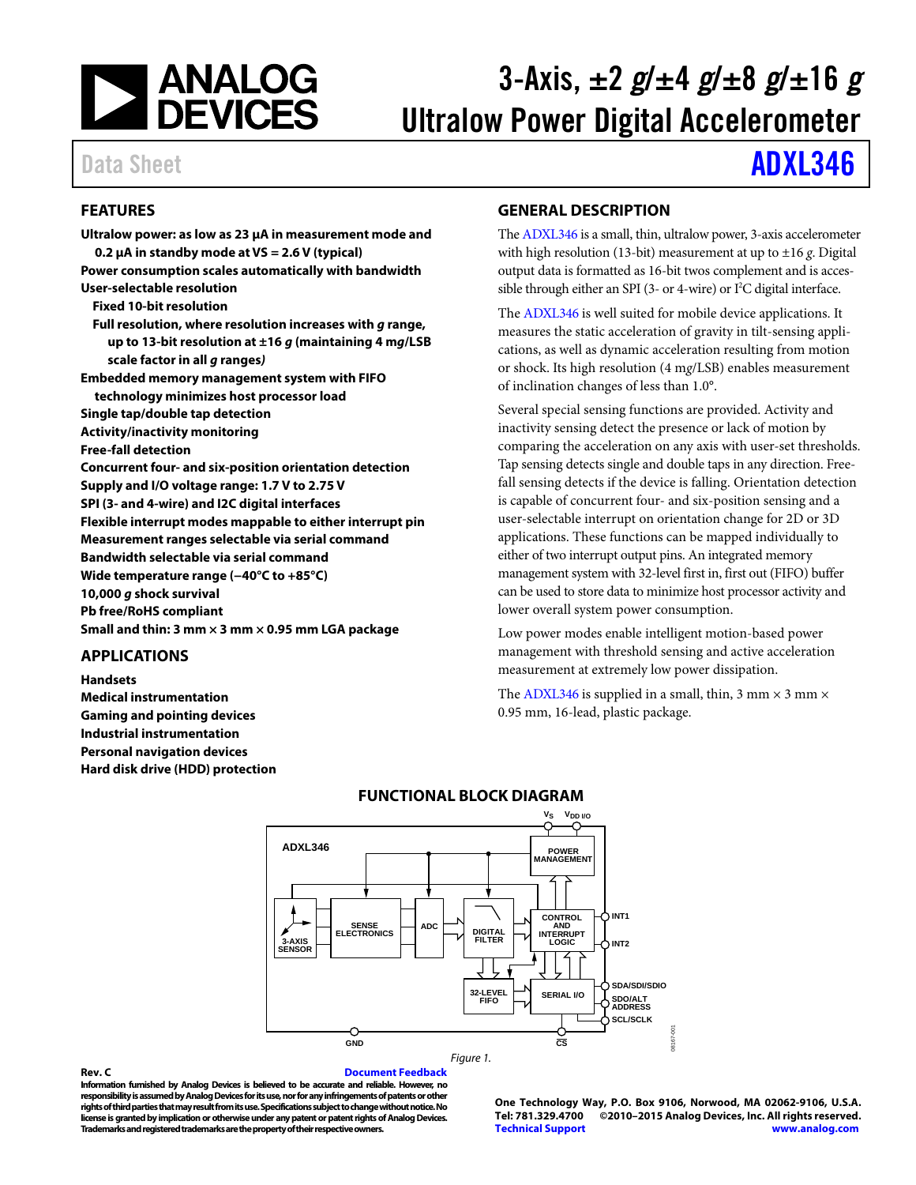# 3-Axis, ±2 *g*/±4 *g*/±8 *g*/±16 *g* Ultralow Power Digital Accelerometer

Data Sheet **ADXL346**

## FEATURES

**Ultralow power: as low as 23 µA in measurement mode and 0.2 µA in standby mode at VS = 2.6 V (typical)**
**Power consumption scales automatically with bandwidth**
**User-selectable resolution**
- **Fixed 10-bit resolution**
- **Full resolution, where resolution increases with *g* range, up to 13-bit resolution at ±16 *g* (maintaining 4 m*g*/LSB scale factor in all *g* ranges)**

**Embedded memory management system with FIFO technology minimizes host processor load**
**Single tap/double tap detection**
**Activity/inactivity monitoring**
**Free-fall detection**
**Concurrent four- and six-position orientation detection**
**Supply and I/O voltage range: 1.7 V to 2.75 V**
**SPI (3- and 4-wire) and I2C digital interfaces**
**Flexible interrupt modes mappable to either interrupt pin**
**Measurement ranges selectable via serial command**
**Bandwidth selectable via serial command**
**Wide temperature range (−40°C to +85°C)**
**10,000 *g* shock survival**
**Pb free/RoHS compliant**
**Small and thin: 3 mm × 3 mm × 0.95 mm LGA package**

## APPLICATIONS

**Handsets**
**Medical instrumentation**
**Gaming and pointing devices**
**Industrial instrumentation**
**Personal navigation devices**
**Hard disk drive (HDD) protection**

## GENERAL DESCRIPTION

The ADXL346 is a small, thin, ultralow power, 3-axis accelerometer with high resolution (13-bit) measurement at up to ±16 *g*. Digital output data is formatted as 16-bit twos complement and is accessible through either an SPI (3- or 4-wire) or I²C digital interface.

The ADXL346 is well suited for mobile device applications. It measures the static acceleration of gravity in tilt-sensing applications, as well as dynamic acceleration resulting from motion or shock. Its high resolution (4 m*g*/LSB) enables measurement of inclination changes of less than 1.0°.

Several special sensing functions are provided. Activity and inactivity sensing detect the presence or lack of motion by comparing the acceleration on any axis with user-set thresholds. Tap sensing detects single and double taps in any direction. Free-fall sensing detects if the device is falling. Orientation detection is capable of concurrent four- and six-position sensing and a user-selectable interrupt on orientation change for 2D or 3D applications. These functions can be mapped individually to either of two interrupt output pins. An integrated memory management system with 32-level first in, first out (FIFO) buffer can be used to store data to minimize host processor activity and lower overall system power consumption.

Low power modes enable intelligent motion-based power management with threshold sensing and active acceleration measurement at extremely low power dissipation.

The ADXL346 is supplied in a small, thin, 3 mm × 3 mm × 0.95 mm, 16-lead, plastic package.

## FUNCTIONAL BLOCK DIAGRAM

VS
VDD I/O
ADXL346
POWER MANAGEMENT
3-AXIS SENSOR
SENSE ELECTRONICS
ADC
DIGITAL FILTER
CONTROL AND INTERRUPT LOGIC
INT1
INT2
32-LEVEL FIFO
SERIAL I/O
SDA/SDI/SDIO
SDO/ALT ADDRESS
SCL/SCLK
GND
CS
08167-001

Figure 1.

Rev. C
Document Feedback
Information furnished by Analog Devices is believed to be accurate and reliable. However, no responsibility is assumed by Analog Devices for its use, nor for any infringements of patents or other rights of third parties that may result from its use. Specifications subject to change without notice. No license is granted by implication or otherwise under any patent or patent rights of Analog Devices. Trademarks and registered trademarks are the property of their respective owners.

One Technology Way, P.O. Box 9106, Norwood, MA 02062-9106, U.S.A.
Tel: 781.329.4700 ©2010–2015 Analog Devices, Inc. All rights reserved.
Technical Support www.analog.com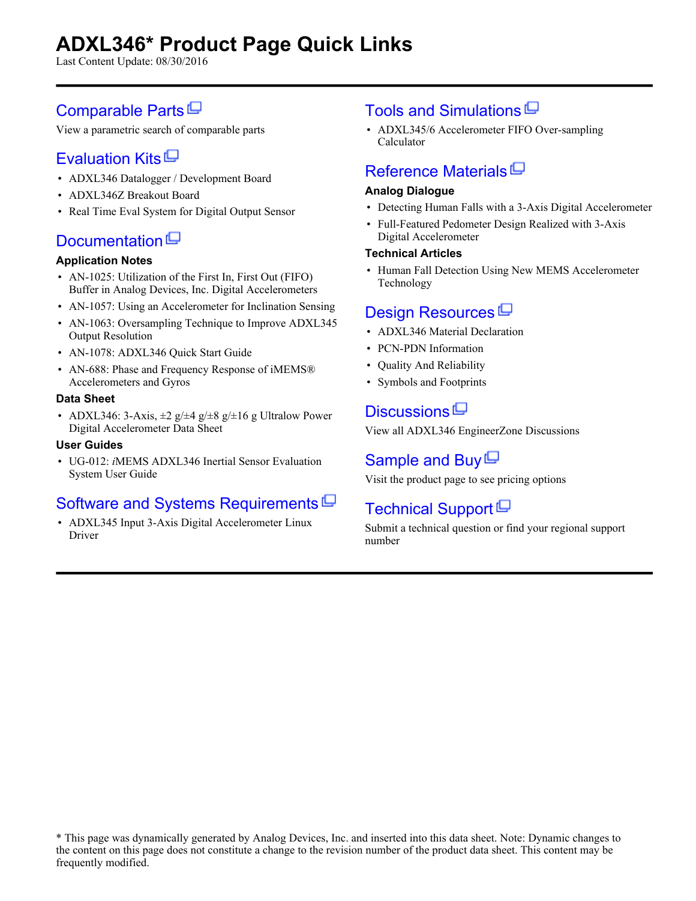# ADXL346* Product Page Quick Links

Last Content Update: 08/30/2016

## Comparable Parts

View a parametric search of comparable parts

## Evaluation Kits

- ADXL346 Datalogger / Development Board
- ADXL346Z Breakout Board
- Real Time Eval System for Digital Output Sensor

## Documentation

### Application Notes

- AN-1025: Utilization of the First In, First Out (FIFO) Buffer in Analog Devices, Inc. Digital Accelerometers
- AN-1057: Using an Accelerometer for Inclination Sensing
- AN-1063: Oversampling Technique to Improve ADXL345 Output Resolution
- AN-1078: ADXL346 Quick Start Guide
- AN-688: Phase and Frequency Response of iMEMS® Accelerometers and Gyros

### Data Sheet

- ADXL346: 3-Axis, ±2 g/±4 g/±8 g/±16 g Ultralow Power Digital Accelerometer Data Sheet

### User Guides

- UG-012: *i*MEMS ADXL346 Inertial Sensor Evaluation System User Guide

## Software and Systems Requirements

- ADXL345 Input 3-Axis Digital Accelerometer Linux Driver

## Tools and Simulations

- ADXL345/6 Accelerometer FIFO Over-sampling Calculator

## Reference Materials

### Analog Dialogue

- Detecting Human Falls with a 3-Axis Digital Accelerometer
- Full-Featured Pedometer Design Realized with 3-Axis Digital Accelerometer

### Technical Articles

- Human Fall Detection Using New MEMS Accelerometer Technology

## Design Resources

- ADXL346 Material Declaration
- PCN-PDN Information
- Quality And Reliability
- Symbols and Footprints

## Discussions

View all ADXL346 EngineerZone Discussions

## Sample and Buy

Visit the product page to see pricing options

## Technical Support

Submit a technical question or find your regional support number

* This page was dynamically generated by Analog Devices, Inc. and inserted into this data sheet. Note: Dynamic changes to the content on this page does not constitute a change to the revision number of the product data sheet. This content may be frequently modified.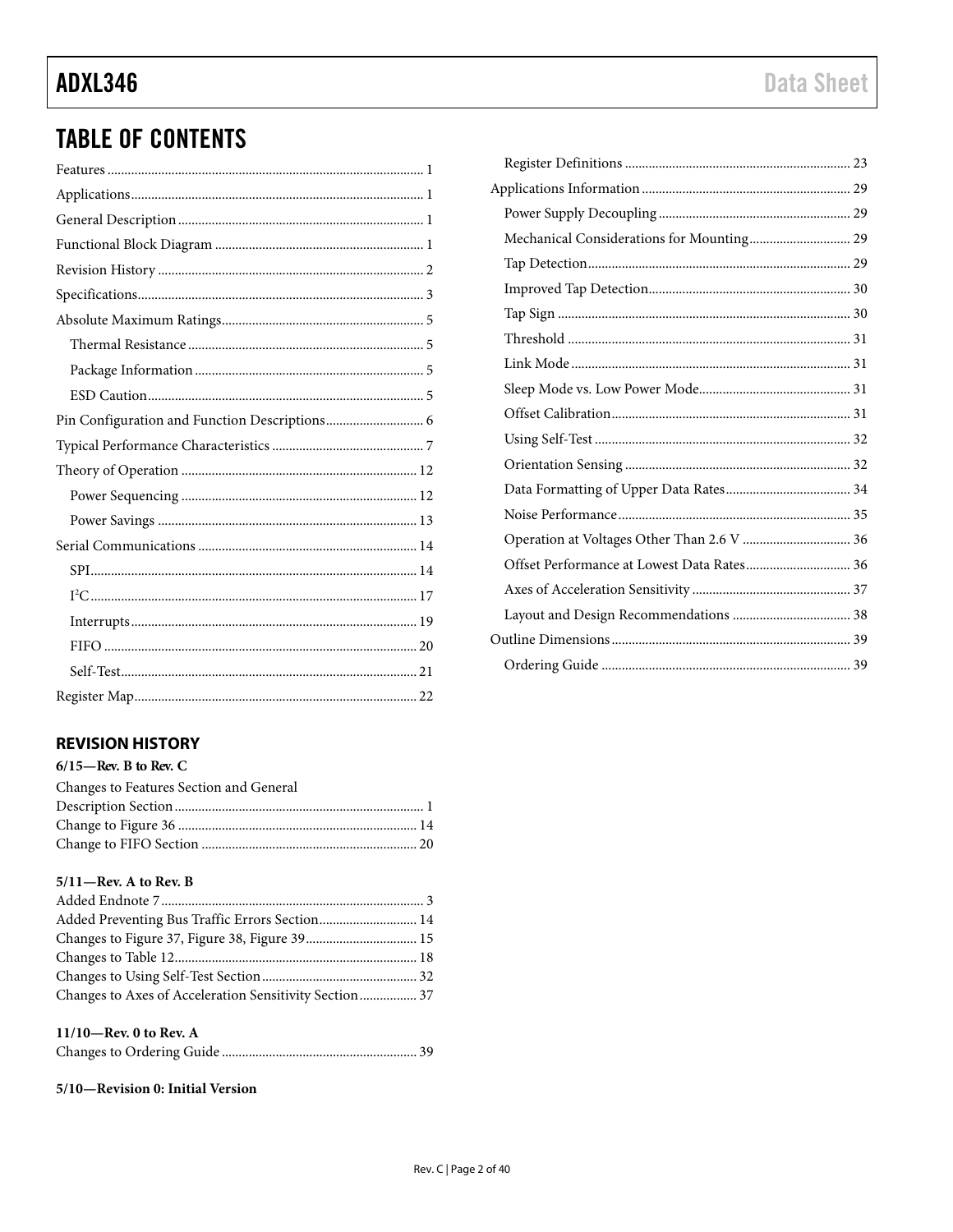## TABLE OF CONTENTS

Features ... 1
Applications ... 1
General Description ... 1
Functional Block Diagram ... 1
Revision History ... 2
Specifications ... 3
Absolute Maximum Ratings ... 5
- Thermal Resistance ... 5
- Package Information ... 5
- ESD Caution ... 5

Pin Configuration and Function Descriptions ... 6
Typical Performance Characteristics ... 7
Theory of Operation ... 12
- Power Sequencing ... 12
- Power Savings ... 13

Serial Communications ... 14
- SPI ... 14
- I$^2$C ... 17
- Interrupts ... 19
- FIFO ... 20
- Self-Test ... 21

Register Map ... 22
- Register Definitions ... 23

Applications Information ... 29
- Power Supply Decoupling ... 29
- Mechanical Considerations for Mounting ... 29
- Tap Detection ... 29
- Improved Tap Detection ... 30
- Tap Sign ... 30
- Threshold ... 31
- Link Mode ... 31
- Sleep Mode vs. Low Power Mode ... 31
- Offset Calibration ... 31
- Using Self-Test ... 32
- Orientation Sensing ... 32
- Data Formatting of Upper Data Rates ... 34
- Noise Performance ... 35
- Operation at Voltages Other Than 2.6 V ... 36
- Offset Performance at Lowest Data Rates ... 36
- Axes of Acceleration Sensitivity ... 37
- Layout and Design Recommendations ... 38

Outline Dimensions ... 39
- Ordering Guide ... 39

## REVISION HISTORY

**6/15—Rev. B to Rev. C**

Changes to Features Section and General Description Section ... 1
Change to Figure 36 ... 14
Change to FIFO Section ... 20

**5/11—Rev. A to Rev. B**

Added Endnote 7 ... 3
Added Preventing Bus Traffic Errors Section ... 14
Changes to Figure 37, Figure 38, Figure 39 ... 15
Changes to Table 12 ... 18
Changes to Using Self-Test Section ... 32
Changes to Axes of Acceleration Sensitivity Section ... 37

**11/10—Rev. 0 to Rev. A**

Changes to Ordering Guide ... 39

**5/10—Revision 0: Initial Version**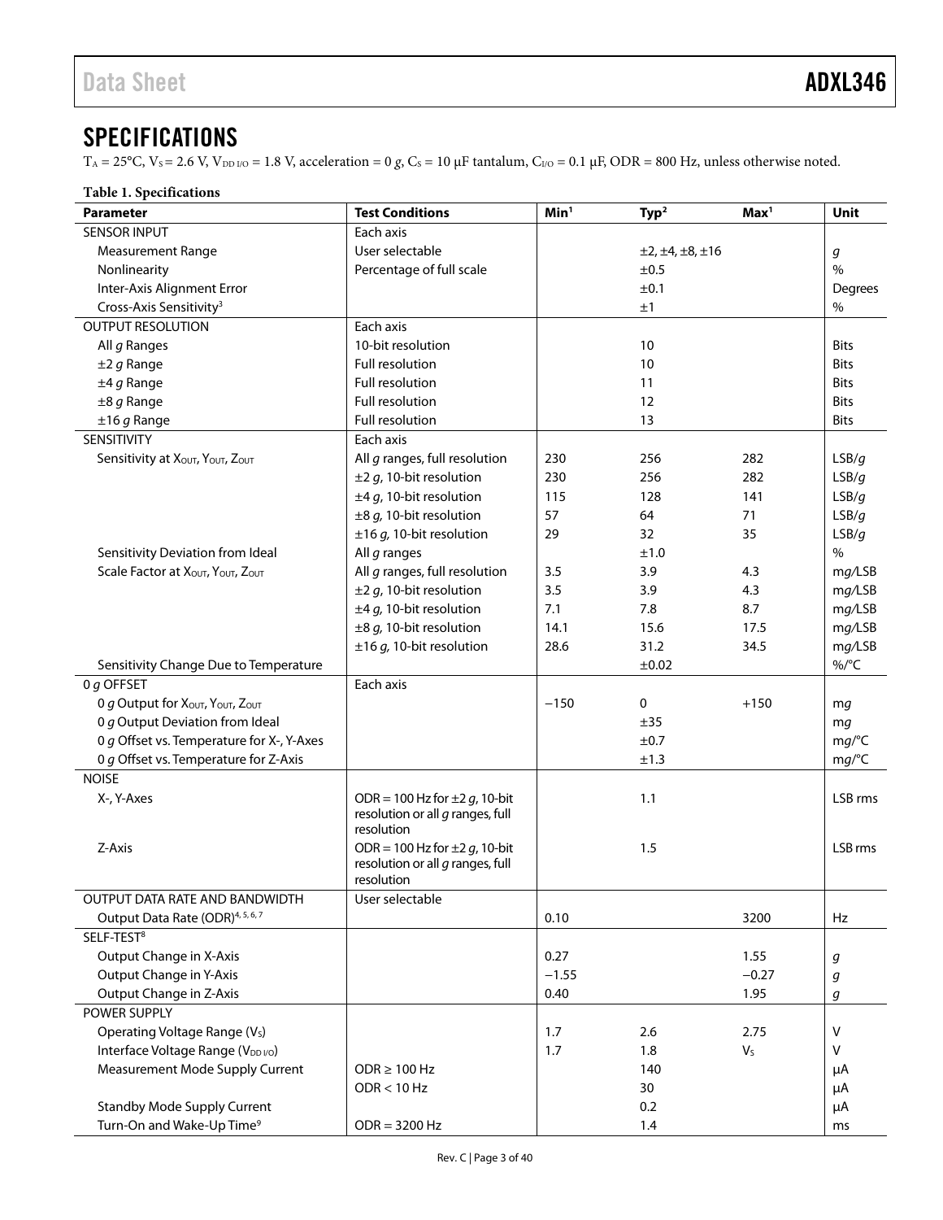## SPECIFICATIONS

$T_A$ = 25°C, $V_S$ = 2.6 V, $V_{DD\ I/O}$ = 1.8 V, acceleration = 0 *g*, $C_S$ = 10 µF tantalum, $C_{I/O}$ = 0.1 µF, ODR = 800 Hz, unless otherwise noted.

**Table 1. Specifications**

| Parameter | Test Conditions | Min[1] | Typ[2] | Max[1] | Unit |
|---|---|---|---|---|---|
| SENSOR INPUT | Each axis | | | | |
| Measurement Range | User selectable | | ±2, ±4, ±8, ±16 | | *g* |
| Nonlinearity | Percentage of full scale | | ±0.5 | | % |
| Inter-Axis Alignment Error | | | ±0.1 | | Degrees |
| Cross-Axis Sensitivity[3] | | | ±1 | | % |
| OUTPUT RESOLUTION | Each axis | | | | |
| All *g* Ranges | 10-bit resolution | | 10 | | Bits |
| ±2 *g* Range | Full resolution | | 10 | | Bits |
| ±4 *g* Range | Full resolution | | 11 | | Bits |
| ±8 *g* Range | Full resolution | | 12 | | Bits |
| ±16 *g* Range | Full resolution | | 13 | | Bits |
| SENSITIVITY | Each axis | | | | |
| Sensitivity at $X_{OUT}$, $Y_{OUT}$, $Z_{OUT}$ | All *g* ranges, full resolution | 230 | 256 | 282 | LSB/*g* |
| | ±2 *g*, 10-bit resolution | 230 | 256 | 282 | LSB/*g* |
| | ±4 *g*, 10-bit resolution | 115 | 128 | 141 | LSB/*g* |
| | ±8 *g*, 10-bit resolution | 57 | 64 | 71 | LSB/*g* |
| | ±16 *g*, 10-bit resolution | 29 | 32 | 35 | LSB/*g* |
| Sensitivity Deviation from Ideal | All *g* ranges | | ±1.0 | | % |
| Scale Factor at $X_{OUT}$, $Y_{OUT}$, $Z_{OUT}$ | All *g* ranges, full resolution | 3.5 | 3.9 | 4.3 | m*g*/LSB |
| | ±2 *g*, 10-bit resolution | 3.5 | 3.9 | 4.3 | m*g*/LSB |
| | ±4 *g*, 10-bit resolution | 7.1 | 7.8 | 8.7 | m*g*/LSB |
| | ±8 *g*, 10-bit resolution | 14.1 | 15.6 | 17.5 | m*g*/LSB |
| | ±16 *g*, 10-bit resolution | 28.6 | 31.2 | 34.5 | m*g*/LSB |
| Sensitivity Change Due to Temperature | | | ±0.02 | | %/°C |
| 0 *g* OFFSET | Each axis | | | | |
| 0 *g* Output for $X_{OUT}$, $Y_{OUT}$, $Z_{OUT}$ | | −150 | 0 | +150 | m*g* |
| 0 *g* Output Deviation from Ideal | | | ±35 | | m*g* |
| 0 *g* Offset vs. Temperature for X-, Y-Axes | | | ±0.7 | | m*g*/°C |
| 0 *g* Offset vs. Temperature for Z-Axis | | | ±1.3 | | m*g*/°C |
| NOISE | | | | | |
| X-, Y-Axes | ODR = 100 Hz for ±2 *g*, 10-bit resolution or all *g* ranges, full resolution | | 1.1 | | LSB rms |
| Z-Axis | ODR = 100 Hz for ±2 *g*, 10-bit resolution or all *g* ranges, full resolution | | 1.5 | | LSB rms |
| OUTPUT DATA RATE AND BANDWIDTH | User selectable | | | | |
| Output Data Rate (ODR)[4, 5, 6, 7] | | 0.10 | | 3200 | Hz |
| SELF-TEST[8] | | | | | |
| Output Change in X-Axis | | 0.27 | | 1.55 | *g* |
| Output Change in Y-Axis | | −1.55 | | −0.27 | *g* |
| Output Change in Z-Axis | | 0.40 | | 1.95 | *g* |
| POWER SUPPLY | | | | | |
| Operating Voltage Range ($V_S$) | | 1.7 | 2.6 | 2.75 | V |
| Interface Voltage Range ($V_{DD\ I/O}$) | | 1.7 | 1.8 | $V_S$ | V |
| Measurement Mode Supply Current | ODR ≥ 100 Hz | | 140 | | µA |
| | ODR < 10 Hz | | 30 | | µA |
| Standby Mode Supply Current | | | 0.2 | | µA |
| Turn-On and Wake-Up Time[9] | ODR = 3200 Hz | | 1.4 | | ms |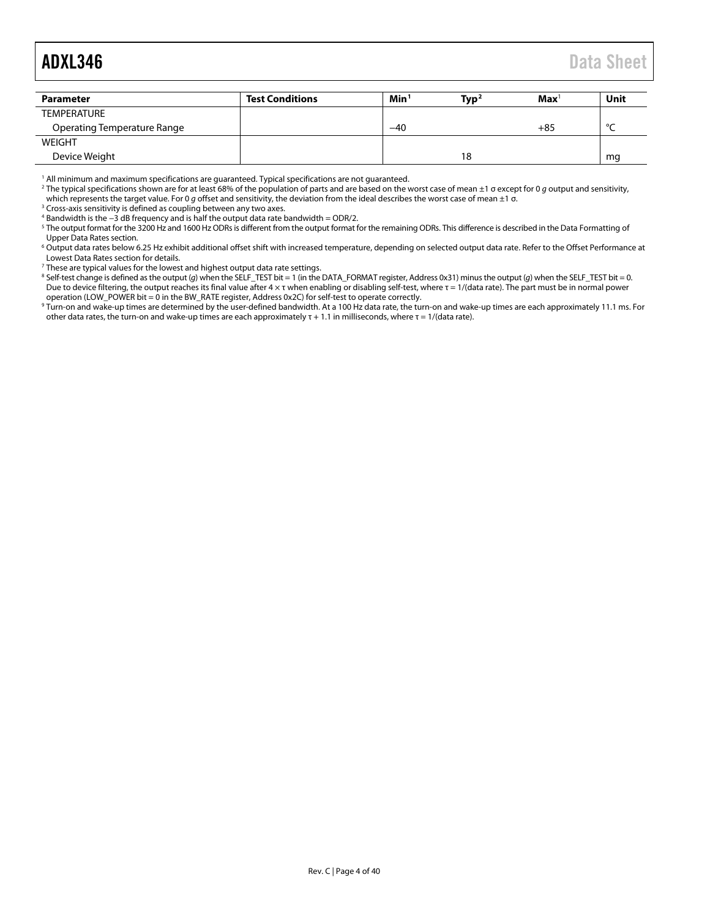| Parameter | Test Conditions | Min[1] | Typ[2] | Max[1] | Unit |
|---|---|---|---|---|---|
| TEMPERATURE | | | | | |
| Operating Temperature Range | | −40 | | +85 | °C |
| WEIGHT | | | | | |
| Device Weight | | | 18 | | mg |

[1] All minimum and maximum specifications are guaranteed. Typical specifications are not guaranteed.

[2] The typical specifications shown are for at least 68% of the population of parts and are based on the worst case of mean ±1 σ except for 0 *g* output and sensitivity, which represents the target value. For 0 *g* offset and sensitivity, the deviation from the ideal describes the worst case of mean ±1 σ.

[3] Cross-axis sensitivity is defined as coupling between any two axes.

[4] Bandwidth is the −3 dB frequency and is half the output data rate bandwidth = ODR/2.

[5] The output format for the 3200 Hz and 1600 Hz ODRs is different from the output format for the remaining ODRs. This difference is described in the Data Formatting of Upper Data Rates section.

[6] Output data rates below 6.25 Hz exhibit additional offset shift with increased temperature, depending on selected output data rate. Refer to the Offset Performance at Lowest Data Rates section for details.

[7] These are typical values for the lowest and highest output data rate settings.

[8] Self-test change is defined as the output (*g*) when the SELF_TEST bit = 1 (in the DATA_FORMAT register, Address 0x31) minus the output (*g*) when the SELF_TEST bit = 0. Due to device filtering, the output reaches its final value after 4 × τ when enabling or disabling self-test, where τ = 1/(data rate). The part must be in normal power operation (LOW_POWER bit = 0 in the BW_RATE register, Address 0x2C) for self-test to operate correctly.

[9] Turn-on and wake-up times are determined by the user-defined bandwidth. At a 100 Hz data rate, the turn-on and wake-up times are each approximately 11.1 ms. For other data rates, the turn-on and wake-up times are each approximately τ + 1.1 in milliseconds, where τ = 1/(data rate).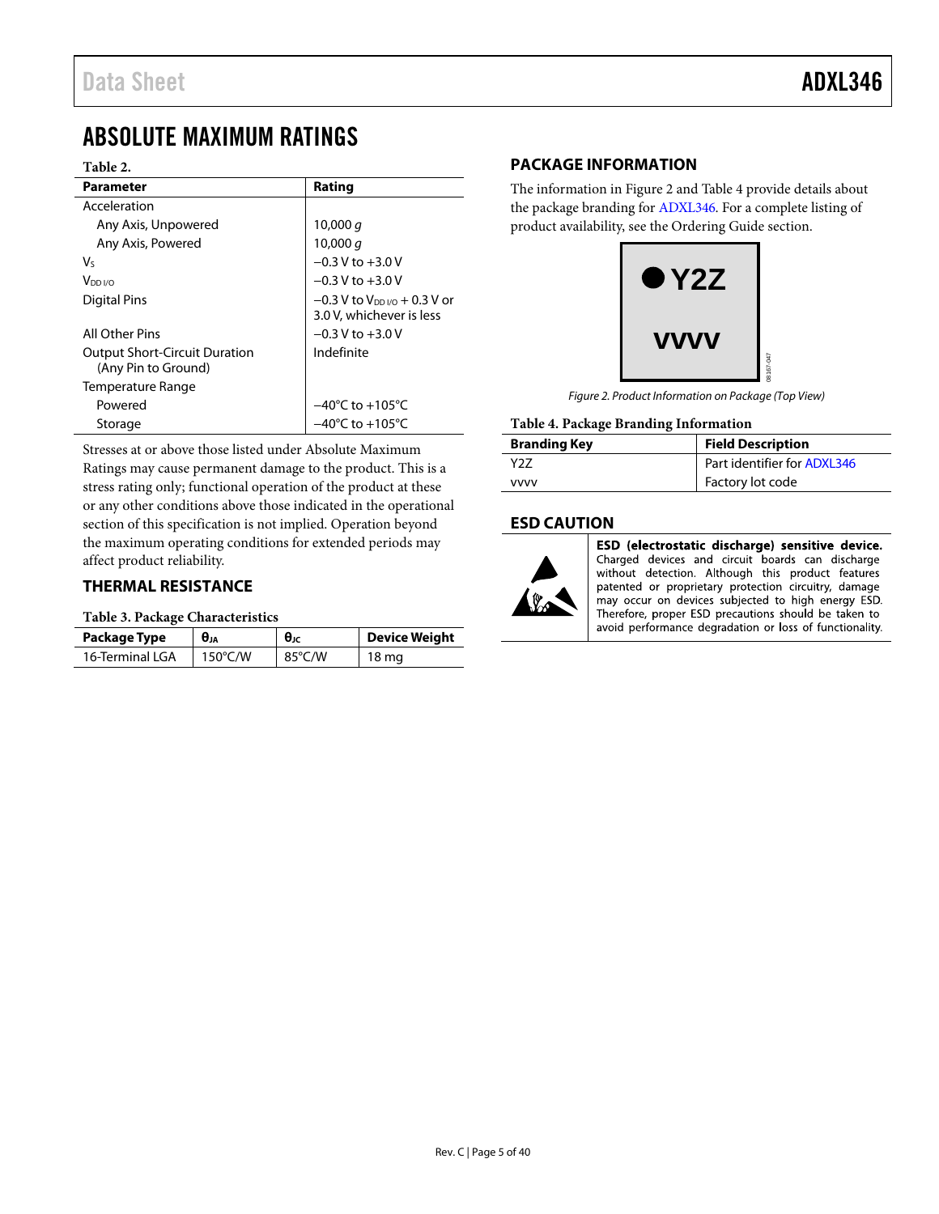# ABSOLUTE MAXIMUM RATINGS

**Table 2.**

| Parameter | Rating |
|---|---|
| Acceleration | |
| Any Axis, Unpowered | 10,000 *g* |
| Any Axis, Powered | 10,000 *g* |
| $V_S$ | −0.3 V to +3.0 V |
| $V_{DD\ I/O}$ | −0.3 V to +3.0 V |
| Digital Pins | −0.3 V to $V_{DD\ I/O}$ + 0.3 V or 3.0 V, whichever is less |
| All Other Pins | −0.3 V to +3.0 V |
| Output Short-Circuit Duration (Any Pin to Ground) | Indefinite |
| Temperature Range | |
| Powered | −40°C to +105°C |
| Storage | −40°C to +105°C |

Stresses at or above those listed under Absolute Maximum Ratings may cause permanent damage to the product. This is a stress rating only; functional operation of the product at these or any other conditions above those indicated in the operational section of this specification is not implied. Operation beyond the maximum operating conditions for extended periods may affect product reliability.

## THERMAL RESISTANCE

**Table 3. Package Characteristics**

| Package Type | $\theta_{JA}$ | $\theta_{JC}$ | Device Weight |
|---|---|---|---|
| 16-Terminal LGA | 150°C/W | 85°C/W | 18 mg |

## PACKAGE INFORMATION

The information in Figure 2 and Table 4 provide details about the package branding for ADXL346. For a complete listing of product availability, see the Ordering Guide section.

Y2Z

vvvv

08167-047

*Figure 2. Product Information on Package (Top View)*

**Table 4. Package Branding Information**

| Branding Key | Field Description |
|---|---|
| Y2Z | Part identifier for ADXL346 |
| vvvv | Factory lot code |

## ESD CAUTION

**ESD (electrostatic discharge) sensitive device.** Charged devices and circuit boards can discharge without detection. Although this product features patented or proprietary protection circuitry, damage may occur on devices subjected to high energy ESD. Therefore, proper ESD precautions should be taken to avoid performance degradation or loss of functionality.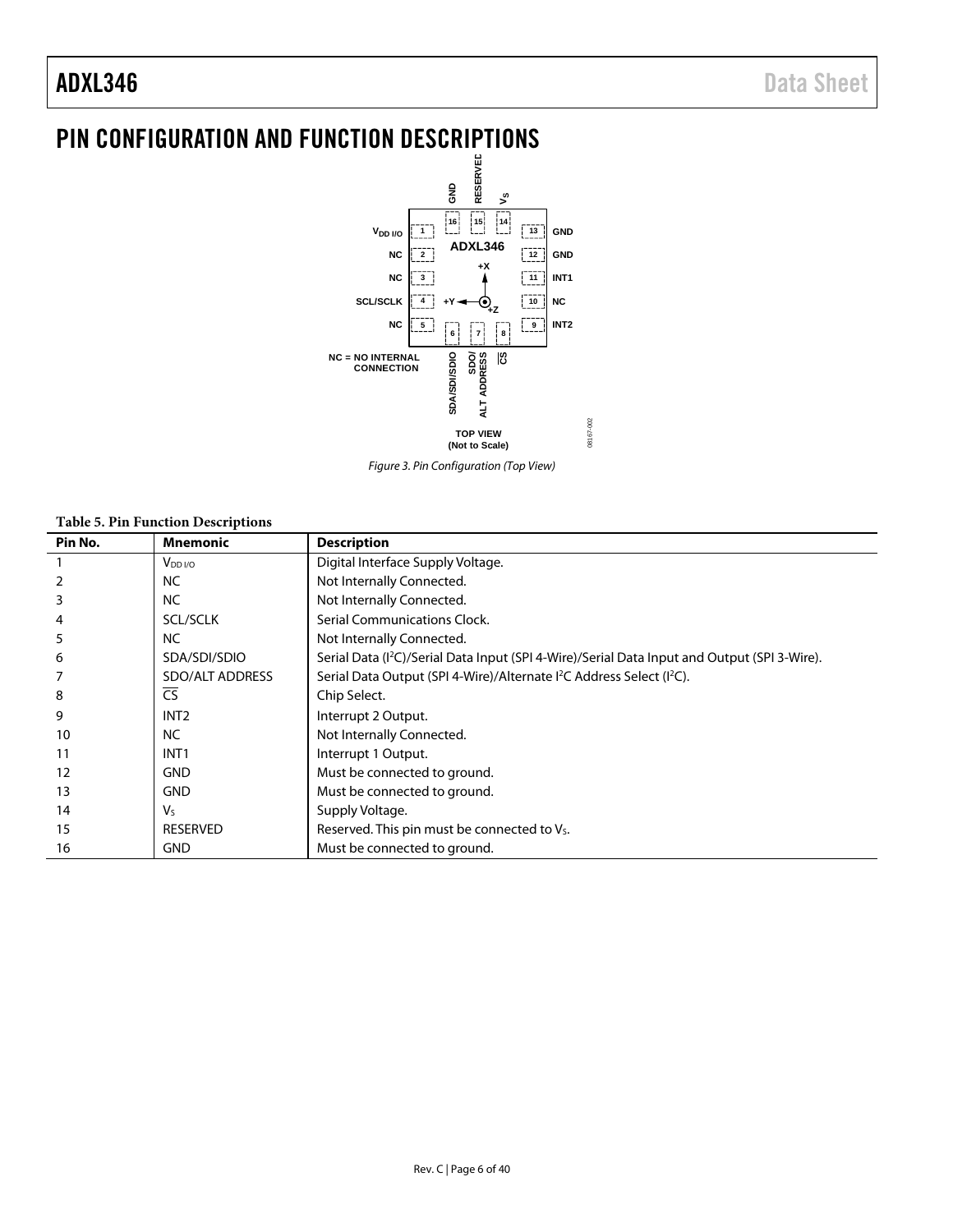# PIN CONFIGURATION AND FUNCTION DESCRIPTIONS

GND
RESERVED
$V_S$
16
15
14
$V_{DD\ I/O}$ 1
13 GND
NC 2
ADXL346
12 GND
+X
NC 3
11 INT1
SCL/SCLK 4
+Y
+Z
10 NC
NC 5
9 INT2
6
7
8
NC = NO INTERNAL CONNECTION
SDA/SDI/SDIO
SDO/ ALT ADDRESS
CS
TOP VIEW (Not to Scale)
08167-002

*Figure 3. Pin Configuration (Top View)*

**Table 5. Pin Function Descriptions**

| Pin No. | Mnemonic | Description |
|---|---|---|
| 1 | $V_{DD\ I/O}$ | Digital Interface Supply Voltage. |
| 2 | NC | Not Internally Connected. |
| 3 | NC | Not Internally Connected. |
| 4 | SCL/SCLK | Serial Communications Clock. |
| 5 | NC | Not Internally Connected. |
| 6 | SDA/SDI/SDIO | Serial Data ($I^2C$)/Serial Data Input (SPI 4-Wire)/Serial Data Input and Output (SPI 3-Wire). |
| 7 | SDO/ALT ADDRESS | Serial Data Output (SPI 4-Wire)/Alternate $I^2C$ Address Select ($I^2C$). |
| 8 | $\overline{CS}$ | Chip Select. |
| 9 | INT2 | Interrupt 2 Output. |
| 10 | NC | Not Internally Connected. |
| 11 | INT1 | Interrupt 1 Output. |
| 12 | GND | Must be connected to ground. |
| 13 | GND | Must be connected to ground. |
| 14 | $V_S$ | Supply Voltage. |
| 15 | RESERVED | Reserved. This pin must be connected to $V_S$. |
| 16 | GND | Must be connected to ground. |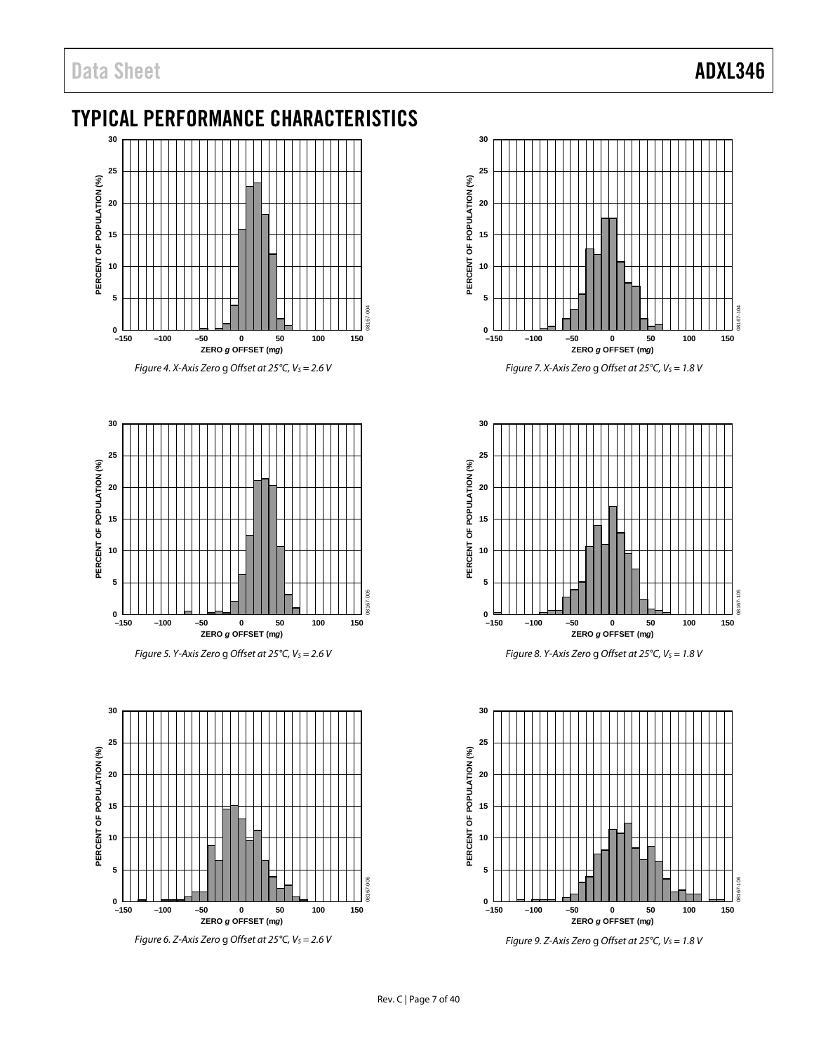## TYPICAL PERFORMANCE CHARACTERISTICS

PERCENT OF POPULATION (%)
30
25
20
15
10
5
0
–150 –100 –50 0 50 100 150
ZERO g OFFSET (mg)
08167-004

*Figure 4. X-Axis Zero* g *Offset at 25°C, $V_S$ = 2.6 V*

PERCENT OF POPULATION (%)
30
25
20
15
10
5
0
–150 –100 –50 0 50 100 150
ZERO g OFFSET (mg)
08167-005

*Figure 5. Y-Axis Zero* g *Offset at 25°C, $V_S$ = 2.6 V*

PERCENT OF POPULATION (%)
30
25
20
15
10
5
0
–150 –100 –50 0 50 100 150
ZERO g OFFSET (mg)
08167-006

*Figure 6. Z-Axis Zero* g *Offset at 25°C, $V_S$ = 2.6 V*

PERCENT OF POPULATION (%)
30
25
20
15
10
5
0
–150 –100 –50 0 50 100 150
ZERO g OFFSET (mg)
08167-104

*Figure 7. X-Axis Zero* g *Offset at 25°C, $V_S$ = 1.8 V*

PERCENT OF POPULATION (%)
30
25
20
15
10
5
0
–150 –100 –50 0 50 100 150
ZERO g OFFSET (mg)
08167-105

*Figure 8. Y-Axis Zero* g *Offset at 25°C, $V_S$ = 1.8 V*

PERCENT OF POPULATION (%)
30
25
20
15
10
5
0
–150 –100 –50 0 50 100 150
ZERO g OFFSET (mg)
08167-106

*Figure 9. Z-Axis Zero* g *Offset at 25°C, $V_S$ = 1.8 V*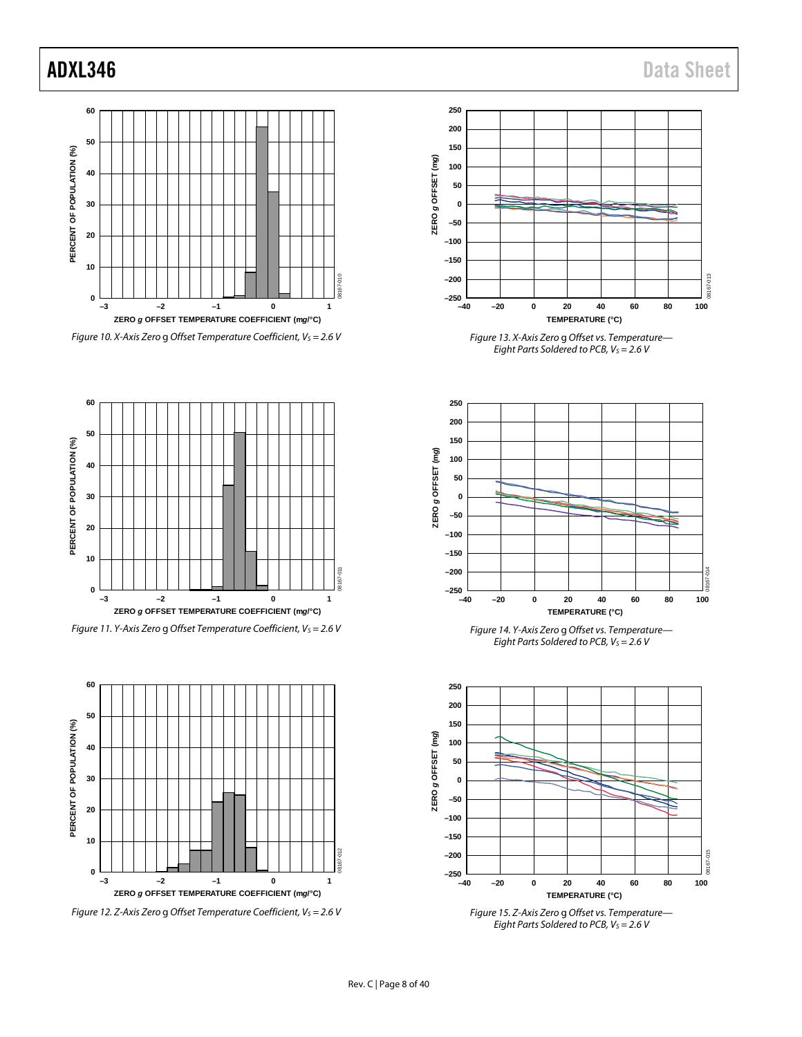PERCENT OF POPULATION (%)
60
50
40
30
20
10
0
–3 –2 –1 0 1
ZERO *g* OFFSET TEMPERATURE COEFFICIENT (m*g*/°C)
08167-010

*Figure 10. X-Axis Zero* g *Offset Temperature Coefficient, $V_S$ = 2.6 V*

ZERO *g* OFFSET (m*g*)
250
200
150
100
50
0
–50
–100
–150
–200
–250
–40 –20 0 20 40 60 80 100
TEMPERATURE (°C)
08167-013

*Figure 13. X-Axis Zero* g *Offset vs. Temperature—Eight Parts Soldered to PCB, $V_S$ = 2.6 V*

PERCENT OF POPULATION (%)
60
50
40
30
20
10
0
–3 –2 –1 0 1
ZERO *g* OFFSET TEMPERATURE COEFFICIENT (m*g*/°C)
08167-011

*Figure 11. Y-Axis Zero* g *Offset Temperature Coefficient, $V_S$ = 2.6 V*

ZERO *g* OFFSET (m*g*)
250
200
150
100
50
0
–50
–100
–150
–200
–250
–40 –20 0 20 40 60 80 100
TEMPERATURE (°C)
08167-014

*Figure 14. Y-Axis Zero* g *Offset vs. Temperature—Eight Parts Soldered to PCB, $V_S$ = 2.6 V*

PERCENT OF POPULATION (%)
60
50
40
30
20
10
0
–3 –2 –1 0 1
ZERO *g* OFFSET TEMPERATURE COEFFICIENT (m*g*/°C)
08167-012

*Figure 12. Z-Axis Zero* g *Offset Temperature Coefficient, $V_S$ = 2.6 V*

ZERO *g* OFFSET (m*g*)
250
200
150
100
50
0
–50
–100
–150
–200
–250
–40 –20 0 20 40 60 80 100
TEMPERATURE (°C)
08167-015

*Figure 15. Z-Axis Zero* g *Offset vs. Temperature—Eight Parts Soldered to PCB, $V_S$ = 2.6 V*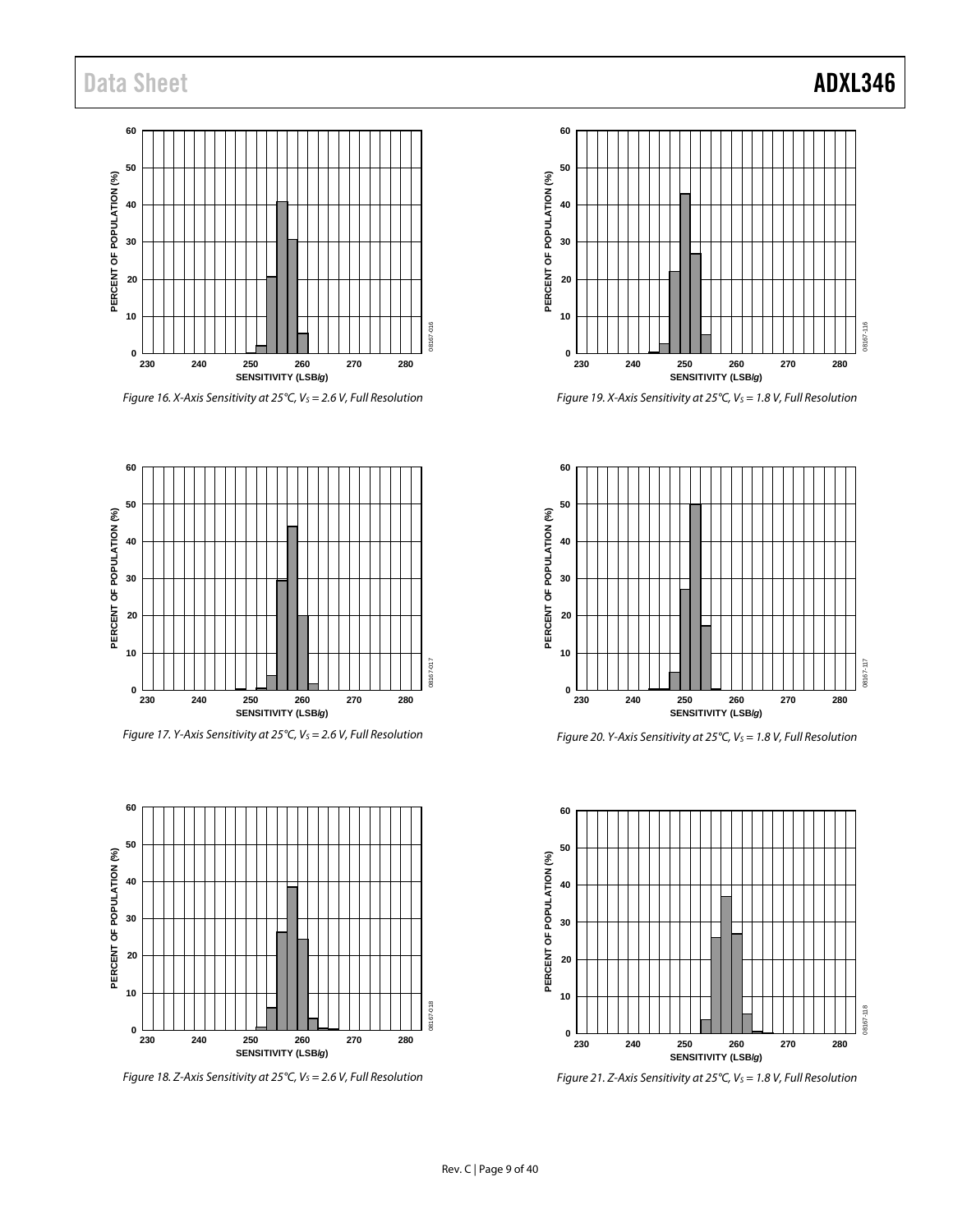PERCENT OF POPULATION (%)
60
50
40
30
20
10
0
230 240 250 260 270 280
SENSITIVITY (LSB/g)
08167-016

Figure 16. X-Axis Sensitivity at 25°C, $V_S$ = 2.6 V, Full Resolution

PERCENT OF POPULATION (%)
60
50
40
30
20
10
0
230 240 250 260 270 280
SENSITIVITY (LSB/g)
08167-017

Figure 17. Y-Axis Sensitivity at 25°C, $V_S$ = 2.6 V, Full Resolution

PERCENT OF POPULATION (%)
60
50
40
30
20
10
0
230 240 250 260 270 280
SENSITIVITY (LSB/g)
08167-018

Figure 18. Z-Axis Sensitivity at 25°C, $V_S$ = 2.6 V, Full Resolution

PERCENT OF POPULATION (%)
60
50
40
30
20
10
0
230 240 250 260 270 280
SENSITIVITY (LSB/g)
08167-116

Figure 19. X-Axis Sensitivity at 25°C, $V_S$ = 1.8 V, Full Resolution

PERCENT OF POPULATION (%)
60
50
40
30
20
10
0
230 240 250 260 270 280
SENSITIVITY (LSB/g)
08167-117

Figure 20. Y-Axis Sensitivity at 25°C, $V_S$ = 1.8 V, Full Resolution

PERCENT OF POPULATION (%)
60
50
40
30
20
10
0
230 240 250 260 270 280
SENSITIVITY (LSB/g)
08167-118

Figure 21. Z-Axis Sensitivity at 25°C, $V_S$ = 1.8 V, Full Resolution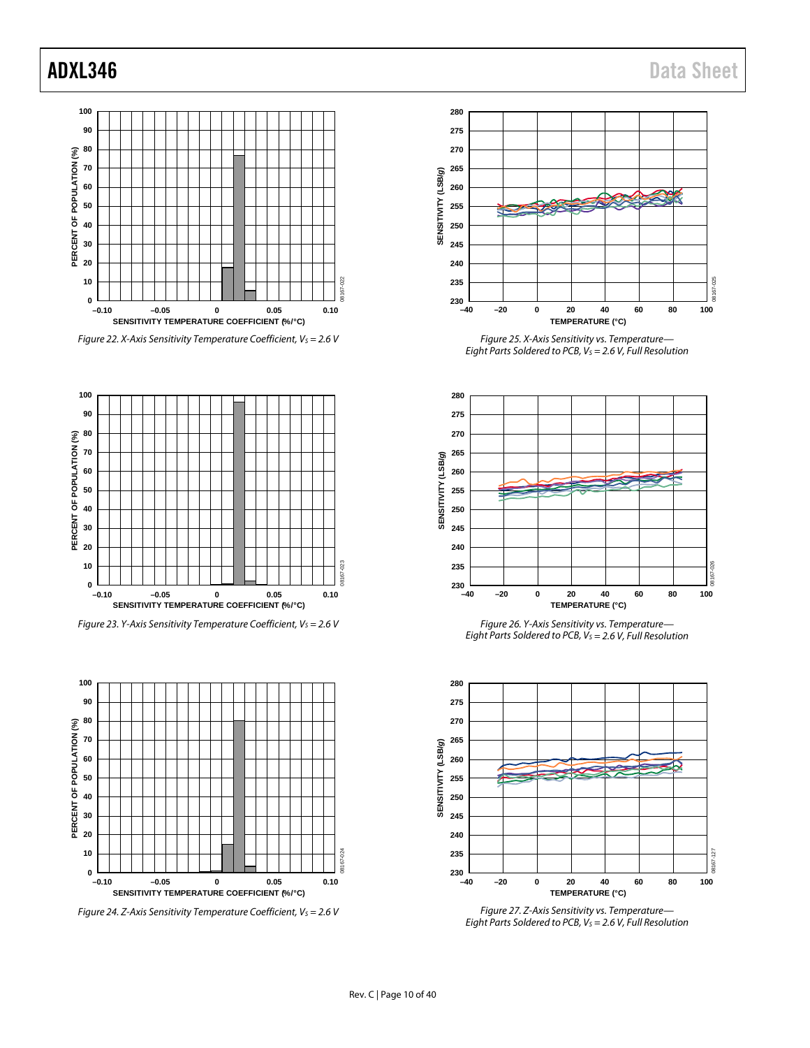100
90
80
70
60
50
40
30
20
10
0
–0.10 –0.05 0 0.05 0.10
PERCENT OF POPULATION (%)
SENSITIVITY TEMPERATURE COEFFICIENT (%/°C)
08167-022

*Figure 22. X-Axis Sensitivity Temperature Coefficient, $V_S$ = 2.6 V*

100
90
80
70
60
50
40
30
20
10
0
–0.10 –0.05 0 0.05 0.10
PERCENT OF POPULATION (%)
SENSITIVITY TEMPERATURE COEFFICIENT (%/°C)
08167-023

*Figure 23. Y-Axis Sensitivity Temperature Coefficient, $V_S$ = 2.6 V*

100
90
80
70
60
50
40
30
20
10
0
–0.10 –0.05 0 0.05 0.10
PERCENT OF POPULATION (%)
SENSITIVITY TEMPERATURE COEFFICIENT (%/°C)
08167-024

*Figure 24. Z-Axis Sensitivity Temperature Coefficient, $V_S$ = 2.6 V*

280
275
270
265
260
255
250
245
240
235
230
–40 –20 0 20 40 60 80 100
SENSITIVITY (LSB/g)
TEMPERATURE (°C)
08167-025

*Figure 25. X-Axis Sensitivity vs. Temperature— Eight Parts Soldered to PCB, $V_S$ = 2.6 V, Full Resolution*

280
275
270
265
260
255
250
245
240
235
230
–40 –20 0 20 40 60 80 100
SENSITIVITY (LSB/g)
TEMPERATURE (°C)
08167-026

*Figure 26. Y-Axis Sensitivity vs. Temperature— Eight Parts Soldered to PCB, $V_S$ = 2.6 V, Full Resolution*

280
275
270
265
260
255
250
245
240
235
230
–40 –20 0 20 40 60 80 100
SENSITIVITY (LSB/g)
TEMPERATURE (°C)
08167-127

*Figure 27. Z-Axis Sensitivity vs. Temperature— Eight Parts Soldered to PCB, $V_S$ = 2.6 V, Full Resolution*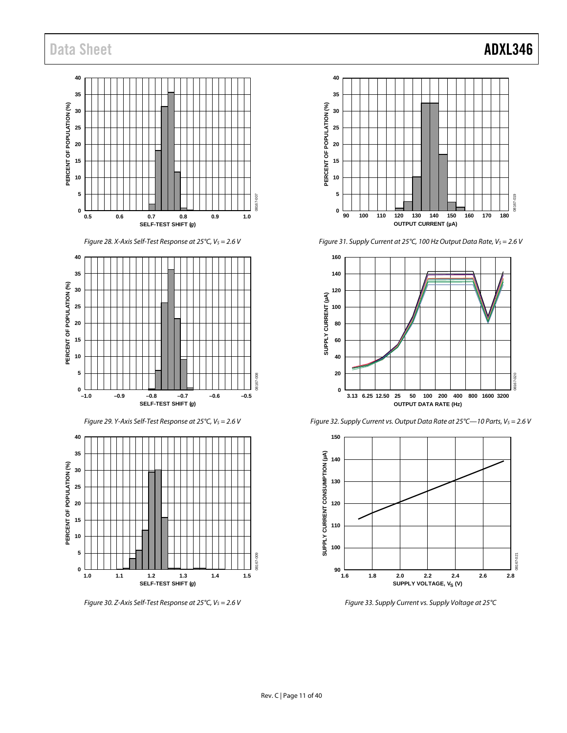Figure 28. X-Axis Self-Test Response at 25°C, $V_S$ = 2.6 V

Figure 29. Y-Axis Self-Test Response at 25°C, $V_S$ = 2.6 V

Figure 30. Z-Axis Self-Test Response at 25°C, $V_S$ = 2.6 V

Figure 31. Supply Current at 25°C, 100 Hz Output Data Rate, $V_S$ = 2.6 V

Figure 32. Supply Current vs. Output Data Rate at 25°C—10 Parts, $V_S$ = 2.6 V

Figure 33. Supply Current vs. Supply Voltage at 25°C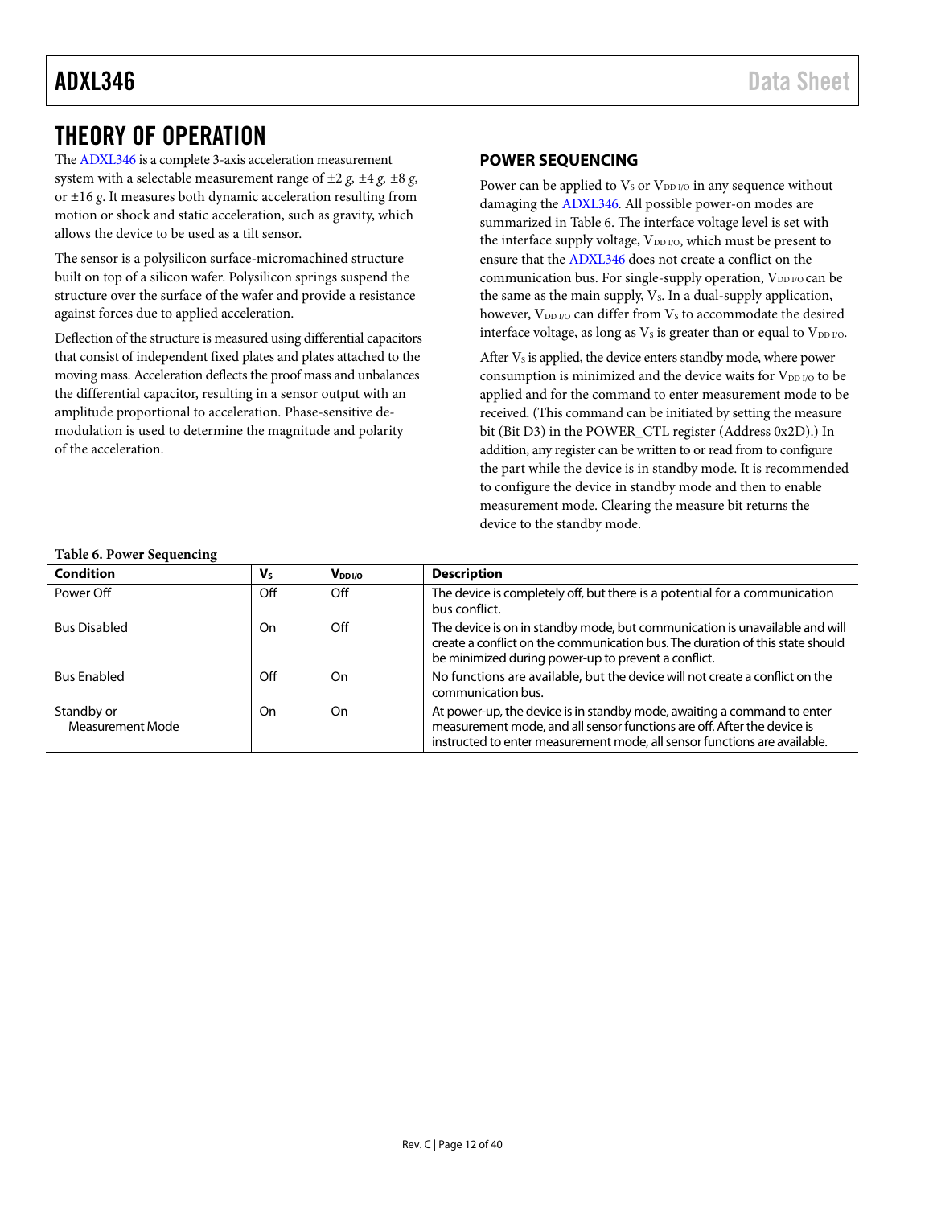# THEORY OF OPERATION

The ADXL346 is a complete 3-axis acceleration measurement system with a selectable measurement range of ±2 *g*, ±4 *g*, ±8 *g*, or ±16 *g*. It measures both dynamic acceleration resulting from motion or shock and static acceleration, such as gravity, which allows the device to be used as a tilt sensor.

The sensor is a polysilicon surface-micromachined structure built on top of a silicon wafer. Polysilicon springs suspend the structure over the surface of the wafer and provide a resistance against forces due to applied acceleration.

Deflection of the structure is measured using differential capacitors that consist of independent fixed plates and plates attached to the moving mass. Acceleration deflects the proof mass and unbalances the differential capacitor, resulting in a sensor output with an amplitude proportional to acceleration. Phase-sensitive demodulation is used to determine the magnitude and polarity of the acceleration.

## POWER SEQUENCING

Power can be applied to $V_S$ or $V_{DD\ I/O}$ in any sequence without damaging the ADXL346. All possible power-on modes are summarized in Table 6. The interface voltage level is set with the interface supply voltage, $V_{DD\ I/O}$, which must be present to ensure that the ADXL346 does not create a conflict on the communication bus. For single-supply operation, $V_{DD\ I/O}$ can be the same as the main supply, $V_S$. In a dual-supply application, however, $V_{DD\ I/O}$ can differ from $V_S$ to accommodate the desired interface voltage, as long as $V_S$ is greater than or equal to $V_{DD\ I/O}$.

After $V_S$ is applied, the device enters standby mode, where power consumption is minimized and the device waits for $V_{DD\ I/O}$ to be applied and for the command to enter measurement mode to be received. (This command can be initiated by setting the measure bit (Bit D3) in the POWER_CTL register (Address 0x2D).) In addition, any register can be written to or read from to configure the part while the device is in standby mode. It is recommended to configure the device in standby mode and then to enable measurement mode. Clearing the measure bit returns the device to the standby mode.

**Table 6. Power Sequencing**

| Condition | $V_S$ | $V_{DD\ I/O}$ | Description |
|---|---|---|---|
| Power Off | Off | Off | The device is completely off, but there is a potential for a communication bus conflict. |
| Bus Disabled | On | Off | The device is on in standby mode, but communication is unavailable and will create a conflict on the communication bus. The duration of this state should be minimized during power-up to prevent a conflict. |
| Bus Enabled | Off | On | No functions are available, but the device will not create a conflict on the communication bus. |
| Standby or Measurement Mode | On | On | At power-up, the device is in standby mode, awaiting a command to enter measurement mode, and all sensor functions are off. After the device is instructed to enter measurement mode, all sensor functions are available. |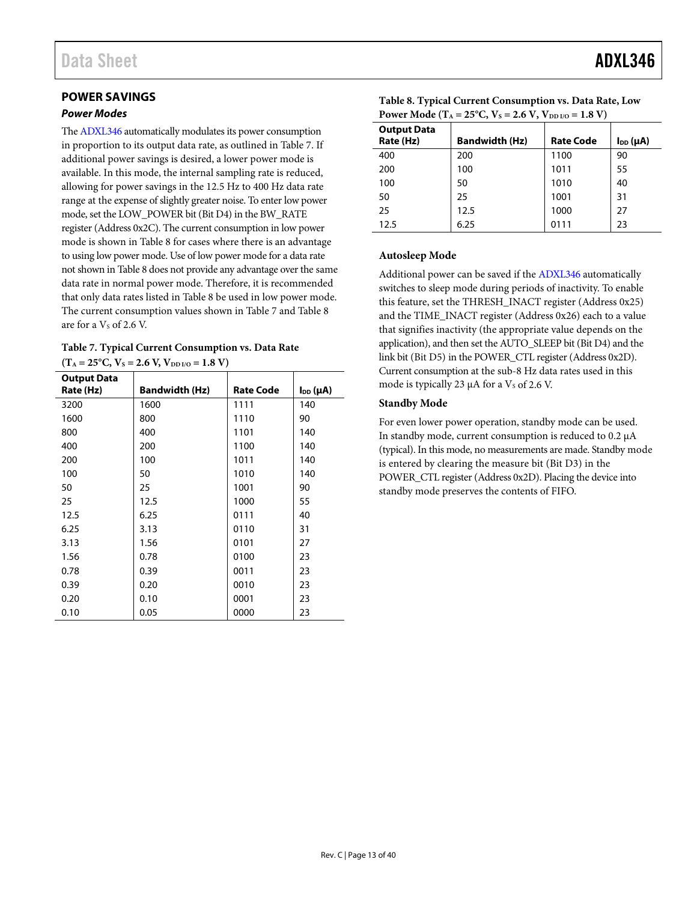## POWER SAVINGS

### *Power Modes*

The ADXL346 automatically modulates its power consumption in proportion to its output data rate, as outlined in Table 7. If additional power savings is desired, a lower power mode is available. In this mode, the internal sampling rate is reduced, allowing for power savings in the 12.5 Hz to 400 Hz data rate range at the expense of slightly greater noise. To enter low power mode, set the LOW_POWER bit (Bit D4) in the BW_RATE register (Address 0x2C). The current consumption in low power mode is shown in Table 8 for cases where there is an advantage to using low power mode. Use of low power mode for a data rate not shown in Table 8 does not provide any advantage over the same data rate in normal power mode. Therefore, it is recommended that only data rates listed in Table 8 be used in low power mode. The current consumption values shown in Table 7 and Table 8 are for a $V_S$ of 2.6 V.

**Table 7. Typical Current Consumption vs. Data Rate ($T_A$ = 25°C, $V_S$ = 2.6 V, $V_{DD\ I/O}$ = 1.8 V)**

| Output Data Rate (Hz) | Bandwidth (Hz) | Rate Code | $I_{DD}$ (µA) |
|---|---|---|---|
| 3200 | 1600 | 1111 | 140 |
| 1600 | 800 | 1110 | 90 |
| 800 | 400 | 1101 | 140 |
| 400 | 200 | 1100 | 140 |
| 200 | 100 | 1011 | 140 |
| 100 | 50 | 1010 | 140 |
| 50 | 25 | 1001 | 90 |
| 25 | 12.5 | 1000 | 55 |
| 12.5 | 6.25 | 0111 | 40 |
| 6.25 | 3.13 | 0110 | 31 |
| 3.13 | 1.56 | 0101 | 27 |
| 1.56 | 0.78 | 0100 | 23 |
| 0.78 | 0.39 | 0011 | 23 |
| 0.39 | 0.20 | 0010 | 23 |
| 0.20 | 0.10 | 0001 | 23 |
| 0.10 | 0.05 | 0000 | 23 |

**Table 8. Typical Current Consumption vs. Data Rate, Low Power Mode ($T_A$ = 25°C, $V_S$ = 2.6 V, $V_{DD\ I/O}$ = 1.8 V)**

| Output Data Rate (Hz) | Bandwidth (Hz) | Rate Code | $I_{DD}$ (µA) |
|---|---|---|---|
| 400 | 200 | 1100 | 90 |
| 200 | 100 | 1011 | 55 |
| 100 | 50 | 1010 | 40 |
| 50 | 25 | 1001 | 31 |
| 25 | 12.5 | 1000 | 27 |
| 12.5 | 6.25 | 0111 | 23 |

### Autosleep Mode

Additional power can be saved if the ADXL346 automatically switches to sleep mode during periods of inactivity. To enable this feature, set the THRESH_INACT register (Address 0x25) and the TIME_INACT register (Address 0x26) each to a value that signifies inactivity (the appropriate value depends on the application), and then set the AUTO_SLEEP bit (Bit D4) and the link bit (Bit D5) in the POWER_CTL register (Address 0x2D). Current consumption at the sub-8 Hz data rates used in this mode is typically 23 µA for a $V_S$ of 2.6 V.

### Standby Mode

For even lower power operation, standby mode can be used. In standby mode, current consumption is reduced to 0.2 µA (typical). In this mode, no measurements are made. Standby mode is entered by clearing the measure bit (Bit D3) in the POWER_CTL register (Address 0x2D). Placing the device into standby mode preserves the contents of FIFO.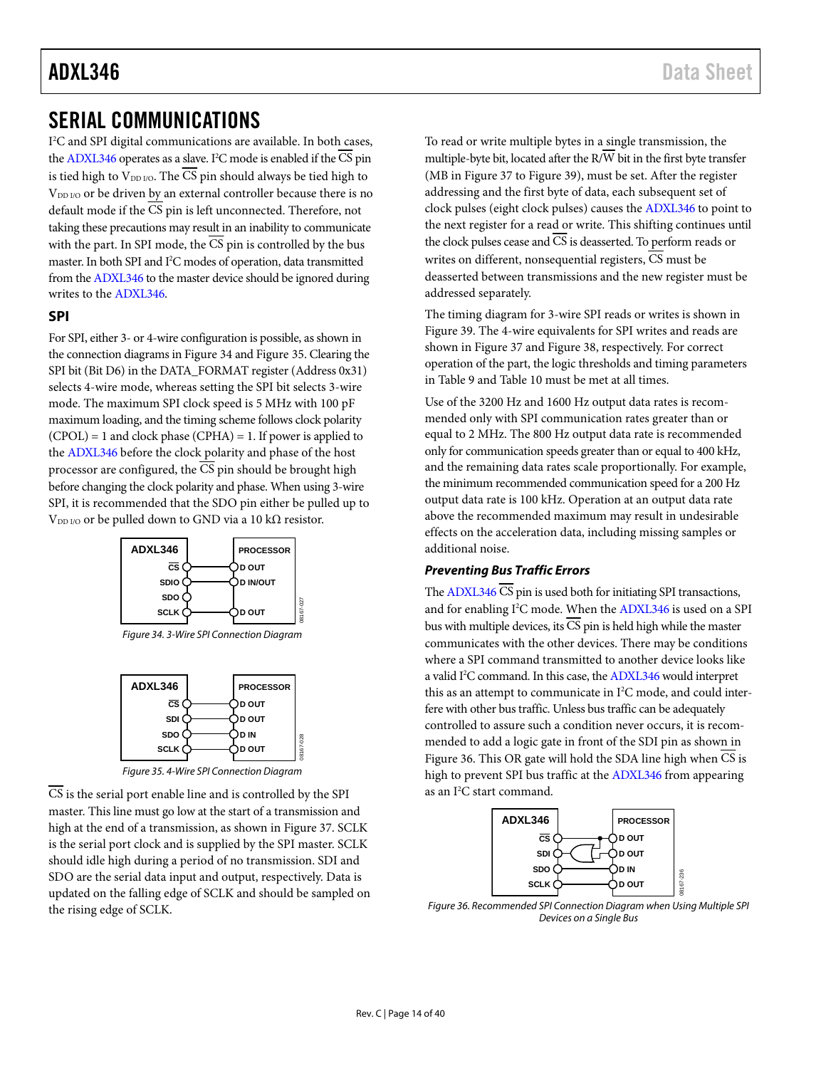# SERIAL COMMUNICATIONS

I²C and SPI digital communications are available. In both cases, the ADXL346 operates as a slave. I²C mode is enabled if the CS pin is tied high to $V_{DD\ I/O}$. The CS pin should always be tied high to $V_{DD\ I/O}$ or be driven by an external controller because there is no default mode if the CS pin is left unconnected. Therefore, not taking these precautions may result in an inability to communicate with the part. In SPI mode, the CS pin is controlled by the bus master. In both SPI and I²C modes of operation, data transmitted from the ADXL346 to the master device should be ignored during writes to the ADXL346.

## SPI

For SPI, either 3- or 4-wire configuration is possible, as shown in the connection diagrams in Figure 34 and Figure 35. Clearing the SPI bit (Bit D6) in the DATA_FORMAT register (Address 0x31) selects 4-wire mode, whereas setting the SPI bit selects 3-wire mode. The maximum SPI clock speed is 5 MHz with 100 pF maximum loading, and the timing scheme follows clock polarity (CPOL) = 1 and clock phase (CPHA) = 1. If power is applied to the ADXL346 before the clock polarity and phase of the host processor are configured, the CS pin should be brought high before changing the clock polarity and phase. When using 3-wire SPI, it is recommended that the SDO pin either be pulled up to $V_{DD\ I/O}$ or be pulled down to GND via a 10 kΩ resistor.

ADXL346
CS
SDIO
SDO
SCLK
PROCESSOR
D OUT
D IN/OUT
D OUT
08167-027

Figure 34. 3-Wire SPI Connection Diagram

ADXL346
CS
SDI
SDO
SCLK
PROCESSOR
D OUT
D OUT
D IN
D OUT
08167-028

Figure 35. 4-Wire SPI Connection Diagram

CS is the serial port enable line and is controlled by the SPI master. This line must go low at the start of a transmission and high at the end of a transmission, as shown in Figure 37. SCLK is the serial port clock and is supplied by the SPI master. SCLK should idle high during a period of no transmission. SDI and SDO are the serial data input and output, respectively. Data is updated on the falling edge of SCLK and should be sampled on the rising edge of SCLK.

To read or write multiple bytes in a single transmission, the multiple-byte bit, located after the R/W bit in the first byte transfer (MB in Figure 37 to Figure 39), must be set. After the register addressing and the first byte of data, each subsequent set of clock pulses (eight clock pulses) causes the ADXL346 to point to the next register for a read or write. This shifting continues until the clock pulses cease and CS is deasserted. To perform reads or writes on different, nonsequential registers, CS must be deasserted between transmissions and the new register must be addressed separately.

The timing diagram for 3-wire SPI reads or writes is shown in Figure 39. The 4-wire equivalents for SPI writes and reads are shown in Figure 37 and Figure 38, respectively. For correct operation of the part, the logic thresholds and timing parameters in Table 9 and Table 10 must be met at all times.

Use of the 3200 Hz and 1600 Hz output data rates is recommended only with SPI communication rates greater than or equal to 2 MHz. The 800 Hz output data rate is recommended only for communication speeds greater than or equal to 400 kHz, and the remaining data rates scale proportionally. For example, the minimum recommended communication speed for a 200 Hz output data rate is 100 kHz. Operation at an output data rate above the recommended maximum may result in undesirable effects on the acceleration data, including missing samples or additional noise.

### *Preventing Bus Traffic Errors*

The ADXL346 CS pin is used both for initiating SPI transactions, and for enabling I²C mode. When the ADXL346 is used on a SPI bus with multiple devices, its CS pin is held high while the master communicates with the other devices. There may be conditions where a SPI command transmitted to another device looks like a valid I²C command. In this case, the ADXL346 would interpret this as an attempt to communicate in I²C mode, and could interfere with other bus traffic. Unless bus traffic can be adequately controlled to assure such a condition never occurs, it is recommended to add a logic gate in front of the SDI pin as shown in Figure 36. This OR gate will hold the SDA line high when CS is high to prevent SPI bus traffic at the ADXL346 from appearing as an I²C start command.

ADXL346
CS
SDI
SDO
SCLK
PROCESSOR
D OUT
D OUT
D IN
D OUT
08167-236

Figure 36. Recommended SPI Connection Diagram when Using Multiple SPI Devices on a Single Bus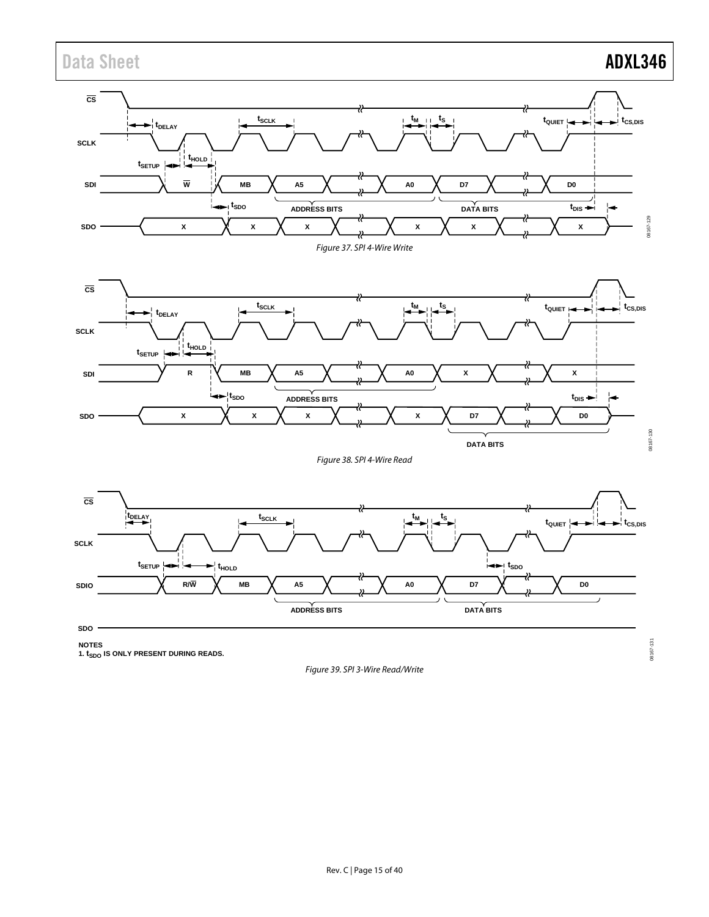Figure 37. SPI 4-Wire Write

Figure 38. SPI 4-Wire Read

NOTES
1. $t_{SDO}$ IS ONLY PRESENT DURING READS.

Figure 39. SPI 3-Wire Read/Write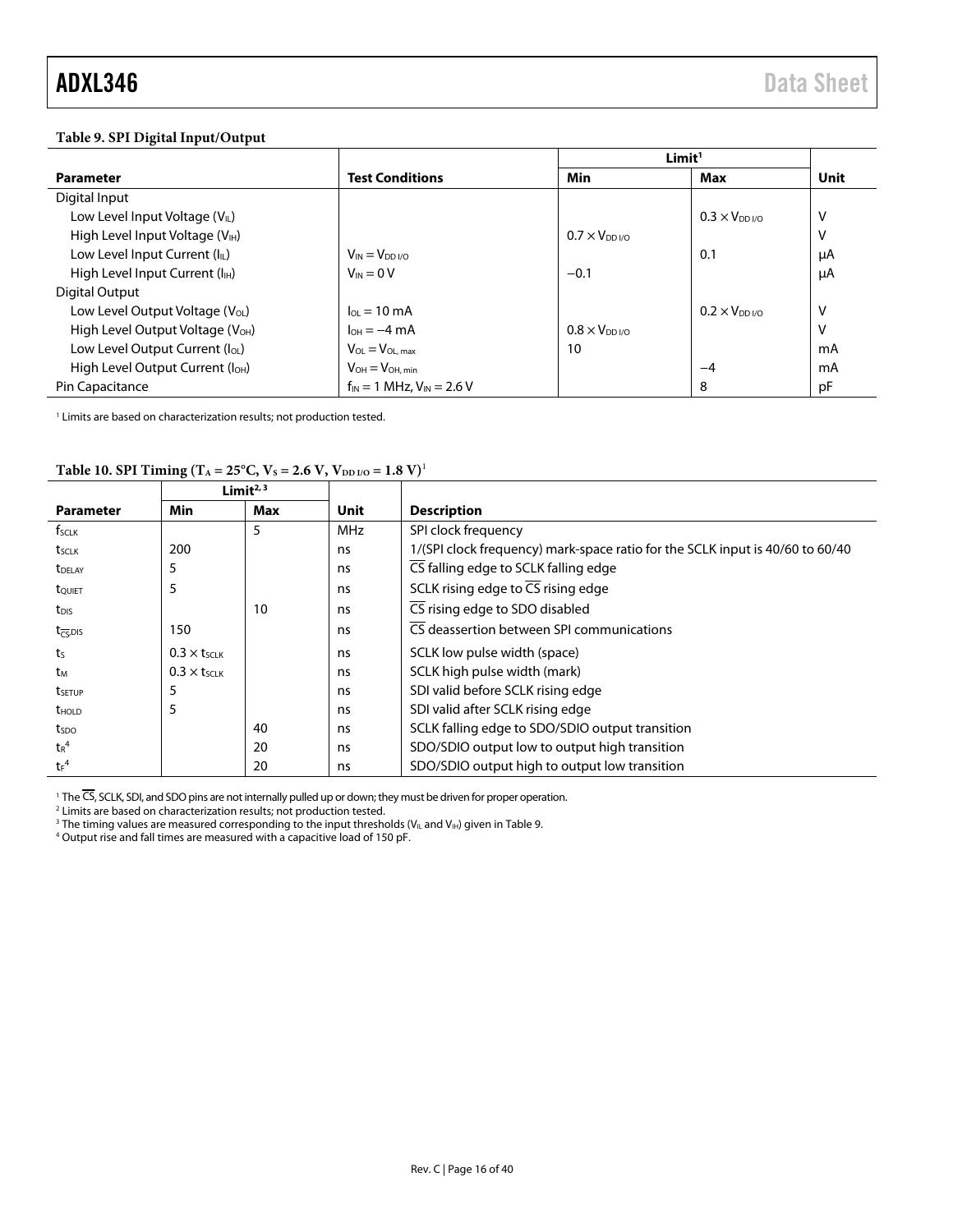**Table 9. SPI Digital Input/Output**

| Parameter | Test Conditions | Limit[1] Min | Max | Unit |
|---|---|---|---|---|
| Digital Input | | | | |
| Low Level Input Voltage ($V_{IL}$) | | | $0.3 \times V_{DD\,I/O}$ | V |
| High Level Input Voltage ($V_{IH}$) | | $0.7 \times V_{DD\,I/O}$ | | V |
| Low Level Input Current ($I_{IL}$) | $V_{IN} = V_{DD\,I/O}$ | | 0.1 | μA |
| High Level Input Current ($I_{IH}$) | $V_{IN} = 0$ V | −0.1 | | μA |
| Digital Output | | | | |
| Low Level Output Voltage ($V_{OL}$) | $I_{OL} = 10$ mA | | $0.2 \times V_{DD\,I/O}$ | V |
| High Level Output Voltage ($V_{OH}$) | $I_{OH} = -4$ mA | $0.8 \times V_{DD\,I/O}$ | | V |
| Low Level Output Current ($I_{OL}$) | $V_{OL} = V_{OL,\,max}$ | 10 | | mA |
| High Level Output Current ($I_{OH}$) | $V_{OH} = V_{OH,\,min}$ | | −4 | mA |
| Pin Capacitance | $f_{IN} = 1$ MHz, $V_{IN} = 2.6$ V | | 8 | pF |

[1] Limits are based on characterization results; not production tested.

**Table 10. SPI Timing ($T_A = 25°C$, $V_S = 2.6$ V, $V_{DD\,I/O} = 1.8$ V)[1]**

| Parameter | Limit[2, 3] Min | Max | Unit | Description |
|---|---|---|---|---|
| $f_{SCLK}$ | | 5 | MHz | SPI clock frequency |
| $t_{SCLK}$ | 200 | | ns | 1/(SPI clock frequency) mark-space ratio for the SCLK input is 40/60 to 60/40 |
| $t_{DELAY}$ | 5 | | ns | $\overline{CS}$ falling edge to SCLK falling edge |
| $t_{QUIET}$ | 5 | | ns | SCLK rising edge to $\overline{CS}$ rising edge |
| $t_{DIS}$ | | 10 | ns | $\overline{CS}$ rising edge to SDO disabled |
| $t_{\overline{CS},DIS}$ | 150 | | ns | $\overline{CS}$ deassertion between SPI communications |
| $t_S$ | $0.3 \times t_{SCLK}$ | | ns | SCLK low pulse width (space) |
| $t_M$ | $0.3 \times t_{SCLK}$ | | ns | SCLK high pulse width (mark) |
| $t_{SETUP}$ | 5 | | ns | SDI valid before SCLK rising edge |
| $t_{HOLD}$ | 5 | | ns | SDI valid after SCLK rising edge |
| $t_{SDO}$ | | 40 | ns | SCLK falling edge to SDO/SDIO output transition |
| $t_R$[4] | | 20 | ns | SDO/SDIO output low to output high transition |
| $t_F$[4] | | 20 | ns | SDO/SDIO output high to output low transition |

[1] The $\overline{CS}$, SCLK, SDI, and SDO pins are not internally pulled up or down; they must be driven for proper operation.
[2] Limits are based on characterization results; not production tested.
[3] The timing values are measured corresponding to the input thresholds ($V_{IL}$ and $V_{IH}$) given in Table 9.
[4] Output rise and fall times are measured with a capacitive load of 150 pF.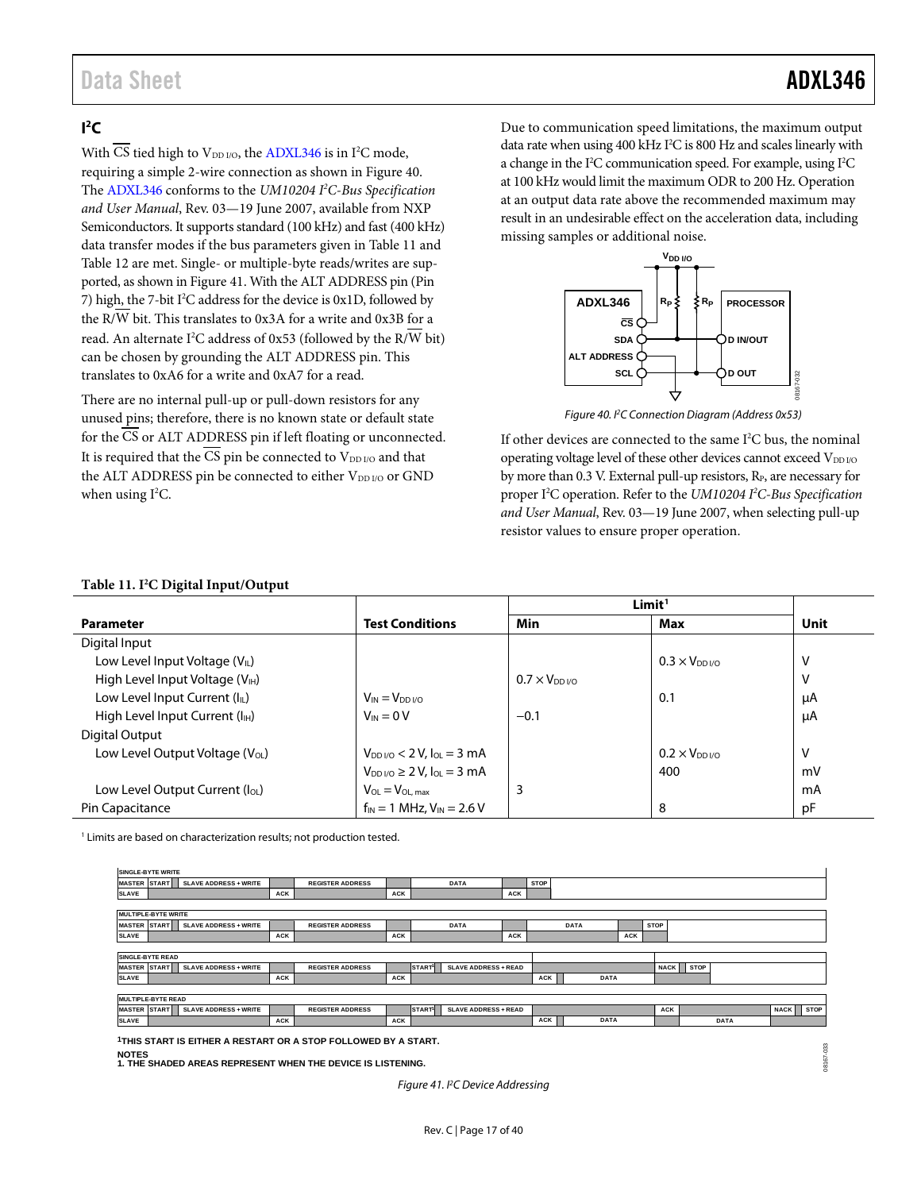## I²C

With $\overline{CS}$ tied high to $V_{DD\ I/O}$, the ADXL346 is in I²C mode, requiring a simple 2-wire connection as shown in Figure 40. The ADXL346 conforms to the *UM10204 I²C-Bus Specification and User Manual*, Rev. 03—19 June 2007, available from NXP Semiconductors. It supports standard (100 kHz) and fast (400 kHz) data transfer modes if the bus parameters given in Table 11 and Table 12 are met. Single- or multiple-byte reads/writes are supported, as shown in Figure 41. With the ALT ADDRESS pin (Pin 7) high, the 7-bit I²C address for the device is 0x1D, followed by the R/$\overline{W}$ bit. This translates to 0x3A for a write and 0x3B for a read. An alternate I²C address of 0x53 (followed by the R/$\overline{W}$ bit) can be chosen by grounding the ALT ADDRESS pin. This translates to 0xA6 for a write and 0xA7 for a read.

There are no internal pull-up or pull-down resistors for any unused pins; therefore, there is no known state or default state for the $\overline{CS}$ or ALT ADDRESS pin if left floating or unconnected. It is required that the $\overline{CS}$ pin be connected to $V_{DD\ I/O}$ and that the ALT ADDRESS pin be connected to either $V_{DD\ I/O}$ or GND when using I²C.

Due to communication speed limitations, the maximum output data rate when using 400 kHz I²C is 800 Hz and scales linearly with a change in the I²C communication speed. For example, using I²C at 100 kHz would limit the maximum ODR to 200 Hz. Operation at an output data rate above the recommended maximum may result in an undesirable effect on the acceleration data, including missing samples or additional noise.

$V_{DD\ I/O}$
ADXL346
$R_P$
$R_P$
PROCESSOR
$\overline{CS}$
SDA
D IN/OUT
ALT ADDRESS
SCL
D OUT
08167-032

Figure 40. I²C Connection Diagram (Address 0x53)

If other devices are connected to the same I²C bus, the nominal operating voltage level of these other devices cannot exceed $V_{DD\ I/O}$ by more than 0.3 V. External pull-up resistors, $R_P$, are necessary for proper I²C operation. Refer to the *UM10204 I²C-Bus Specification and User Manual*, Rev. 03—19 June 2007, when selecting pull-up resistor values to ensure proper operation.

**Table 11. I²C Digital Input/Output**

| Parameter | Test Conditions | Limit[1] | | Unit |
|---|---|---|---|---|
| | | Min | Max | |
| Digital Input | | | | |
| Low Level Input Voltage ($V_{IL}$) | | | $0.3 \times V_{DD\ I/O}$ | V |
| High Level Input Voltage ($V_{IH}$) | | $0.7 \times V_{DD\ I/O}$ | | V |
| Low Level Input Current ($I_{IL}$) | $V_{IN} = V_{DD\ I/O}$ | | 0.1 | µA |
| High Level Input Current ($I_{IH}$) | $V_{IN} = 0$ V | −0.1 | | µA |
| Digital Output | | | | |
| Low Level Output Voltage ($V_{OL}$) | $V_{DD\ I/O} < 2$ V, $I_{OL} = 3$ mA | | $0.2 \times V_{DD\ I/O}$ | V |
| | $V_{DD\ I/O} \geq 2$ V, $I_{OL} = 3$ mA | | 400 | mV |
| Low Level Output Current ($I_{OL}$) | $V_{OL} = V_{OL,\ max}$ | 3 | | mA |
| Pin Capacitance | $f_{IN} = 1$ MHz, $V_{IN} = 2.6$ V | | 8 | pF |

[1] Limits are based on characterization results; not production tested.

SINGLE-BYTE WRITE
MASTER START SLAVE ADDRESS + WRITE REGISTER ADDRESS DATA STOP
SLAVE ACK ACK ACK

MULTIPLE-BYTE WRITE
MASTER START SLAVE ADDRESS + WRITE REGISTER ADDRESS DATA DATA STOP
SLAVE ACK ACK ACK ACK

SINGLE-BYTE READ
MASTER START SLAVE ADDRESS + WRITE REGISTER ADDRESS START[1] SLAVE ADDRESS + READ NACK STOP
SLAVE ACK ACK ACK DATA

MULTIPLE-BYTE READ
MASTER START SLAVE ADDRESS + WRITE REGISTER ADDRESS START[1] SLAVE ADDRESS + READ ACK NACK STOP
SLAVE ACK ACK ACK DATA DATA

[1]THIS START IS EITHER A RESTART OR A STOP FOLLOWED BY A START.

NOTES
1. THE SHADED AREAS REPRESENT WHEN THE DEVICE IS LISTENING.

08167-033

Figure 41. I²C Device Addressing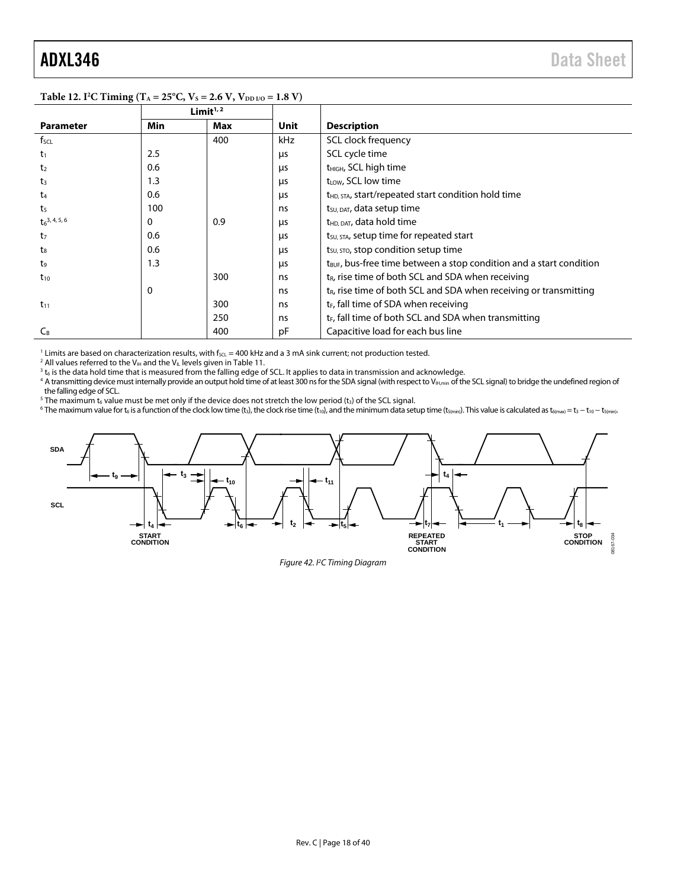**Table 12. I²C Timing ($T_A$ = 25°C, $V_S$ = 2.6 V, $V_{DD\ I/O}$ = 1.8 V)**

| | Limit[1, 2] | | | |
|---|---|---|---|---|
| **Parameter** | **Min** | **Max** | **Unit** | **Description** |
| $f_{SCL}$ | | 400 | kHz | SCL clock frequency |
| $t_1$ | 2.5 | | µs | SCL cycle time |
| $t_2$ | 0.6 | | µs | $t_{HIGH}$, SCL high time |
| $t_3$ | 1.3 | | µs | $t_{LOW}$, SCL low time |
| $t_4$ | 0.6 | | µs | $t_{HD, STA}$, start/repeated start condition hold time |
| $t_5$ | 100 | | ns | $t_{SU, DAT}$, data setup time |
| $t_6$[3, 4, 5, 6] | 0 | 0.9 | µs | $t_{HD, DAT}$, data hold time |
| $t_7$ | 0.6 | | µs | $t_{SU, STA}$, setup time for repeated start |
| $t_8$ | 0.6 | | µs | $t_{SU, STO}$, stop condition setup time |
| $t_9$ | 1.3 | | µs | $t_{BUF}$, bus-free time between a stop condition and a start condition |
| $t_{10}$ | | 300 | ns | $t_R$, rise time of both SCL and SDA when receiving |
| | 0 | | ns | $t_R$, rise time of both SCL and SDA when receiving or transmitting |
| $t_{11}$ | | 300 | ns | $t_F$, fall time of SDA when receiving |
| | | 250 | ns | $t_F$, fall time of both SCL and SDA when transmitting |
| $C_B$ | | 400 | pF | Capacitive load for each bus line |

[1] Limits are based on characterization results, with $f_{SCL}$ = 400 kHz and a 3 mA sink current; not production tested.
[2] All values referred to the $V_{IH}$ and the $V_{IL}$ levels given in Table 11.
[3] $t_6$ is the data hold time that is measured from the falling edge of SCL. It applies to data in transmission and acknowledge.
[4] A transmitting device must internally provide an output hold time of at least 300 ns for the SDA signal (with respect to $V_{IH,min}$ of the SCL signal) to bridge the undefined region of the falling edge of SCL.
[5] The maximum $t_6$ value must be met only if the device does not stretch the low period ($t_3$) of the SCL signal.
[6] The maximum value for $t_6$ is a function of the clock low time ($t_3$), the clock rise time ($t_{10}$), and the minimum data setup time ($t_{5(min)}$). This value is calculated as $t_{6(max)} = t_3 - t_{10} - t_{5(min)}$.

SDA
SCL
$t_9$ $t_3$ $t_{10}$ $t_{11}$ $t_4$
$t_4$ $t_6$ $t_2$ $t_5$ $t_7$ $t_1$ $t_8$
START CONDITION
REPEATED START CONDITION
STOP CONDITION
08167-034

*Figure 42. I²C Timing Diagram*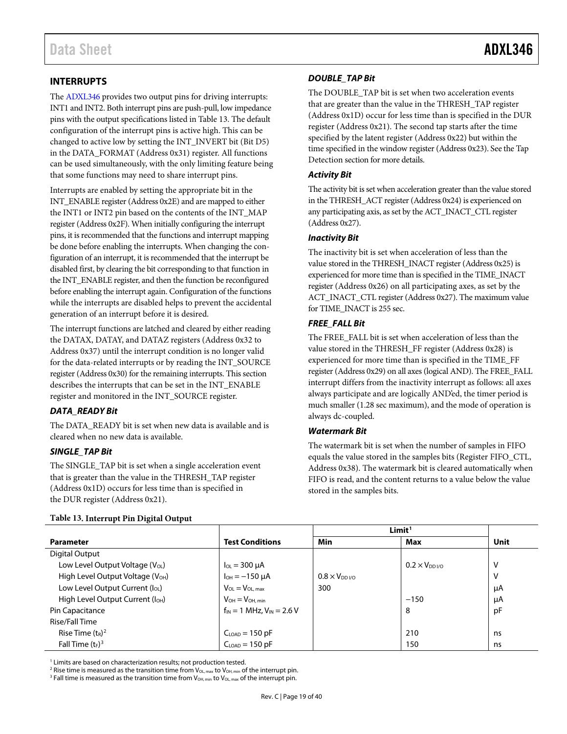## INTERRUPTS

The ADXL346 provides two output pins for driving interrupts: INT1 and INT2. Both interrupt pins are push-pull, low impedance pins with the output specifications listed in Table 13. The default configuration of the interrupt pins is active high. This can be changed to active low by setting the INT_INVERT bit (Bit D5) in the DATA_FORMAT (Address 0x31) register. All functions can be used simultaneously, with the only limiting feature being that some functions may need to share interrupt pins.

Interrupts are enabled by setting the appropriate bit in the INT_ENABLE register (Address 0x2E) and are mapped to either the INT1 or INT2 pin based on the contents of the INT_MAP register (Address 0x2F). When initially configuring the interrupt pins, it is recommended that the functions and interrupt mapping be done before enabling the interrupts. When changing the configuration of an interrupt, it is recommended that the interrupt be disabled first, by clearing the bit corresponding to that function in the INT_ENABLE register, and then the function be reconfigured before enabling the interrupt again. Configuration of the functions while the interrupts are disabled helps to prevent the accidental generation of an interrupt before it is desired.

The interrupt functions are latched and cleared by either reading the DATAX, DATAY, and DATAZ registers (Address 0x32 to Address 0x37) until the interrupt condition is no longer valid for the data-related interrupts or by reading the INT_SOURCE register (Address 0x30) for the remaining interrupts. This section describes the interrupts that can be set in the INT_ENABLE register and monitored in the INT_SOURCE register.

### *DATA_READY Bit*

The DATA_READY bit is set when new data is available and is cleared when no new data is available.

### *SINGLE_TAP Bit*

The SINGLE_TAP bit is set when a single acceleration event that is greater than the value in the THRESH_TAP register (Address 0x1D) occurs for less time than is specified in the DUR register (Address 0x21).

### *DOUBLE_TAP Bit*

The DOUBLE_TAP bit is set when two acceleration events that are greater than the value in the THRESH_TAP register (Address 0x1D) occur for less time than is specified in the DUR register (Address 0x21). The second tap starts after the time specified by the latent register (Address 0x22) but within the time specified in the window register (Address 0x23). See the Tap Detection section for more details.

### *Activity Bit*

The activity bit is set when acceleration greater than the value stored in the THRESH_ACT register (Address 0x24) is experienced on any participating axis, as set by the ACT_INACT_CTL register (Address 0x27).

### *Inactivity Bit*

The inactivity bit is set when acceleration of less than the value stored in the THRESH_INACT register (Address 0x25) is experienced for more time than is specified in the TIME_INACT register (Address 0x26) on all participating axes, as set by the ACT_INACT_CTL register (Address 0x27). The maximum value for TIME_INACT is 255 sec.

### *FREE_FALL Bit*

The FREE_FALL bit is set when acceleration of less than the value stored in the THRESH_FF register (Address 0x28) is experienced for more time than is specified in the TIME_FF register (Address 0x29) on all axes (logical AND). The FREE_FALL interrupt differs from the inactivity interrupt as follows: all axes always participate and are logically AND'ed, the timer period is much smaller (1.28 sec maximum), and the mode of operation is always dc-coupled.

### *Watermark Bit*

The watermark bit is set when the number of samples in FIFO equals the value stored in the samples bits (Register FIFO_CTL, Address 0x38). The watermark bit is cleared automatically when FIFO is read, and the content returns to a value below the value stored in the samples bits.

**Table 13. Interrupt Pin Digital Output**

| | | Limit[1] | | |
|---|---|---|---|---|
| **Parameter** | **Test Conditions** | **Min** | **Max** | **Unit** |
| Digital Output | | | | |
| Low Level Output Voltage ($V_{OL}$) | $I_{OL} = 300$ µA | | $0.2 \times V_{DD\,I/O}$ | V |
| High Level Output Voltage ($V_{OH}$) | $I_{OH} = -150$ µA | $0.8 \times V_{DD\,I/O}$ | | V |
| Low Level Output Current ($I_{OL}$) | $V_{OL} = V_{OL,\,max}$ | 300 | | µA |
| High Level Output Current ($I_{OH}$) | $V_{OH} = V_{OH,\,min}$ | | −150 | µA |
| Pin Capacitance | $f_{IN} = 1$ MHz, $V_{IN} = 2.6$ V | | 8 | pF |
| Rise/Fall Time | | | | |
| Rise Time ($t_R$)[2] | $C_{LOAD} = 150$ pF | | 210 | ns |
| Fall Time ($t_F$)[3] | $C_{LOAD} = 150$ pF | | 150 | ns |

[1] Limits are based on characterization results; not production tested.
[2] Rise time is measured as the transition time from $V_{OL,\,max}$ to $V_{OH,\,min}$ of the interrupt pin.
[3] Fall time is measured as the transition time from $V_{OH,\,min}$ to $V_{OL,\,max}$ of the interrupt pin.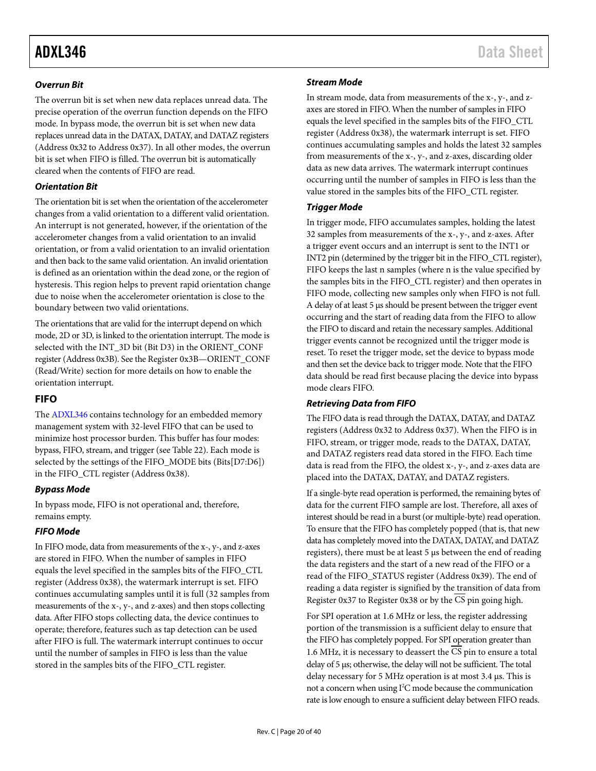### Overrun Bit

The overrun bit is set when new data replaces unread data. The precise operation of the overrun function depends on the FIFO mode. In bypass mode, the overrun bit is set when new data replaces unread data in the DATAX, DATAY, and DATAZ registers (Address 0x32 to Address 0x37). In all other modes, the overrun bit is set when FIFO is filled. The overrun bit is automatically cleared when the contents of FIFO are read.

### Orientation Bit

The orientation bit is set when the orientation of the accelerometer changes from a valid orientation to a different valid orientation. An interrupt is not generated, however, if the orientation of the accelerometer changes from a valid orientation to an invalid orientation, or from a valid orientation to an invalid orientation and then back to the same valid orientation. An invalid orientation is defined as an orientation within the dead zone, or the region of hysteresis. This region helps to prevent rapid orientation change due to noise when the accelerometer orientation is close to the boundary between two valid orientations.

The orientations that are valid for the interrupt depend on which mode, 2D or 3D, is linked to the orientation interrupt. The mode is selected with the INT_3D bit (Bit D3) in the ORIENT_CONF register (Address 0x3B). See the Register 0x3B—ORIENT_CONF (Read/Write) section for more details on how to enable the orientation interrupt.

## FIFO

The ADXL346 contains technology for an embedded memory management system with 32-level FIFO that can be used to minimize host processor burden. This buffer has four modes: bypass, FIFO, stream, and trigger (see Table 22). Each mode is selected by the settings of the FIFO_MODE bits (Bits[D7:D6]) in the FIFO_CTL register (Address 0x38).

### Bypass Mode

In bypass mode, FIFO is not operational and, therefore, remains empty.

### FIFO Mode

In FIFO mode, data from measurements of the x-, y-, and z-axes are stored in FIFO. When the number of samples in FIFO equals the level specified in the samples bits of the FIFO_CTL register (Address 0x38), the watermark interrupt is set. FIFO continues accumulating samples until it is full (32 samples from measurements of the x-, y-, and z-axes) and then stops collecting data. After FIFO stops collecting data, the device continues to operate; therefore, features such as tap detection can be used after FIFO is full. The watermark interrupt continues to occur until the number of samples in FIFO is less than the value stored in the samples bits of the FIFO_CTL register.

### Stream Mode

In stream mode, data from measurements of the x-, y-, and z-axes are stored in FIFO. When the number of samples in FIFO equals the level specified in the samples bits of the FIFO_CTL register (Address 0x38), the watermark interrupt is set. FIFO continues accumulating samples and holds the latest 32 samples from measurements of the x-, y-, and z-axes, discarding older data as new data arrives. The watermark interrupt continues occurring until the number of samples in FIFO is less than the value stored in the samples bits of the FIFO_CTL register.

### Trigger Mode

In trigger mode, FIFO accumulates samples, holding the latest 32 samples from measurements of the x-, y-, and z-axes. After a trigger event occurs and an interrupt is sent to the INT1 or INT2 pin (determined by the trigger bit in the FIFO_CTL register), FIFO keeps the last n samples (where n is the value specified by the samples bits in the FIFO_CTL register) and then operates in FIFO mode, collecting new samples only when FIFO is not full. A delay of at least 5 μs should be present between the trigger event occurring and the start of reading data from the FIFO to allow the FIFO to discard and retain the necessary samples. Additional trigger events cannot be recognized until the trigger mode is reset. To reset the trigger mode, set the device to bypass mode and then set the device back to trigger mode. Note that the FIFO data should be read first because placing the device into bypass mode clears FIFO.

### Retrieving Data from FIFO

The FIFO data is read through the DATAX, DATAY, and DATAZ registers (Address 0x32 to Address 0x37). When the FIFO is in FIFO, stream, or trigger mode, reads to the DATAX, DATAY, and DATAZ registers read data stored in the FIFO. Each time data is read from the FIFO, the oldest x-, y-, and z-axes data are placed into the DATAX, DATAY, and DATAZ registers.

If a single-byte read operation is performed, the remaining bytes of data for the current FIFO sample are lost. Therefore, all axes of interest should be read in a burst (or multiple-byte) read operation. To ensure that the FIFO has completely popped (that is, that new data has completely moved into the DATAX, DATAY, and DATAZ registers), there must be at least 5 μs between the end of reading the data registers and the start of a new read of the FIFO or a read of the FIFO_STATUS register (Address 0x39). The end of reading a data register is signified by the transition of data from Register 0x37 to Register 0x38 or by the $\overline{CS}$ pin going high.

For SPI operation at 1.6 MHz or less, the register addressing portion of the transmission is a sufficient delay to ensure that the FIFO has completely popped. For SPI operation greater than 1.6 MHz, it is necessary to deassert the $\overline{CS}$ pin to ensure a total delay of 5 μs; otherwise, the delay will not be sufficient. The total delay necessary for 5 MHz operation is at most 3.4 μs. This is not a concern when using $I^2C$ mode because the communication rate is low enough to ensure a sufficient delay between FIFO reads.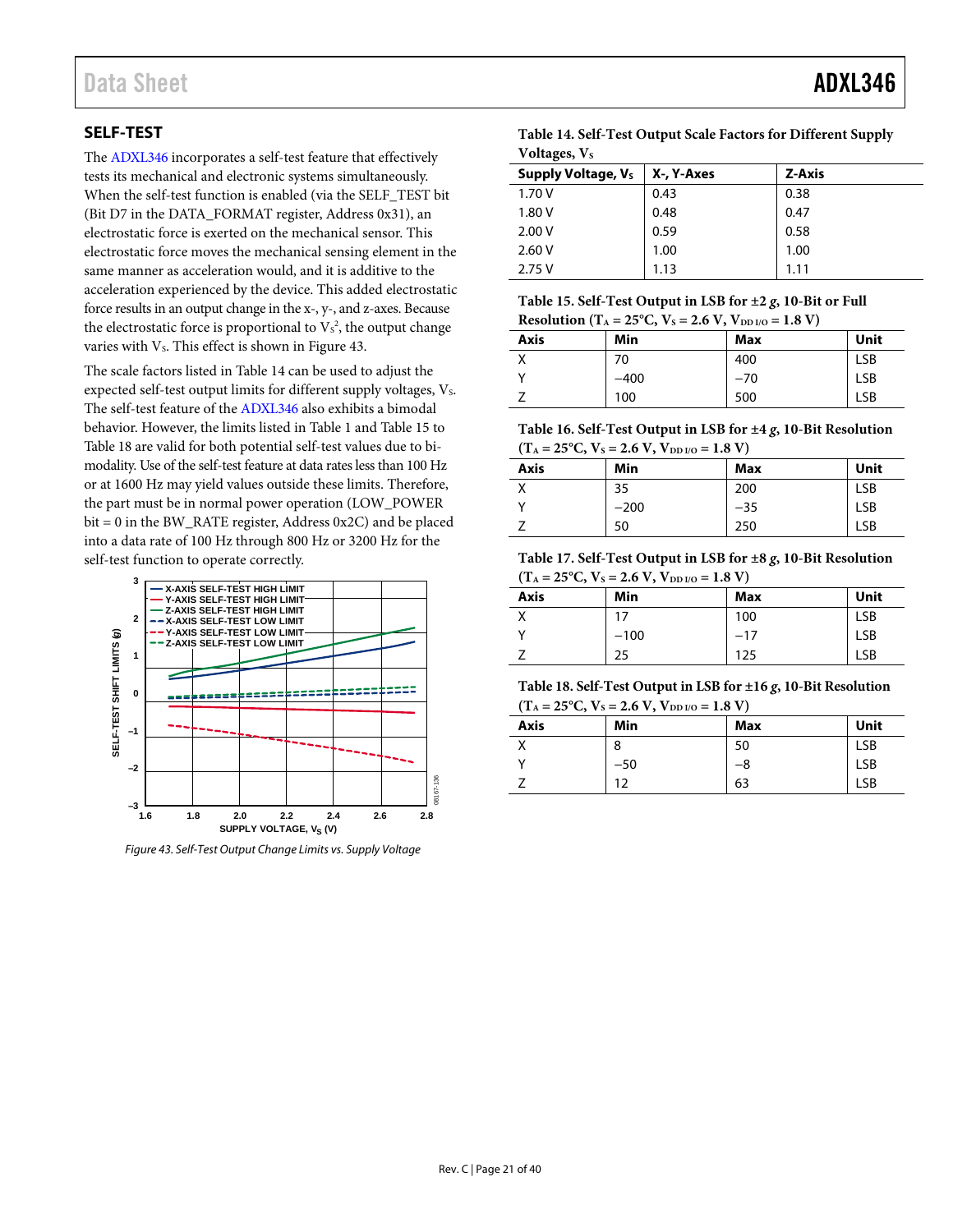## SELF-TEST

The ADXL346 incorporates a self-test feature that effectively tests its mechanical and electronic systems simultaneously. When the self-test function is enabled (via the SELF_TEST bit (Bit D7 in the DATA_FORMAT register, Address 0x31), an electrostatic force is exerted on the mechanical sensor. This electrostatic force moves the mechanical sensing element in the same manner as acceleration would, and it is additive to the acceleration experienced by the device. This added electrostatic force results in an output change in the x-, y-, and z-axes. Because the electrostatic force is proportional to $V_S^2$, the output change varies with $V_S$. This effect is shown in Figure 43.

The scale factors listed in Table 14 can be used to adjust the expected self-test output limits for different supply voltages, $V_S$. The self-test feature of the ADXL346 also exhibits a bimodal behavior. However, the limits listed in Table 1 and Table 15 to Table 18 are valid for both potential self-test values due to bimodality. Use of the self-test feature at data rates less than 100 Hz or at 1600 Hz may yield values outside these limits. Therefore, the part must be in normal power operation (LOW_POWER bit = 0 in the BW_RATE register, Address 0x2C) and be placed into a data rate of 100 Hz through 800 Hz or 3200 Hz for the self-test function to operate correctly.

X-AXIS SELF-TEST HIGH LIMIT
Y-AXIS SELF-TEST HIGH LIMIT
Z-AXIS SELF-TEST HIGH LIMIT
X-AXIS SELF-TEST LOW LIMIT
Y-AXIS SELF-TEST LOW LIMIT
Z-AXIS SELF-TEST LOW LIMIT
SELF-TEST SHIFT LIMITS (g)
3
2
1
0
–1
–2
–3
1.6
1.8
2.0
2.2
2.4
2.6
2.8
SUPPLY VOLTAGE, $V_S$ (V)
08167-136

Figure 43. Self-Test Output Change Limits vs. Supply Voltage

**Table 14. Self-Test Output Scale Factors for Different Supply Voltages, $V_S$**

| Supply Voltage, $V_S$ | X-, Y-Axes | Z-Axis |
|---|---|---|
| 1.70 V | 0.43 | 0.38 |
| 1.80 V | 0.48 | 0.47 |
| 2.00 V | 0.59 | 0.58 |
| 2.60 V | 1.00 | 1.00 |
| 2.75 V | 1.13 | 1.11 |

**Table 15. Self-Test Output in LSB for ±2 *g*, 10-Bit or Full Resolution ($T_A$ = 25°C, $V_S$ = 2.6 V, $V_{DD\ I/O}$ = 1.8 V)**

| Axis | Min | Max | Unit |
|---|---|---|---|
| X | 70 | 400 | LSB |
| Y | −400 | −70 | LSB |
| Z | 100 | 500 | LSB |

**Table 16. Self-Test Output in LSB for ±4 *g*, 10-Bit Resolution ($T_A$ = 25°C, $V_S$ = 2.6 V, $V_{DD\ I/O}$ = 1.8 V)**

| Axis | Min | Max | Unit |
|---|---|---|---|
| X | 35 | 200 | LSB |
| Y | −200 | −35 | LSB |
| Z | 50 | 250 | LSB |

**Table 17. Self-Test Output in LSB for ±8 *g*, 10-Bit Resolution ($T_A$ = 25°C, $V_S$ = 2.6 V, $V_{DD\ I/O}$ = 1.8 V)**

| Axis | Min | Max | Unit |
|---|---|---|---|
| X | 17 | 100 | LSB |
| Y | −100 | −17 | LSB |
| Z | 25 | 125 | LSB |

**Table 18. Self-Test Output in LSB for ±16 *g*, 10-Bit Resolution ($T_A$ = 25°C, $V_S$ = 2.6 V, $V_{DD\ I/O}$ = 1.8 V)**

| Axis | Min | Max | Unit |
|---|---|---|---|
| X | 8 | 50 | LSB |
| Y | −50 | −8 | LSB |
| Z | 12 | 63 | LSB |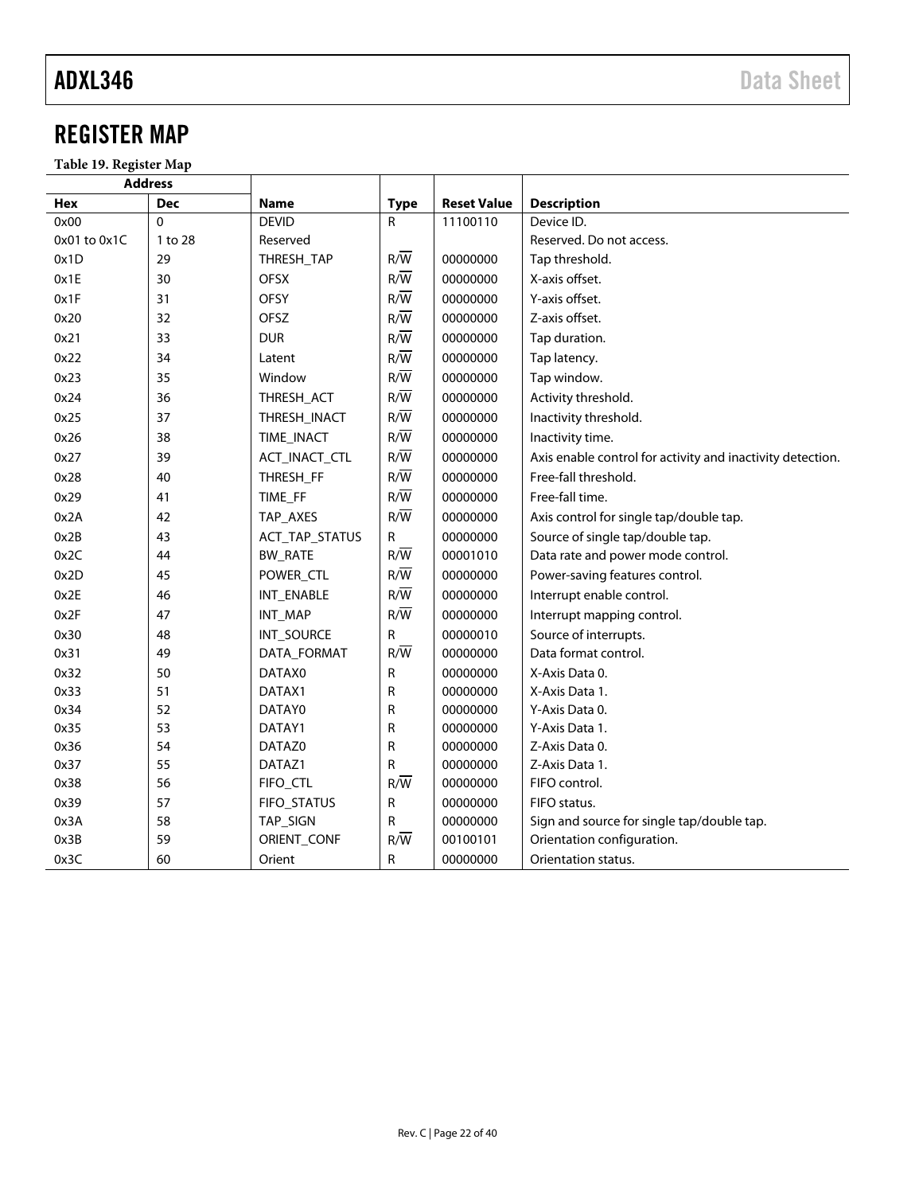## REGISTER MAP

**Table 19. Register Map**

| Address | | | | | |
|---|---|---|---|---|---|
| **Hex** | **Dec** | **Name** | **Type** | **Reset Value** | **Description** |
| 0x00 | 0 | DEVID | R | 11100110 | Device ID. |
| 0x01 to 0x1C | 1 to 28 | Reserved | | | Reserved. Do not access. |
| 0x1D | 29 | THRESH_TAP | $R/\overline{W}$ | 00000000 | Tap threshold. |
| 0x1E | 30 | OFSX | $R/\overline{W}$ | 00000000 | X-axis offset. |
| 0x1F | 31 | OFSY | $R/\overline{W}$ | 00000000 | Y-axis offset. |
| 0x20 | 32 | OFSZ | $R/\overline{W}$ | 00000000 | Z-axis offset. |
| 0x21 | 33 | DUR | $R/\overline{W}$ | 00000000 | Tap duration. |
| 0x22 | 34 | Latent | $R/\overline{W}$ | 00000000 | Tap latency. |
| 0x23 | 35 | Window | $R/\overline{W}$ | 00000000 | Tap window. |
| 0x24 | 36 | THRESH_ACT | $R/\overline{W}$ | 00000000 | Activity threshold. |
| 0x25 | 37 | THRESH_INACT | $R/\overline{W}$ | 00000000 | Inactivity threshold. |
| 0x26 | 38 | TIME_INACT | $R/\overline{W}$ | 00000000 | Inactivity time. |
| 0x27 | 39 | ACT_INACT_CTL | $R/\overline{W}$ | 00000000 | Axis enable control for activity and inactivity detection. |
| 0x28 | 40 | THRESH_FF | $R/\overline{W}$ | 00000000 | Free-fall threshold. |
| 0x29 | 41 | TIME_FF | $R/\overline{W}$ | 00000000 | Free-fall time. |
| 0x2A | 42 | TAP_AXES | $R/\overline{W}$ | 00000000 | Axis control for single tap/double tap. |
| 0x2B | 43 | ACT_TAP_STATUS | R | 00000000 | Source of single tap/double tap. |
| 0x2C | 44 | BW_RATE | $R/\overline{W}$ | 00001010 | Data rate and power mode control. |
| 0x2D | 45 | POWER_CTL | $R/\overline{W}$ | 00000000 | Power-saving features control. |
| 0x2E | 46 | INT_ENABLE | $R/\overline{W}$ | 00000000 | Interrupt enable control. |
| 0x2F | 47 | INT_MAP | $R/\overline{W}$ | 00000000 | Interrupt mapping control. |
| 0x30 | 48 | INT_SOURCE | R | 00000010 | Source of interrupts. |
| 0x31 | 49 | DATA_FORMAT | $R/\overline{W}$ | 00000000 | Data format control. |
| 0x32 | 50 | DATAX0 | R | 00000000 | X-Axis Data 0. |
| 0x33 | 51 | DATAX1 | R | 00000000 | X-Axis Data 1. |
| 0x34 | 52 | DATAY0 | R | 00000000 | Y-Axis Data 0. |
| 0x35 | 53 | DATAY1 | R | 00000000 | Y-Axis Data 1. |
| 0x36 | 54 | DATAZ0 | R | 00000000 | Z-Axis Data 0. |
| 0x37 | 55 | DATAZ1 | R | 00000000 | Z-Axis Data 1. |
| 0x38 | 56 | FIFO_CTL | $R/\overline{W}$ | 00000000 | FIFO control. |
| 0x39 | 57 | FIFO_STATUS | R | 00000000 | FIFO status. |
| 0x3A | 58 | TAP_SIGN | R | 00000000 | Sign and source for single tap/double tap. |
| 0x3B | 59 | ORIENT_CONF | $R/\overline{W}$ | 00100101 | Orientation configuration. |
| 0x3C | 60 | Orient | R | 00000000 | Orientation status. |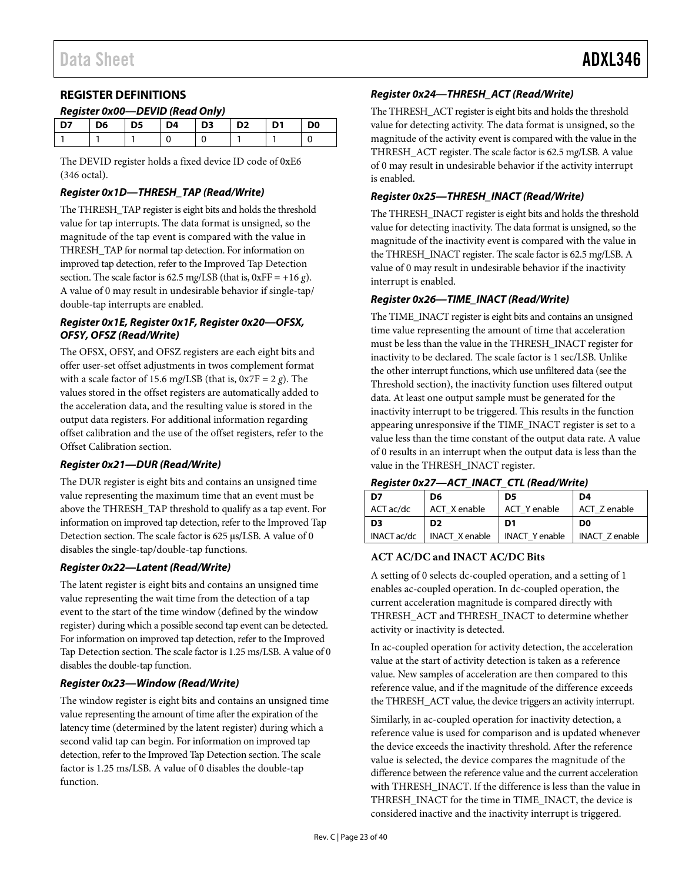## REGISTER DEFINITIONS

### Register 0x00—DEVID (Read Only)

| D7 | D6 | D5 | D4 | D3 | D2 | D1 | D0 |
|---|---|---|---|---|---|---|---|
| 1 | 1 | 1 | 0 | 0 | 1 | 1 | 0 |

The DEVID register holds a fixed device ID code of 0xE6 (346 octal).

### Register 0x1D—THRESH_TAP (Read/Write)

The THRESH_TAP register is eight bits and holds the threshold value for tap interrupts. The data format is unsigned, so the magnitude of the tap event is compared with the value in THRESH_TAP for normal tap detection. For information on improved tap detection, refer to the Improved Tap Detection section. The scale factor is 62.5 m*g*/LSB (that is, 0xFF = +16 *g*). A value of 0 may result in undesirable behavior if single-tap/double-tap interrupts are enabled.

### Register 0x1E, Register 0x1F, Register 0x20—OFSX, OFSY, OFSZ (Read/Write)

The OFSX, OFSY, and OFSZ registers are each eight bits and offer user-set offset adjustments in twos complement format with a scale factor of 15.6 m*g*/LSB (that is, 0x7F = 2 *g*). The values stored in the offset registers are automatically added to the acceleration data, and the resulting value is stored in the output data registers. For additional information regarding offset calibration and the use of the offset registers, refer to the Offset Calibration section.

### Register 0x21—DUR (Read/Write)

The DUR register is eight bits and contains an unsigned time value representing the maximum time that an event must be above the THRESH_TAP threshold to qualify as a tap event. For information on improved tap detection, refer to the Improved Tap Detection section. The scale factor is 625 µs/LSB. A value of 0 disables the single-tap/double-tap functions.

### Register 0x22—Latent (Read/Write)

The latent register is eight bits and contains an unsigned time value representing the wait time from the detection of a tap event to the start of the time window (defined by the window register) during which a possible second tap event can be detected. For information on improved tap detection, refer to the Improved Tap Detection section. The scale factor is 1.25 ms/LSB. A value of 0 disables the double-tap function.

### Register 0x23—Window (Read/Write)

The window register is eight bits and contains an unsigned time value representing the amount of time after the expiration of the latency time (determined by the latent register) during which a second valid tap can begin. For information on improved tap detection, refer to the Improved Tap Detection section. The scale factor is 1.25 ms/LSB. A value of 0 disables the double-tap function.

### Register 0x24—THRESH_ACT (Read/Write)

The THRESH_ACT register is eight bits and holds the threshold value for detecting activity. The data format is unsigned, so the magnitude of the activity event is compared with the value in the THRESH_ACT register. The scale factor is 62.5 m*g*/LSB. A value of 0 may result in undesirable behavior if the activity interrupt is enabled.

### Register 0x25—THRESH_INACT (Read/Write)

The THRESH_INACT register is eight bits and holds the threshold value for detecting inactivity. The data format is unsigned, so the magnitude of the inactivity event is compared with the value in the THRESH_INACT register. The scale factor is 62.5 m*g*/LSB. A value of 0 may result in undesirable behavior if the inactivity interrupt is enabled.

### Register 0x26—TIME_INACT (Read/Write)

The TIME_INACT register is eight bits and contains an unsigned time value representing the amount of time that acceleration must be less than the value in the THRESH_INACT register for inactivity to be declared. The scale factor is 1 sec/LSB. Unlike the other interrupt functions, which use unfiltered data (see the Threshold section), the inactivity function uses filtered output data. At least one output sample must be generated for the inactivity interrupt to be triggered. This results in the function appearing unresponsive if the TIME_INACT register is set to a value less than the time constant of the output data rate. A value of 0 results in an interrupt when the output data is less than the value in the THRESH_INACT register.

### Register 0x27—ACT_INACT_CTL (Read/Write)

| D7 | D6 | D5 | D4 |
|---|---|---|---|
| ACT ac/dc | ACT_X enable | ACT_Y enable | ACT_Z enable |
| **D3** | **D2** | **D1** | **D0** |
| INACT ac/dc | INACT_X enable | INACT_Y enable | INACT_Z enable |

#### ACT AC/DC and INACT AC/DC Bits

A setting of 0 selects dc-coupled operation, and a setting of 1 enables ac-coupled operation. In dc-coupled operation, the current acceleration magnitude is compared directly with THRESH_ACT and THRESH_INACT to determine whether activity or inactivity is detected.

In ac-coupled operation for activity detection, the acceleration value at the start of activity detection is taken as a reference value. New samples of acceleration are then compared to this reference value, and if the magnitude of the difference exceeds the THRESH_ACT value, the device triggers an activity interrupt.

Similarly, in ac-coupled operation for inactivity detection, a reference value is used for comparison and is updated whenever the device exceeds the inactivity threshold. After the reference value is selected, the device compares the magnitude of the difference between the reference value and the current acceleration with THRESH_INACT. If the difference is less than the value in THRESH_INACT for the time in TIME_INACT, the device is considered inactive and the inactivity interrupt is triggered.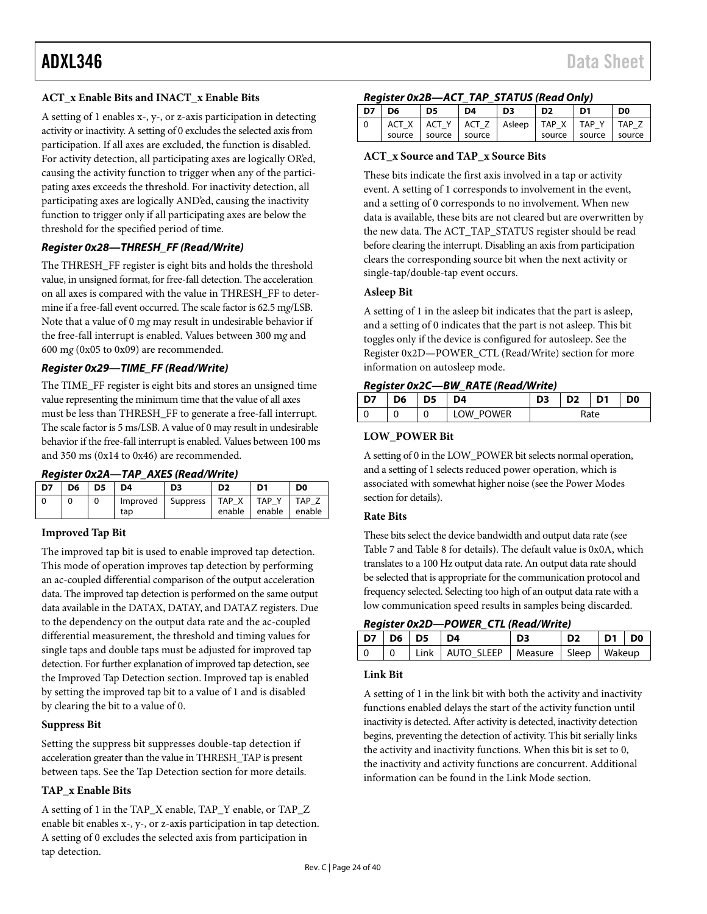### ACT_x Enable Bits and INACT_x Enable Bits

A setting of 1 enables x-, y-, or z-axis participation in detecting activity or inactivity. A setting of 0 excludes the selected axis from participation. If all axes are excluded, the function is disabled. For activity detection, all participating axes are logically OR'ed, causing the activity function to trigger when any of the participating axes exceeds the threshold. For inactivity detection, all participating axes are logically AND'ed, causing the inactivity function to trigger only if all participating axes are below the threshold for the specified period of time.

### *Register 0x28—THRESH_FF (Read/Write)*

The THRESH_FF register is eight bits and holds the threshold value, in unsigned format, for free-fall detection. The acceleration on all axes is compared with the value in THRESH_FF to determine if a free-fall event occurred. The scale factor is 62.5 m*g*/LSB. Note that a value of 0 m*g* may result in undesirable behavior if the free-fall interrupt is enabled. Values between 300 m*g* and 600 m*g* (0x05 to 0x09) are recommended.

### *Register 0x29—TIME_FF (Read/Write)*

The TIME_FF register is eight bits and stores an unsigned time value representing the minimum time that the value of all axes must be less than THRESH_FF to generate a free-fall interrupt. The scale factor is 5 ms/LSB. A value of 0 may result in undesirable behavior if the free-fall interrupt is enabled. Values between 100 ms and 350 ms (0x14 to 0x46) are recommended.

### *Register 0x2A—TAP_AXES (Read/Write)*

| D7 | D6 | D5 | D4 | D3 | D2 | D1 | D0 |
|---|---|---|---|---|---|---|---|
| 0 | 0 | 0 | Improved tap | Suppress | TAP_X enable | TAP_Y enable | TAP_Z enable |

### Improved Tap Bit

The improved tap bit is used to enable improved tap detection. This mode of operation improves tap detection by performing an ac-coupled differential comparison of the output acceleration data. The improved tap detection is performed on the same output data available in the DATAX, DATAY, and DATAZ registers. Due to the dependency on the output data rate and the ac-coupled differential measurement, the threshold and timing values for single taps and double taps must be adjusted for improved tap detection. For further explanation of improved tap detection, see the Improved Tap Detection section. Improved tap is enabled by setting the improved tap bit to a value of 1 and is disabled by clearing the bit to a value of 0.

### Suppress Bit

Setting the suppress bit suppresses double-tap detection if acceleration greater than the value in THRESH_TAP is present between taps. See the Tap Detection section for more details.

### TAP_x Enable Bits

A setting of 1 in the TAP_X enable, TAP_Y enable, or TAP_Z enable bit enables x-, y-, or z-axis participation in tap detection. A setting of 0 excludes the selected axis from participation in tap detection.

### *Register 0x2B—ACT_TAP_STATUS (Read Only)*

| D7 | D6 | D5 | D4 | D3 | D2 | D1 | D0 |
|---|---|---|---|---|---|---|---|
| 0 | ACT_X source | ACT_Y source | ACT_Z source | Asleep | TAP_X source | TAP_Y source | TAP_Z source |

### ACT_x Source and TAP_x Source Bits

These bits indicate the first axis involved in a tap or activity event. A setting of 1 corresponds to involvement in the event, and a setting of 0 corresponds to no involvement. When new data is available, these bits are not cleared but are overwritten by the new data. The ACT_TAP_STATUS register should be read before clearing the interrupt. Disabling an axis from participation clears the corresponding source bit when the next activity or single-tap/double-tap event occurs.

### Asleep Bit

A setting of 1 in the asleep bit indicates that the part is asleep, and a setting of 0 indicates that the part is not asleep. This bit toggles only if the device is configured for autosleep. See the Register 0x2D—POWER_CTL (Read/Write) section for more information on autosleep mode.

### *Register 0x2C—BW_RATE (Read/Write)*

| D7 | D6 | D5 | D4 | D3 | D2 | D1 | D0 |
|---|---|---|---|---|---|---|---|
| 0 | 0 | 0 | LOW_POWER | Rate | | | |

### LOW_POWER Bit

A setting of 0 in the LOW_POWER bit selects normal operation, and a setting of 1 selects reduced power operation, which is associated with somewhat higher noise (see the Power Modes section for details).

### Rate Bits

These bits select the device bandwidth and output data rate (see Table 7 and Table 8 for details). The default value is 0x0A, which translates to a 100 Hz output data rate. An output data rate should be selected that is appropriate for the communication protocol and frequency selected. Selecting too high of an output data rate with a low communication speed results in samples being discarded.

### *Register 0x2D—POWER_CTL (Read/Write)*

| D7 | D6 | D5 | D4 | D3 | D2 | D1 | D0 |
|---|---|---|---|---|---|---|---|
| 0 | 0 | Link | AUTO_SLEEP | Measure | Sleep | Wakeup | |

### Link Bit

A setting of 1 in the link bit with both the activity and inactivity functions enabled delays the start of the activity function until inactivity is detected. After activity is detected, inactivity detection begins, preventing the detection of activity. This bit serially links the activity and inactivity functions. When this bit is set to 0, the inactivity and activity functions are concurrent. Additional information can be found in the Link Mode section.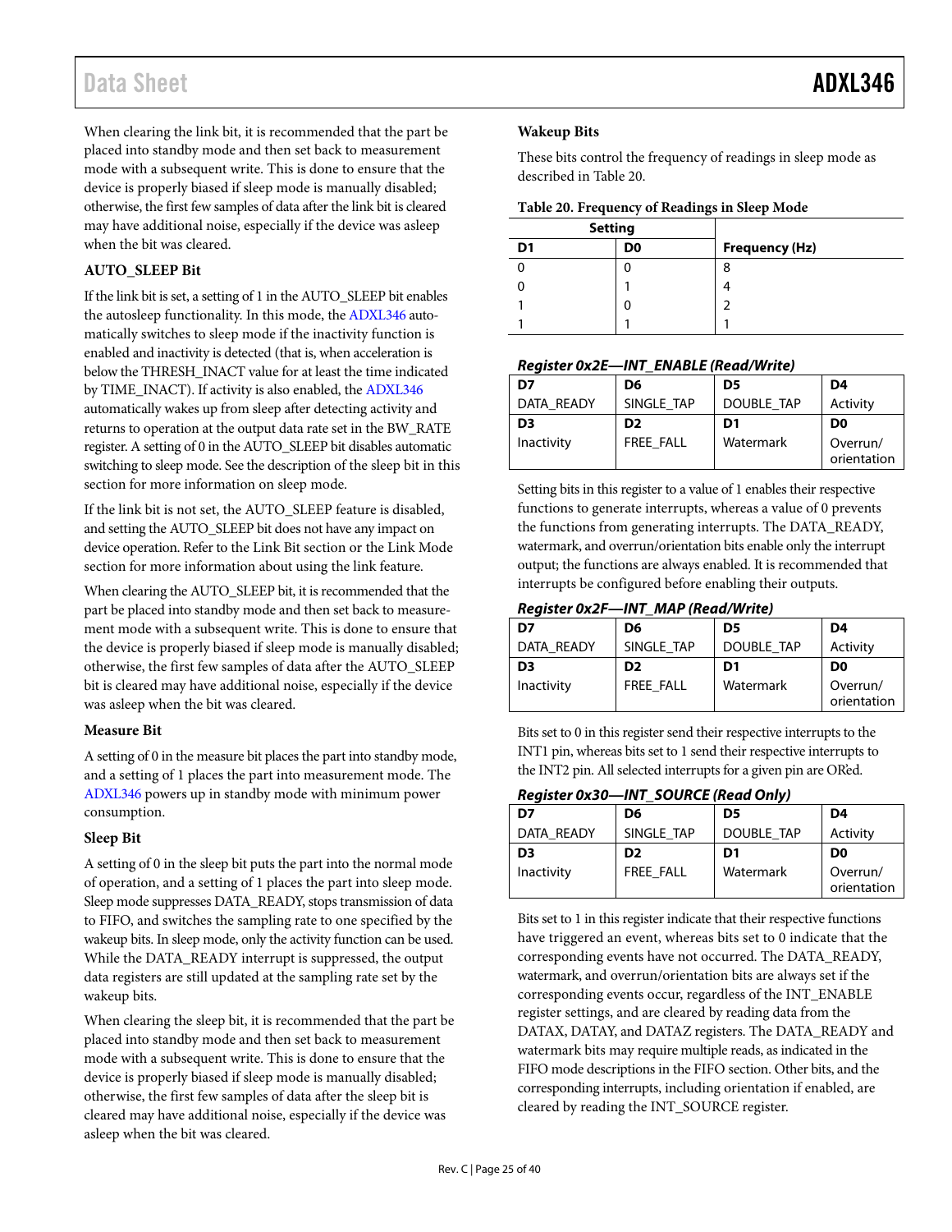When clearing the link bit, it is recommended that the part be placed into standby mode and then set back to measurement mode with a subsequent write. This is done to ensure that the device is properly biased if sleep mode is manually disabled; otherwise, the first few samples of data after the link bit is cleared may have additional noise, especially if the device was asleep when the bit was cleared.

### AUTO_SLEEP Bit

If the link bit is set, a setting of 1 in the AUTO_SLEEP bit enables the autosleep functionality. In this mode, the ADXL346 automatically switches to sleep mode if the inactivity function is enabled and inactivity is detected (that is, when acceleration is below the THRESH_INACT value for at least the time indicated by TIME_INACT). If activity is also enabled, the ADXL346 automatically wakes up from sleep after detecting activity and returns to operation at the output data rate set in the BW_RATE register. A setting of 0 in the AUTO_SLEEP bit disables automatic switching to sleep mode. See the description of the sleep bit in this section for more information on sleep mode.

If the link bit is not set, the AUTO_SLEEP feature is disabled, and setting the AUTO_SLEEP bit does not have any impact on device operation. Refer to the Link Bit section or the Link Mode section for more information about using the link feature.

When clearing the AUTO_SLEEP bit, it is recommended that the part be placed into standby mode and then set back to measurement mode with a subsequent write. This is done to ensure that the device is properly biased if sleep mode is manually disabled; otherwise, the first few samples of data after the AUTO_SLEEP bit is cleared may have additional noise, especially if the device was asleep when the bit was cleared.

### Measure Bit

A setting of 0 in the measure bit places the part into standby mode, and a setting of 1 places the part into measurement mode. The ADXL346 powers up in standby mode with minimum power consumption.

### Sleep Bit

A setting of 0 in the sleep bit puts the part into the normal mode of operation, and a setting of 1 places the part into sleep mode. Sleep mode suppresses DATA_READY, stops transmission of data to FIFO, and switches the sampling rate to one specified by the wakeup bits. In sleep mode, only the activity function can be used. While the DATA_READY interrupt is suppressed, the output data registers are still updated at the sampling rate set by the wakeup bits.

When clearing the sleep bit, it is recommended that the part be placed into standby mode and then set back to measurement mode with a subsequent write. This is done to ensure that the device is properly biased if sleep mode is manually disabled; otherwise, the first few samples of data after the sleep bit is cleared may have additional noise, especially if the device was asleep when the bit was cleared.

### Wakeup Bits

These bits control the frequency of readings in sleep mode as described in Table 20.

**Table 20. Frequency of Readings in Sleep Mode**

| Setting | | |
|---|---|---|
| **D1** | **D0** | **Frequency (Hz)** |
| 0 | 0 | 8 |
| 0 | 1 | 4 |
| 1 | 0 | 2 |
| 1 | 1 | 1 |

### *Register 0x2E—INT_ENABLE (Read/Write)*

| D7 | D6 | D5 | D4 |
|---|---|---|---|
| DATA_READY | SINGLE_TAP | DOUBLE_TAP | Activity |
| **D3** | **D2** | **D1** | **D0** |
| Inactivity | FREE_FALL | Watermark | Overrun/orientation |

Setting bits in this register to a value of 1 enables their respective functions to generate interrupts, whereas a value of 0 prevents the functions from generating interrupts. The DATA_READY, watermark, and overrun/orientation bits enable only the interrupt output; the functions are always enabled. It is recommended that interrupts be configured before enabling their outputs.

### *Register 0x2F—INT_MAP (Read/Write)*

| D7 | D6 | D5 | D4 |
|---|---|---|---|
| DATA_READY | SINGLE_TAP | DOUBLE_TAP | Activity |
| **D3** | **D2** | **D1** | **D0** |
| Inactivity | FREE_FALL | Watermark | Overrun/orientation |

Bits set to 0 in this register send their respective interrupts to the INT1 pin, whereas bits set to 1 send their respective interrupts to the INT2 pin. All selected interrupts for a given pin are OR'ed.

### *Register 0x30—INT_SOURCE (Read Only)*

| D7 | D6 | D5 | D4 |
|---|---|---|---|
| DATA_READY | SINGLE_TAP | DOUBLE_TAP | Activity |
| **D3** | **D2** | **D1** | **D0** |
| Inactivity | FREE_FALL | Watermark | Overrun/orientation |

Bits set to 1 in this register indicate that their respective functions have triggered an event, whereas bits set to 0 indicate that the corresponding events have not occurred. The DATA_READY, watermark, and overrun/orientation bits are always set if the corresponding events occur, regardless of the INT_ENABLE register settings, and are cleared by reading data from the DATAX, DATAY, and DATAZ registers. The DATA_READY and watermark bits may require multiple reads, as indicated in the FIFO mode descriptions in the FIFO section. Other bits, and the corresponding interrupts, including orientation if enabled, are cleared by reading the INT_SOURCE register.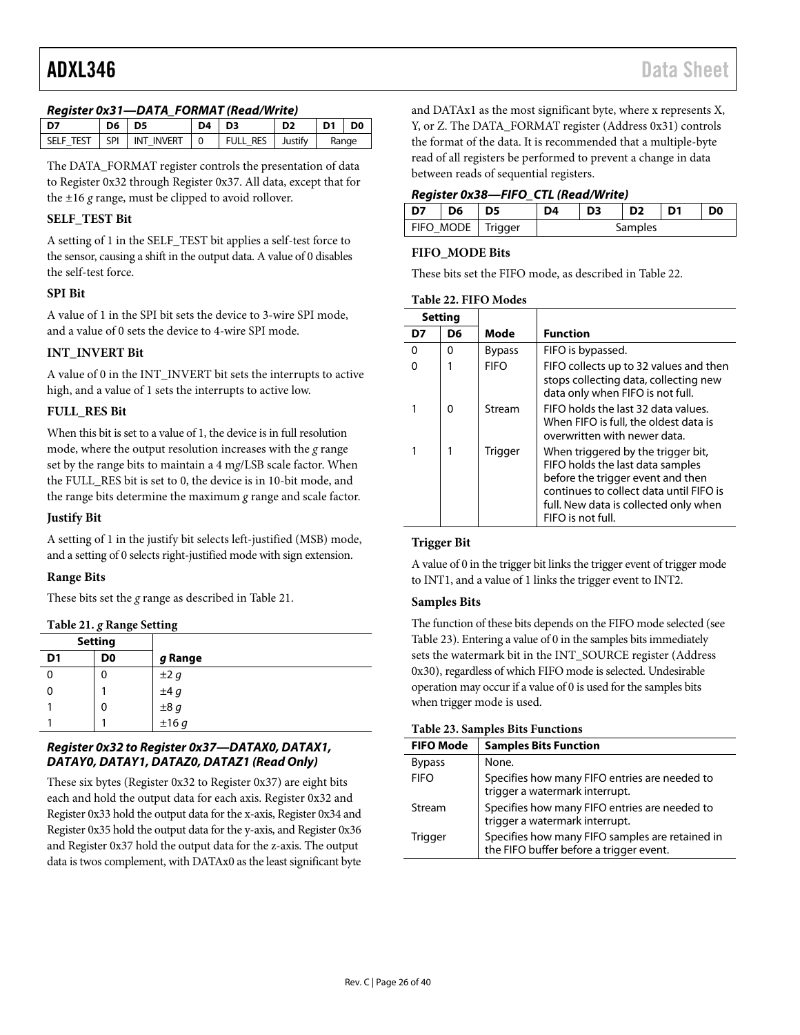#### *Register 0x31—DATA_FORMAT (Read/Write)*

| D7 | D6 | D5 | D4 | D3 | D2 | D1 | D0 |
|---|---|---|---|---|---|---|---|
| SELF_TEST | SPI | INT_INVERT | 0 | FULL_RES | Justify | Range | |

The DATA_FORMAT register controls the presentation of data to Register 0x32 through Register 0x37. All data, except that for the ±16 *g* range, must be clipped to avoid rollover.

**SELF_TEST Bit**

A setting of 1 in the SELF_TEST bit applies a self-test force to the sensor, causing a shift in the output data. A value of 0 disables the self-test force.

**SPI Bit**

A value of 1 in the SPI bit sets the device to 3-wire SPI mode, and a value of 0 sets the device to 4-wire SPI mode.

**INT_INVERT Bit**

A value of 0 in the INT_INVERT bit sets the interrupts to active high, and a value of 1 sets the interrupts to active low.

**FULL_RES Bit**

When this bit is set to a value of 1, the device is in full resolution mode, where the output resolution increases with the *g* range set by the range bits to maintain a 4 m*g*/LSB scale factor. When the FULL_RES bit is set to 0, the device is in 10-bit mode, and the range bits determine the maximum *g* range and scale factor.

**Justify Bit**

A setting of 1 in the justify bit selects left-justified (MSB) mode, and a setting of 0 selects right-justified mode with sign extension.

**Range Bits**

These bits set the *g* range as described in Table 21.

**Table 21. *g* Range Setting**

| Setting | | |
|---|---|---|
| D1 | D0 | *g* Range |
| 0 | 0 | ±2 *g* |
| 0 | 1 | ±4 *g* |
| 1 | 0 | ±8 *g* |
| 1 | 1 | ±16 *g* |

#### *Register 0x32 to Register 0x37—DATAX0, DATAX1, DATAY0, DATAY1, DATAZ0, DATAZ1 (Read Only)*

These six bytes (Register 0x32 to Register 0x37) are eight bits each and hold the output data for each axis. Register 0x32 and Register 0x33 hold the output data for the x-axis, Register 0x34 and Register 0x35 hold the output data for the y-axis, and Register 0x36 and Register 0x37 hold the output data for the z-axis. The output data is twos complement, with DATAx0 as the least significant byte and DATAx1 as the most significant byte, where x represents X, Y, or Z. The DATA_FORMAT register (Address 0x31) controls the format of the data. It is recommended that a multiple-byte read of all registers be performed to prevent a change in data between reads of sequential registers.

#### *Register 0x38—FIFO_CTL (Read/Write)*

| D7 | D6 | D5 | D4 | D3 | D2 | D1 | D0 |
|---|---|---|---|---|---|---|---|
| FIFO_MODE | | Trigger | Samples | | | | |

**FIFO_MODE Bits**

These bits set the FIFO mode, as described in Table 22.

**Table 22. FIFO Modes**

| Setting | | | |
|---|---|---|---|
| D7 | D6 | Mode | Function |
| 0 | 0 | Bypass | FIFO is bypassed. |
| 0 | 1 | FIFO | FIFO collects up to 32 values and then stops collecting data, collecting new data only when FIFO is not full. |
| 1 | 0 | Stream | FIFO holds the last 32 data values. When FIFO is full, the oldest data is overwritten with newer data. |
| 1 | 1 | Trigger | When triggered by the trigger bit, FIFO holds the last data samples before the trigger event and then continues to collect data until FIFO is full. New data is collected only when FIFO is not full. |

**Trigger Bit**

A value of 0 in the trigger bit links the trigger event of trigger mode to INT1, and a value of 1 links the trigger event to INT2.

**Samples Bits**

The function of these bits depends on the FIFO mode selected (see Table 23). Entering a value of 0 in the samples bits immediately sets the watermark bit in the INT_SOURCE register (Address 0x30), regardless of which FIFO mode is selected. Undesirable operation may occur if a value of 0 is used for the samples bits when trigger mode is used.

**Table 23. Samples Bits Functions**

| FIFO Mode | Samples Bits Function |
|---|---|
| Bypass | None. |
| FIFO | Specifies how many FIFO entries are needed to trigger a watermark interrupt. |
| Stream | Specifies how many FIFO entries are needed to trigger a watermark interrupt. |
| Trigger | Specifies how many FIFO samples are retained in the FIFO buffer before a trigger event. |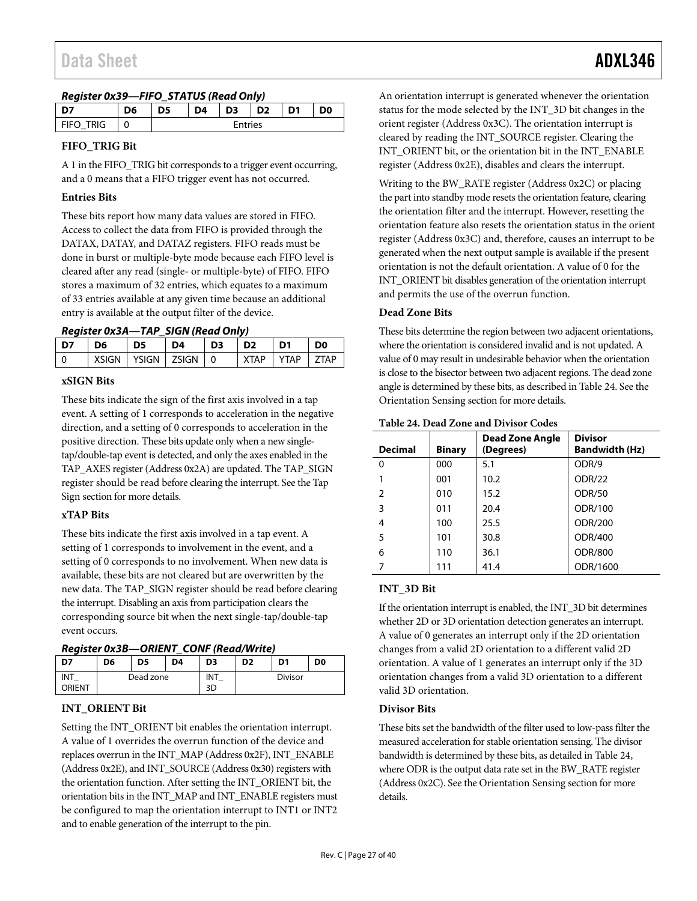#### *Register 0x39—FIFO_STATUS (Read Only)*

| D7 | D6 | D5 | D4 | D3 | D2 | D1 | D0 |
|---|---|---|---|---|---|---|---|
| FIFO_TRIG | 0 | Entries | | | | | |

**FIFO_TRIG Bit**

A 1 in the FIFO_TRIG bit corresponds to a trigger event occurring, and a 0 means that a FIFO trigger event has not occurred.

**Entries Bits**

These bits report how many data values are stored in FIFO. Access to collect the data from FIFO is provided through the DATAX, DATAY, and DATAZ registers. FIFO reads must be done in burst or multiple-byte mode because each FIFO level is cleared after any read (single- or multiple-byte) of FIFO. FIFO stores a maximum of 32 entries, which equates to a maximum of 33 entries available at any given time because an additional entry is available at the output filter of the device.

#### *Register 0x3A—TAP_SIGN (Read Only)*

| D7 | D6 | D5 | D4 | D3 | D2 | D1 | D0 |
|---|---|---|---|---|---|---|---|
| 0 | XSIGN | YSIGN | ZSIGN | 0 | XTAP | YTAP | ZTAP |

**xSIGN Bits**

These bits indicate the sign of the first axis involved in a tap event. A setting of 1 corresponds to acceleration in the negative direction, and a setting of 0 corresponds to acceleration in the positive direction. These bits update only when a new single-tap/double-tap event is detected, and only the axes enabled in the TAP_AXES register (Address 0x2A) are updated. The TAP_SIGN register should be read before clearing the interrupt. See the Tap Sign section for more details.

**xTAP Bits**

These bits indicate the first axis involved in a tap event. A setting of 1 corresponds to involvement in the event, and a setting of 0 corresponds to no involvement. When new data is available, these bits are not cleared but are overwritten by the new data. The TAP_SIGN register should be read before clearing the interrupt. Disabling an axis from participation clears the corresponding source bit when the next single-tap/double-tap event occurs.

#### *Register 0x3B—ORIENT_CONF (Read/Write)*

| D7 | D6 | D5 | D4 | D3 | D2 | D1 | D0 |
|---|---|---|---|---|---|---|---|
| INT_ ORIENT | Dead zone | | | INT_ 3D | Divisor | | |

**INT_ORIENT Bit**

Setting the INT_ORIENT bit enables the orientation interrupt. A value of 1 overrides the overrun function of the device and replaces overrun in the INT_MAP (Address 0x2F), INT_ENABLE (Address 0x2E), and INT_SOURCE (Address 0x30) registers with the orientation function. After setting the INT_ORIENT bit, the orientation bits in the INT_MAP and INT_ENABLE registers must be configured to map the orientation interrupt to INT1 or INT2 and to enable generation of the interrupt to the pin.

An orientation interrupt is generated whenever the orientation status for the mode selected by the INT_3D bit changes in the orient register (Address 0x3C). The orientation interrupt is cleared by reading the INT_SOURCE register. Clearing the INT_ORIENT bit, or the orientation bit in the INT_ENABLE register (Address 0x2E), disables and clears the interrupt.

Writing to the BW_RATE register (Address 0x2C) or placing the part into standby mode resets the orientation feature, clearing the orientation filter and the interrupt. However, resetting the orientation feature also resets the orientation status in the orient register (Address 0x3C) and, therefore, causes an interrupt to be generated when the next output sample is available if the present orientation is not the default orientation. A value of 0 for the INT_ORIENT bit disables generation of the orientation interrupt and permits the use of the overrun function.

**Dead Zone Bits**

These bits determine the region between two adjacent orientations, where the orientation is considered invalid and is not updated. A value of 0 may result in undesirable behavior when the orientation is close to the bisector between two adjacent regions. The dead zone angle is determined by these bits, as described in Table 24. See the Orientation Sensing section for more details.

**Table 24. Dead Zone and Divisor Codes**

| Decimal | Binary | Dead Zone Angle (Degrees) | Divisor Bandwidth (Hz) |
|---|---|---|---|
| 0 | 000 | 5.1 | ODR/9 |
| 1 | 001 | 10.2 | ODR/22 |
| 2 | 010 | 15.2 | ODR/50 |
| 3 | 011 | 20.4 | ODR/100 |
| 4 | 100 | 25.5 | ODR/200 |
| 5 | 101 | 30.8 | ODR/400 |
| 6 | 110 | 36.1 | ODR/800 |
| 7 | 111 | 41.4 | ODR/1600 |

**INT_3D Bit**

If the orientation interrupt is enabled, the INT_3D bit determines whether 2D or 3D orientation detection generates an interrupt. A value of 0 generates an interrupt only if the 2D orientation changes from a valid 2D orientation to a different valid 2D orientation. A value of 1 generates an interrupt only if the 3D orientation changes from a valid 3D orientation to a different valid 3D orientation.

**Divisor Bits**

These bits set the bandwidth of the filter used to low-pass filter the measured acceleration for stable orientation sensing. The divisor bandwidth is determined by these bits, as detailed in Table 24, where ODR is the output data rate set in the BW_RATE register (Address 0x2C). See the Orientation Sensing section for more details.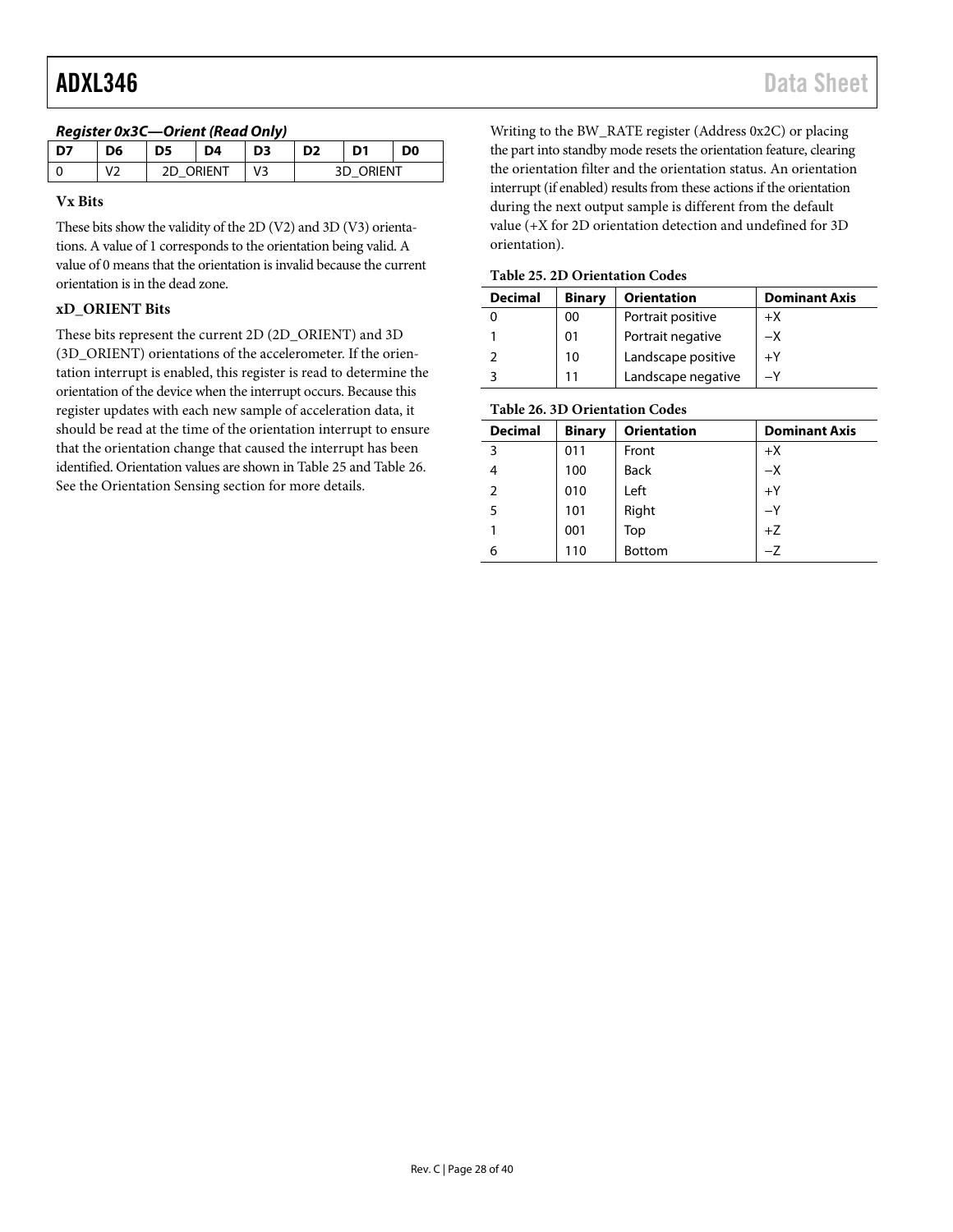### *Register 0x3C—Orient (Read Only)*

| D7 | D6 | D5 | D4 | D3 | D2 | D1 | D0 |
|---|---|---|---|---|---|---|---|
| 0 | V2 | 2D_ORIENT | | V3 | 3D_ORIENT | | |

#### Vx Bits

These bits show the validity of the 2D (V2) and 3D (V3) orientations. A value of 1 corresponds to the orientation being valid. A value of 0 means that the orientation is invalid because the current orientation is in the dead zone.

#### xD_ORIENT Bits

These bits represent the current 2D (2D_ORIENT) and 3D (3D_ORIENT) orientations of the accelerometer. If the orientation interrupt is enabled, this register is read to determine the orientation of the device when the interrupt occurs. Because this register updates with each new sample of acceleration data, it should be read at the time of the orientation interrupt to ensure that the orientation change that caused the interrupt has been identified. Orientation values are shown in Table 25 and Table 26. See the Orientation Sensing section for more details.

Writing to the BW_RATE register (Address 0x2C) or placing the part into standby mode resets the orientation feature, clearing the orientation filter and the orientation status. An orientation interrupt (if enabled) results from these actions if the orientation during the next output sample is different from the default value (+X for 2D orientation detection and undefined for 3D orientation).

**Table 25. 2D Orientation Codes**

| Decimal | Binary | Orientation | Dominant Axis |
|---|---|---|---|
| 0 | 00 | Portrait positive | +X |
| 1 | 01 | Portrait negative | −X |
| 2 | 10 | Landscape positive | +Y |
| 3 | 11 | Landscape negative | −Y |

**Table 26. 3D Orientation Codes**

| Decimal | Binary | Orientation | Dominant Axis |
|---|---|---|---|
| 3 | 011 | Front | +X |
| 4 | 100 | Back | −X |
| 2 | 010 | Left | +Y |
| 5 | 101 | Right | −Y |
| 1 | 001 | Top | +Z |
| 6 | 110 | Bottom | −Z |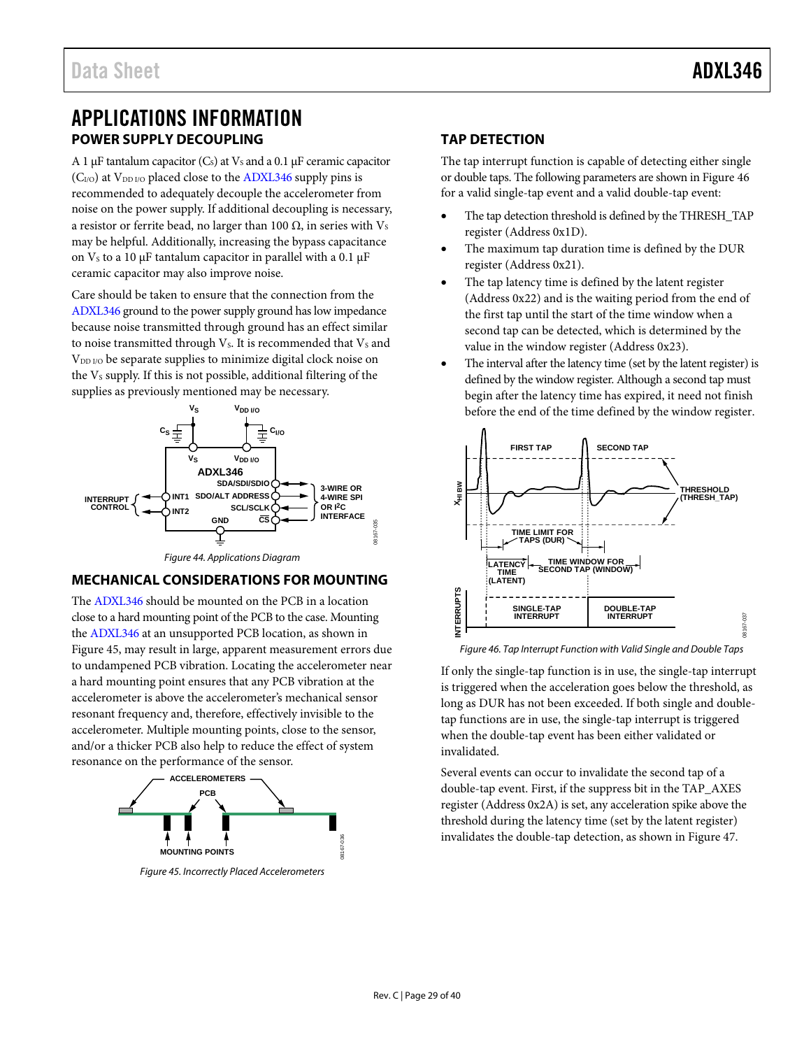# APPLICATIONS INFORMATION

## POWER SUPPLY DECOUPLING

A 1 µF tantalum capacitor ($C_S$) at $V_S$ and a 0.1 µF ceramic capacitor ($C_{I/O}$) at $V_{DD\ I/O}$ placed close to the ADXL346 supply pins is recommended to adequately decouple the accelerometer from noise on the power supply. If additional decoupling is necessary, a resistor or ferrite bead, no larger than 100 Ω, in series with $V_S$ may be helpful. Additionally, increasing the bypass capacitance on $V_S$ to a 10 µF tantalum capacitor in parallel with a 0.1 µF ceramic capacitor may also improve noise.

Care should be taken to ensure that the connection from the ADXL346 ground to the power supply ground has low impedance because noise transmitted through ground has an effect similar to noise transmitted through $V_S$. It is recommended that $V_S$ and $V_{DD\ I/O}$ be separate supplies to minimize digital clock noise on the $V_S$ supply. If this is not possible, additional filtering of the supplies as previously mentioned may be necessary.

VS
VDD I/O
CS
CI/O
VS
VDD I/O
ADXL346
SDA/SDI/SDIO
SDO/ALT ADDRESS
SCL/SCLK
CS
INT1
INT2
GND
INTERRUPT CONTROL
3-WIRE OR 4-WIRE SPI OR I2C INTERFACE
08167-035

*Figure 44. Applications Diagram*

## MECHANICAL CONSIDERATIONS FOR MOUNTING

The ADXL346 should be mounted on the PCB in a location close to a hard mounting point of the PCB to the case. Mounting the ADXL346 at an unsupported PCB location, as shown in Figure 45, may result in large, apparent measurement errors due to undampened PCB vibration. Locating the accelerometer near a hard mounting point ensures that any PCB vibration at the accelerometer is above the accelerometer's mechanical sensor resonant frequency and, therefore, effectively invisible to the accelerometer. Multiple mounting points, close to the sensor, and/or a thicker PCB also help to reduce the effect of system resonance on the performance of the sensor.

ACCELEROMETERS
PCB
MOUNTING POINTS
08167-036

*Figure 45. Incorrectly Placed Accelerometers*

## TAP DETECTION

The tap interrupt function is capable of detecting either single or double taps. The following parameters are shown in Figure 46 for a valid single-tap event and a valid double-tap event:

- The tap detection threshold is defined by the THRESH_TAP register (Address 0x1D).
- The maximum tap duration time is defined by the DUR register (Address 0x21).
- The tap latency time is defined by the latent register (Address 0x22) and is the waiting period from the end of the first tap until the start of the time window when a second tap can be detected, which is determined by the value in the window register (Address 0x23).
- The interval after the latency time (set by the latent register) is defined by the window register. Although a second tap must begin after the latency time has expired, it need not finish before the end of the time defined by the window register.

FIRST TAP
SECOND TAP
XHI BW
THRESHOLD (THRESH_TAP)
TIME LIMIT FOR TAPS (DUR)
LATENCY TIME (LATENT)
TIME WINDOW FOR SECOND TAP (WINDOW)
INTERRUPTS
SINGLE-TAP INTERRUPT
DOUBLE-TAP INTERRUPT
08167-037

*Figure 46. Tap Interrupt Function with Valid Single and Double Taps*

If only the single-tap function is in use, the single-tap interrupt is triggered when the acceleration goes below the threshold, as long as DUR has not been exceeded. If both single and double-tap functions are in use, the single-tap interrupt is triggered when the double-tap event has been either validated or invalidated.

Several events can occur to invalidate the second tap of a double-tap event. First, if the suppress bit in the TAP_AXES register (Address 0x2A) is set, any acceleration spike above the threshold during the latency time (set by the latent register) invalidates the double-tap detection, as shown in Figure 47.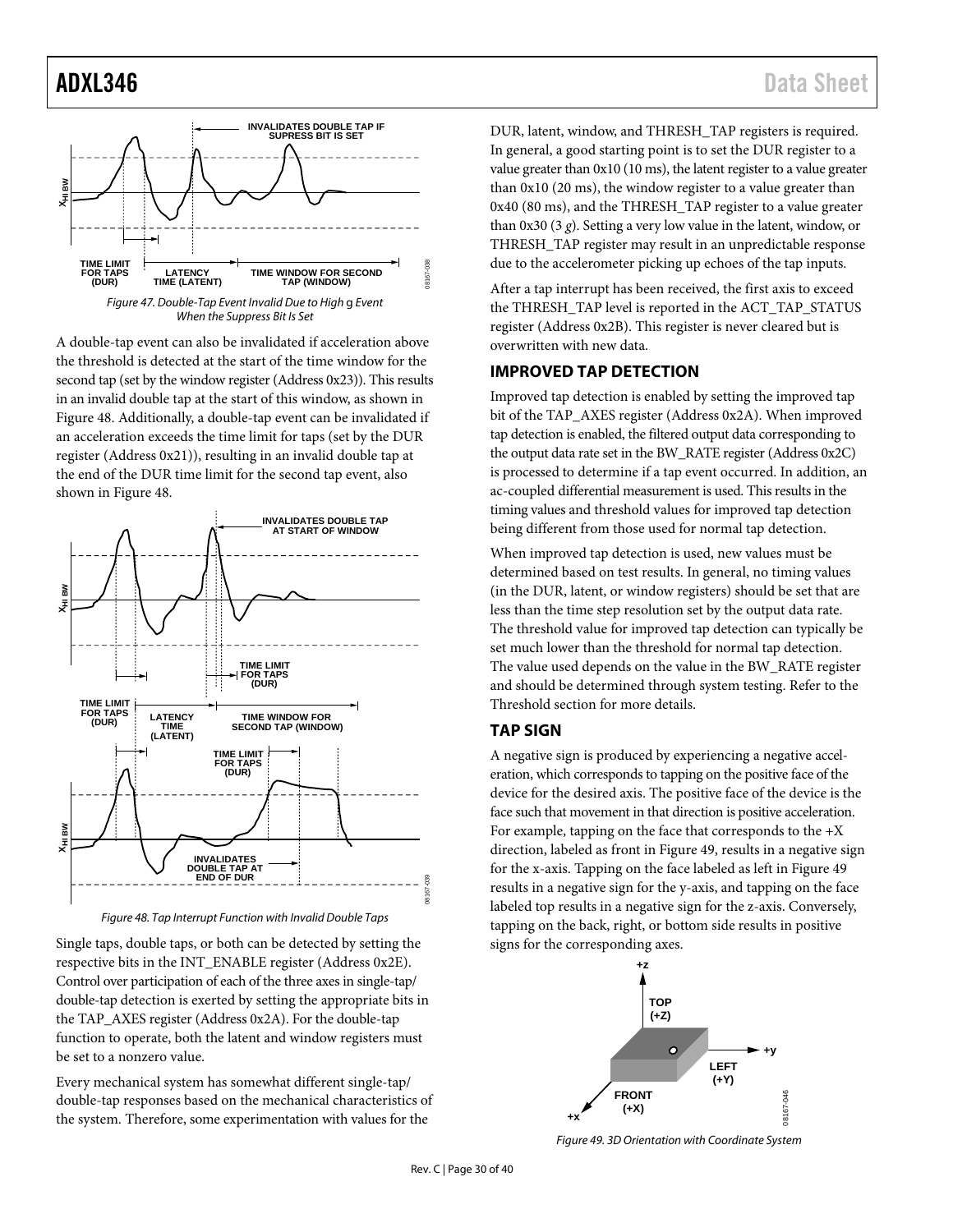INVALIDATES DOUBLE TAP IF SUPRESS BIT IS SET

$X_{HI}$ BW

TIME LIMIT FOR TAPS (DUR)

LATENCY TIME (LATENT)

TIME WINDOW FOR SECOND TAP (WINDOW)

08167-038

Figure 47. Double-Tap Event Invalid Due to High g Event When the Suppress Bit Is Set

A double-tap event can also be invalidated if acceleration above the threshold is detected at the start of the time window for the second tap (set by the window register (Address 0x23)). This results in an invalid double tap at the start of this window, as shown in Figure 48. Additionally, a double-tap event can be invalidated if an acceleration exceeds the time limit for taps (set by the DUR register (Address 0x21)), resulting in an invalid double tap at the end of the DUR time limit for the second tap event, also shown in Figure 48.

INVALIDATES DOUBLE TAP AT START OF WINDOW

$X_{HI}$ BW

TIME LIMIT FOR TAPS (DUR)

TIME LIMIT FOR TAPS (DUR)

LATENCY TIME (LATENT)

TIME WINDOW FOR SECOND TAP (WINDOW)

TIME LIMIT FOR TAPS (DUR)

$X_{HI}$ BW

INVALIDATES DOUBLE TAP AT END OF DUR

08167-039

Figure 48. Tap Interrupt Function with Invalid Double Taps

Single taps, double taps, or both can be detected by setting the respective bits in the INT_ENABLE register (Address 0x2E). Control over participation of each of the three axes in single-tap/double-tap detection is exerted by setting the appropriate bits in the TAP_AXES register (Address 0x2A). For the double-tap function to operate, both the latent and window registers must be set to a nonzero value.

Every mechanical system has somewhat different single-tap/double-tap responses based on the mechanical characteristics of the system. Therefore, some experimentation with values for the DUR, latent, window, and THRESH_TAP registers is required. In general, a good starting point is to set the DUR register to a value greater than 0x10 (10 ms), the latent register to a value greater than 0x10 (20 ms), the window register to a value greater than 0x40 (80 ms), and the THRESH_TAP register to a value greater than 0x30 (3 *g*). Setting a very low value in the latent, window, or THRESH_TAP register may result in an unpredictable response due to the accelerometer picking up echoes of the tap inputs.

After a tap interrupt has been received, the first axis to exceed the THRESH_TAP level is reported in the ACT_TAP_STATUS register (Address 0x2B). This register is never cleared but is overwritten with new data.

## IMPROVED TAP DETECTION

Improved tap detection is enabled by setting the improved tap bit of the TAP_AXES register (Address 0x2A). When improved tap detection is enabled, the filtered output data corresponding to the output data rate set in the BW_RATE register (Address 0x2C) is processed to determine if a tap event occurred. In addition, an ac-coupled differential measurement is used. This results in the timing values and threshold values for improved tap detection being different from those used for normal tap detection.

When improved tap detection is used, new values must be determined based on test results. In general, no timing values (in the DUR, latent, or window registers) should be set that are less than the time step resolution set by the output data rate. The threshold value for improved tap detection can typically be set much lower than the threshold for normal tap detection. The value used depends on the value in the BW_RATE register and should be determined through system testing. Refer to the Threshold section for more details.

## TAP SIGN

A negative sign is produced by experiencing a negative acceleration, which corresponds to tapping on the positive face of the device for the desired axis. The positive face of the device is the face such that movement in that direction is positive acceleration. For example, tapping on the face that corresponds to the +X direction, labeled as front in Figure 49, results in a negative sign for the x-axis. Tapping on the face labeled as left in Figure 49 results in a negative sign for the y-axis, and tapping on the face labeled top results in a negative sign for the z-axis. Conversely, tapping on the back, right, or bottom side results in positive signs for the corresponding axes.

+z

TOP (+Z)

+y

LEFT (+Y)

FRONT (+X)

+x

08167-046

Figure 49. 3D Orientation with Coordinate System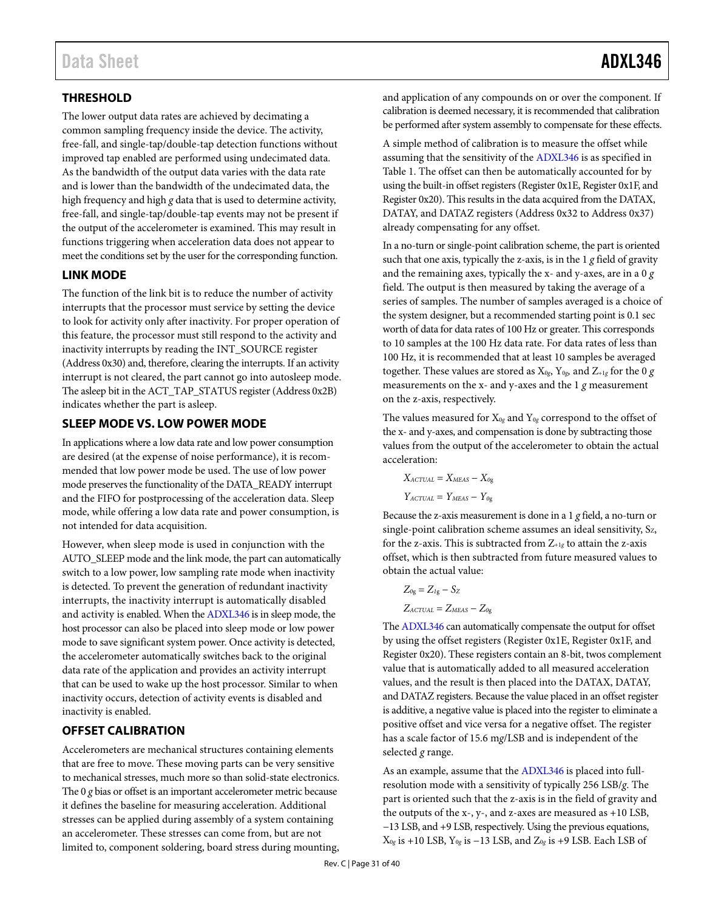## THRESHOLD

The lower output data rates are achieved by decimating a common sampling frequency inside the device. The activity, free-fall, and single-tap/double-tap detection functions without improved tap enabled are performed using undecimated data. As the bandwidth of the output data varies with the data rate and is lower than the bandwidth of the undecimated data, the high frequency and high *g* data that is used to determine activity, free-fall, and single-tap/double-tap events may not be present if the output of the accelerometer is examined. This may result in functions triggering when acceleration data does not appear to meet the conditions set by the user for the corresponding function.

## LINK MODE

The function of the link bit is to reduce the number of activity interrupts that the processor must service by setting the device to look for activity only after inactivity. For proper operation of this feature, the processor must still respond to the activity and inactivity interrupts by reading the INT_SOURCE register (Address 0x30) and, therefore, clearing the interrupts. If an activity interrupt is not cleared, the part cannot go into autosleep mode. The asleep bit in the ACT_TAP_STATUS register (Address 0x2B) indicates whether the part is asleep.

## SLEEP MODE VS. LOW POWER MODE

In applications where a low data rate and low power consumption are desired (at the expense of noise performance), it is recommended that low power mode be used. The use of low power mode preserves the functionality of the DATA_READY interrupt and the FIFO for postprocessing of the acceleration data. Sleep mode, while offering a low data rate and power consumption, is not intended for data acquisition.

However, when sleep mode is used in conjunction with the AUTO_SLEEP mode and the link mode, the part can automatically switch to a low power, low sampling rate mode when inactivity is detected. To prevent the generation of redundant inactivity interrupts, the inactivity interrupt is automatically disabled and activity is enabled. When the ADXL346 is in sleep mode, the host processor can also be placed into sleep mode or low power mode to save significant system power. Once activity is detected, the accelerometer automatically switches back to the original data rate of the application and provides an activity interrupt that can be used to wake up the host processor. Similar to when inactivity occurs, detection of activity events is disabled and inactivity is enabled.

## OFFSET CALIBRATION

Accelerometers are mechanical structures containing elements that are free to move. These moving parts can be very sensitive to mechanical stresses, much more so than solid-state electronics. The 0 *g* bias or offset is an important accelerometer metric because it defines the baseline for measuring acceleration. Additional stresses can be applied during assembly of a system containing an accelerometer. These stresses can come from, but are not limited to, component soldering, board stress during mounting, and application of any compounds on or over the component. If calibration is deemed necessary, it is recommended that calibration be performed after system assembly to compensate for these effects.

A simple method of calibration is to measure the offset while assuming that the sensitivity of the ADXL346 is as specified in Table 1. The offset can then be automatically accounted for by using the built-in offset registers (Register 0x1E, Register 0x1F, and Register 0x20). This results in the data acquired from the DATAX, DATAY, and DATAZ registers (Address 0x32 to Address 0x37) already compensating for any offset.

In a no-turn or single-point calibration scheme, the part is oriented such that one axis, typically the z-axis, is in the 1 *g* field of gravity and the remaining axes, typically the x- and y-axes, are in a 0 *g* field. The output is then measured by taking the average of a series of samples. The number of samples averaged is a choice of the system designer, but a recommended starting point is 0.1 sec worth of data for data rates of 100 Hz or greater. This corresponds to 10 samples at the 100 Hz data rate. For data rates of less than 100 Hz, it is recommended that at least 10 samples be averaged together. These values are stored as $X_{0g}$, $Y_{0g}$, and $Z_{+1g}$ for the 0 *g* measurements on the x- and y-axes and the 1 *g* measurement on the z-axis, respectively.

The values measured for $X_{0g}$ and $Y_{0g}$ correspond to the offset of the x- and y-axes, and compensation is done by subtracting those values from the output of the accelerometer to obtain the actual acceleration:

$$X_{ACTUAL} = X_{MEAS} - X_{0g}$$

$$Y_{ACTUAL} = Y_{MEAS} - Y_{0g}$$

Because the z-axis measurement is done in a 1 *g* field, a no-turn or single-point calibration scheme assumes an ideal sensitivity, $S_Z$, for the z-axis. This is subtracted from $Z_{+1g}$ to attain the z-axis offset, which is then subtracted from future measured values to obtain the actual value:

$$Z_{0g} = Z_{1g} - S_Z$$

$$Z_{ACTUAL} = Z_{MEAS} - Z_{0g}$$

The ADXL346 can automatically compensate the output for offset by using the offset registers (Register 0x1E, Register 0x1F, and Register 0x20). These registers contain an 8-bit, twos complement value that is automatically added to all measured acceleration values, and the result is then placed into the DATAX, DATAY, and DATAZ registers. Because the value placed in an offset register is additive, a negative value is placed into the register to eliminate a positive offset and vice versa for a negative offset. The register has a scale factor of 15.6 m*g*/LSB and is independent of the selected *g* range.

As an example, assume that the ADXL346 is placed into full-resolution mode with a sensitivity of typically 256 LSB/*g*. The part is oriented such that the z-axis is in the field of gravity and the outputs of the x-, y-, and z-axes are measured as +10 LSB, −13 LSB, and +9 LSB, respectively. Using the previous equations, $X_{0g}$ is +10 LSB, $Y_{0g}$ is −13 LSB, and $Z_{0g}$ is +9 LSB. Each LSB of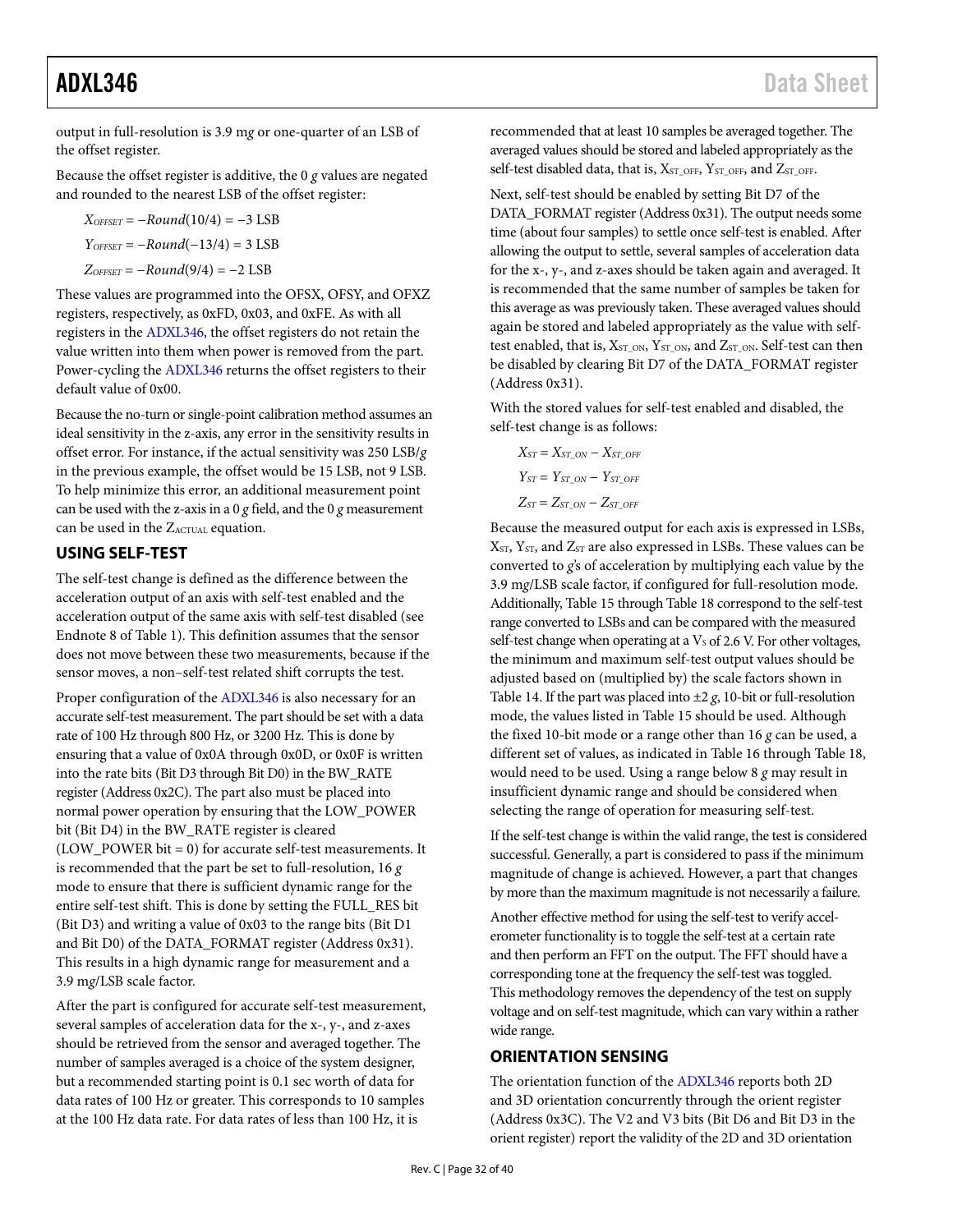output in full-resolution is 3.9 m*g* or one-quarter of an LSB of the offset register.

Because the offset register is additive, the 0 *g* values are negated and rounded to the nearest LSB of the offset register:

$$X_{OFFSET} = -Round(10/4) = -3 \text{ LSB}$$

$$Y_{OFFSET} = -Round(-13/4) = 3 \text{ LSB}$$

$$Z_{OFFSET} = -Round(9/4) = -2 \text{ LSB}$$

These values are programmed into the OFSX, OFSY, and OFXZ registers, respectively, as 0xFD, 0x03, and 0xFE. As with all registers in the ADXL346, the offset registers do not retain the value written into them when power is removed from the part. Power-cycling the ADXL346 returns the offset registers to their default value of 0x00.

Because the no-turn or single-point calibration method assumes an ideal sensitivity in the z-axis, any error in the sensitivity results in offset error. For instance, if the actual sensitivity was 250 LSB/*g* in the previous example, the offset would be 15 LSB, not 9 LSB. To help minimize this error, an additional measurement point can be used with the z-axis in a 0 *g* field, and the 0 *g* measurement can be used in the $Z_{ACTUAL}$ equation.

## USING SELF-TEST

The self-test change is defined as the difference between the acceleration output of an axis with self-test enabled and the acceleration output of the same axis with self-test disabled (see Endnote 8 of Table 1). This definition assumes that the sensor does not move between these two measurements, because if the sensor moves, a non–self-test related shift corrupts the test.

Proper configuration of the ADXL346 is also necessary for an accurate self-test measurement. The part should be set with a data rate of 100 Hz through 800 Hz, or 3200 Hz. This is done by ensuring that a value of 0x0A through 0x0D, or 0x0F is written into the rate bits (Bit D3 through Bit D0) in the BW_RATE register (Address 0x2C). The part also must be placed into normal power operation by ensuring that the LOW_POWER bit (Bit D4) in the BW_RATE register is cleared (LOW_POWER bit = 0) for accurate self-test measurements. It is recommended that the part be set to full-resolution, 16 *g* mode to ensure that there is sufficient dynamic range for the entire self-test shift. This is done by setting the FULL_RES bit (Bit D3) and writing a value of 0x03 to the range bits (Bit D1 and Bit D0) of the DATA_FORMAT register (Address 0x31). This results in a high dynamic range for measurement and a 3.9 m*g*/LSB scale factor.

After the part is configured for accurate self-test measurement, several samples of acceleration data for the x-, y-, and z-axes should be retrieved from the sensor and averaged together. The number of samples averaged is a choice of the system designer, but a recommended starting point is 0.1 sec worth of data for data rates of 100 Hz or greater. This corresponds to 10 samples at the 100 Hz data rate. For data rates of less than 100 Hz, it is recommended that at least 10 samples be averaged together. The averaged values should be stored and labeled appropriately as the self-test disabled data, that is, $X_{ST\_OFF}$, $Y_{ST\_OFF}$, and $Z_{ST\_OFF}$.

Next, self-test should be enabled by setting Bit D7 of the DATA_FORMAT register (Address 0x31). The output needs some time (about four samples) to settle once self-test is enabled. After allowing the output to settle, several samples of acceleration data for the x-, y-, and z-axes should be taken again and averaged. It is recommended that the same number of samples be taken for this average as was previously taken. These averaged values should again be stored and labeled appropriately as the value with self-test enabled, that is, $X_{ST\_ON}$, $Y_{ST\_ON}$, and $Z_{ST\_ON}$. Self-test can then be disabled by clearing Bit D7 of the DATA_FORMAT register (Address 0x31).

With the stored values for self-test enabled and disabled, the self-test change is as follows:

$$X_{ST} = X_{ST\_ON} - X_{ST\_OFF}$$

$$Y_{ST} = Y_{ST\_ON} - Y_{ST\_OFF}$$

$$Z_{ST} = Z_{ST\_ON} - Z_{ST\_OFF}$$

Because the measured output for each axis is expressed in LSBs, $X_{ST}$, $Y_{ST}$, and $Z_{ST}$ are also expressed in LSBs. These values can be converted to *g*'s of acceleration by multiplying each value by the 3.9 m*g*/LSB scale factor, if configured for full-resolution mode. Additionally, Table 15 through Table 18 correspond to the self-test range converted to LSBs and can be compared with the measured self-test change when operating at a $V_S$ of 2.6 V. For other voltages, the minimum and maximum self-test output values should be adjusted based on (multiplied by) the scale factors shown in Table 14. If the part was placed into ±2 *g*, 10-bit or full-resolution mode, the values listed in Table 15 should be used. Although the fixed 10-bit mode or a range other than 16 *g* can be used, a different set of values, as indicated in Table 16 through Table 18, would need to be used. Using a range below 8 *g* may result in insufficient dynamic range and should be considered when selecting the range of operation for measuring self-test.

If the self-test change is within the valid range, the test is considered successful. Generally, a part is considered to pass if the minimum magnitude of change is achieved. However, a part that changes by more than the maximum magnitude is not necessarily a failure.

Another effective method for using the self-test to verify accelerometer functionality is to toggle the self-test at a certain rate and then perform an FFT on the output. The FFT should have a corresponding tone at the frequency the self-test was toggled. This methodology removes the dependency of the test on supply voltage and on self-test magnitude, which can vary within a rather wide range.

## ORIENTATION SENSING

The orientation function of the ADXL346 reports both 2D and 3D orientation concurrently through the orient register (Address 0x3C). The V2 and V3 bits (Bit D6 and Bit D3 in the orient register) report the validity of the 2D and 3D orientation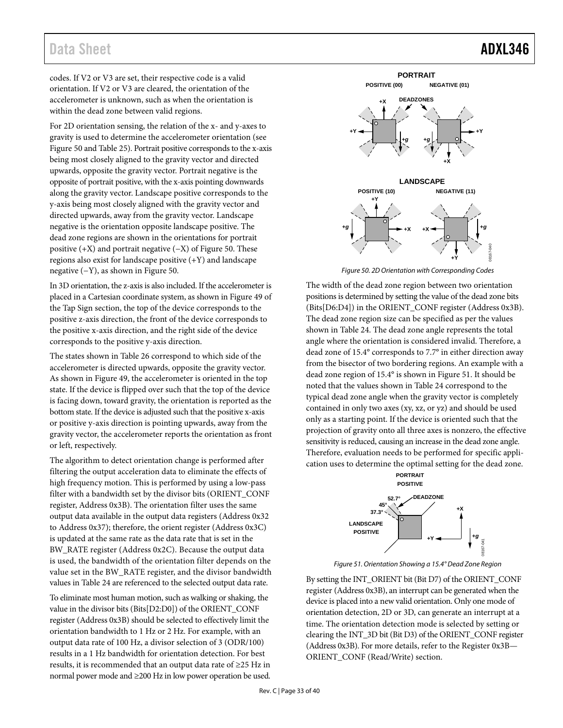codes. If V2 or V3 are set, their respective code is a valid orientation. If V2 or V3 are cleared, the orientation of the accelerometer is unknown, such as when the orientation is within the dead zone between valid regions.

For 2D orientation sensing, the relation of the x- and y-axes to gravity is used to determine the accelerometer orientation (see Figure 50 and Table 25). Portrait positive corresponds to the x-axis being most closely aligned to the gravity vector and directed upwards, opposite the gravity vector. Portrait negative is the opposite of portrait positive, with the x-axis pointing downwards along the gravity vector. Landscape positive corresponds to the y-axis being most closely aligned with the gravity vector and directed upwards, away from the gravity vector. Landscape negative is the orientation opposite landscape positive. The dead zone regions are shown in the orientations for portrait positive (+X) and portrait negative (−X) of Figure 50. These regions also exist for landscape positive (+Y) and landscape negative (−Y), as shown in Figure 50.

In 3D orientation, the z-axis is also included. If the accelerometer is placed in a Cartesian coordinate system, as shown in Figure 49 of the Tap Sign section, the top of the device corresponds to the positive z-axis direction, the front of the device corresponds to the positive x-axis direction, and the right side of the device corresponds to the positive y-axis direction.

The states shown in Table 26 correspond to which side of the accelerometer is directed upwards, opposite the gravity vector. As shown in Figure 49, the accelerometer is oriented in the top state. If the device is flipped over such that the top of the device is facing down, toward gravity, the orientation is reported as the bottom state. If the device is adjusted such that the positive x-axis or positive y-axis direction is pointing upwards, away from the gravity vector, the accelerometer reports the orientation as front or left, respectively.

The algorithm to detect orientation change is performed after filtering the output acceleration data to eliminate the effects of high frequency motion. This is performed by using a low-pass filter with a bandwidth set by the divisor bits (ORIENT_CONF register, Address 0x3B). The orientation filter uses the same output data available in the output data registers (Address 0x32 to Address 0x37); therefore, the orient register (Address 0x3C) is updated at the same rate as the data rate that is set in the BW_RATE register (Address 0x2C). Because the output data is used, the bandwidth of the orientation filter depends on the value set in the BW_RATE register, and the divisor bandwidth values in Table 24 are referenced to the selected output data rate.

To eliminate most human motion, such as walking or shaking, the value in the divisor bits (Bits[D2:D0]) of the ORIENT_CONF register (Address 0x3B) should be selected to effectively limit the orientation bandwidth to 1 Hz or 2 Hz. For example, with an output data rate of 100 Hz, a divisor selection of 3 (ODR/100) results in a 1 Hz bandwidth for orientation detection. For best results, it is recommended that an output data rate of ≥25 Hz in normal power mode and ≥200 Hz in low power operation be used.

PORTRAIT
POSITIVE (00)
NEGATIVE (01)
DEADZONES
+X
+Y
+g
+g
+Y
+X
LANDSCAPE
POSITIVE (10)
NEGATIVE (11)
+Y
+g
+X
+X
+g
+Y
08167-040

*Figure 50. 2D Orientation with Corresponding Codes*

The width of the dead zone region between two orientation positions is determined by setting the value of the dead zone bits (Bits[D6:D4]) in the ORIENT_CONF register (Address 0x3B). The dead zone region size can be specified as per the values shown in Table 24. The dead zone angle represents the total angle where the orientation is considered invalid. Therefore, a dead zone of 15.4° corresponds to 7.7° in either direction away from the bisector of two bordering regions. An example with a dead zone region of 15.4° is shown in Figure 51. It should be noted that the values shown in Table 24 correspond to the typical dead zone angle when the gravity vector is completely contained in only two axes (xy, xz, or yz) and should be used only as a starting point. If the device is oriented such that the projection of gravity onto all three axes is nonzero, the effective sensitivity is reduced, causing an increase in the dead zone angle. Therefore, evaluation needs to be performed for specific application uses to determine the optimal setting for the dead zone.

PORTRAIT
POSITIVE
52.7°
45°
37.3°
DEADZONE
LANDSCAPE
POSITIVE
+X
+Y
+g
08167-041

*Figure 51. Orientation Showing a 15.4° Dead Zone Region*

By setting the INT_ORIENT bit (Bit D7) of the ORIENT_CONF register (Address 0x3B), an interrupt can be generated when the device is placed into a new valid orientation. Only one mode of orientation detection, 2D or 3D, can generate an interrupt at a time. The orientation detection mode is selected by setting or clearing the INT_3D bit (Bit D3) of the ORIENT_CONF register (Address 0x3B). For more details, refer to the Register 0x3B—ORIENT_CONF (Read/Write) section.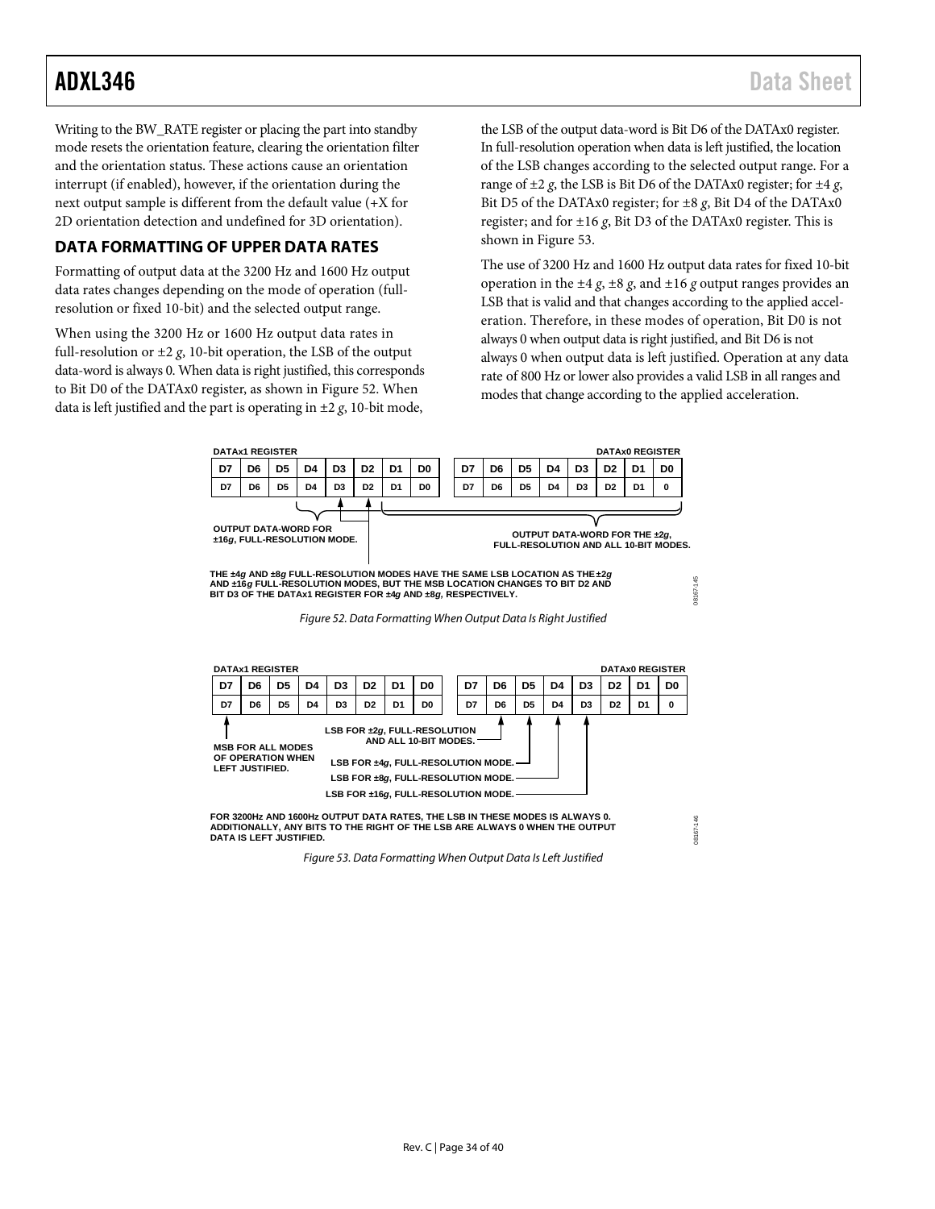Writing to the BW_RATE register or placing the part into standby mode resets the orientation feature, clearing the orientation filter and the orientation status. These actions cause an orientation interrupt (if enabled), however, if the orientation during the next output sample is different from the default value (+X for 2D orientation detection and undefined for 3D orientation).

## DATA FORMATTING OF UPPER DATA RATES

Formatting of output data at the 3200 Hz and 1600 Hz output data rates changes depending on the mode of operation (full-resolution or fixed 10-bit) and the selected output range.

When using the 3200 Hz or 1600 Hz output data rates in full-resolution or ±2 *g*, 10-bit operation, the LSB of the output data-word is always 0. When data is right justified, this corresponds to Bit D0 of the DATAx0 register, as shown in Figure 52. When data is left justified and the part is operating in ±2 *g*, 10-bit mode, the LSB of the output data-word is Bit D6 of the DATAx0 register. In full-resolution operation when data is left justified, the location of the LSB changes according to the selected output range. For a range of ±2 *g*, the LSB is Bit D6 of the DATAx0 register; for ±4 *g*, Bit D5 of the DATAx0 register; for ±8 *g*, Bit D4 of the DATAx0 register; and for ±16 *g*, Bit D3 of the DATAx0 register. This is shown in Figure 53.

The use of 3200 Hz and 1600 Hz output data rates for fixed 10-bit operation in the ±4 *g*, ±8 *g*, and ±16 *g* output ranges provides an LSB that is valid and that changes according to the applied acceleration. Therefore, in these modes of operation, Bit D0 is not always 0 when output data is right justified, and Bit D6 is not always 0 when output data is left justified. Operation at any data rate of 800 Hz or lower also provides a valid LSB in all ranges and modes that change according to the applied acceleration.

DATAx1 REGISTER

D7 D6 D5 D4 D3 D2 D1 D0

D7 D6 D5 D4 D3 D2 D1 D0

DATAx0 REGISTER

D7 D6 D5 D4 D3 D2 D1 D0

D7 D6 D5 D4 D3 D2 D1 0

OUTPUT DATA-WORD FOR ±16*g*, FULL-RESOLUTION MODE.

OUTPUT DATA-WORD FOR THE ±2*g*, FULL-RESOLUTION AND ALL 10-BIT MODES.

THE ±4*g* AND ±8*g* FULL-RESOLUTION MODES HAVE THE SAME LSB LOCATION AS THE ±2*g* AND ±16*g* FULL-RESOLUTION MODES, BUT THE MSB LOCATION CHANGES TO BIT D2 AND BIT D3 OF THE DATAx1 REGISTER FOR ±4*g* AND ±8*g*, RESPECTIVELY.

08167-145

Figure 52. Data Formatting When Output Data Is Right Justified

DATAx1 REGISTER

D7 D6 D5 D4 D3 D2 D1 D0

D7 D6 D5 D4 D3 D2 D1 D0

DATAx0 REGISTER

D7 D6 D5 D4 D3 D2 D1 D0

D7 D6 D5 D4 D3 D2 D1 0

MSB FOR ALL MODES OF OPERATION WHEN LEFT JUSTIFIED.

LSB FOR ±2*g*, FULL-RESOLUTION AND ALL 10-BIT MODES.

LSB FOR ±4*g*, FULL-RESOLUTION MODE.

LSB FOR ±8*g*, FULL-RESOLUTION MODE.

LSB FOR ±16*g*, FULL-RESOLUTION MODE.

FOR 3200Hz AND 1600Hz OUTPUT DATA RATES, THE LSB IN THESE MODES IS ALWAYS 0. ADDITIONALLY, ANY BITS TO THE RIGHT OF THE LSB ARE ALWAYS 0 WHEN THE OUTPUT DATA IS LEFT JUSTIFIED.

08167-146

Figure 53. Data Formatting When Output Data Is Left Justified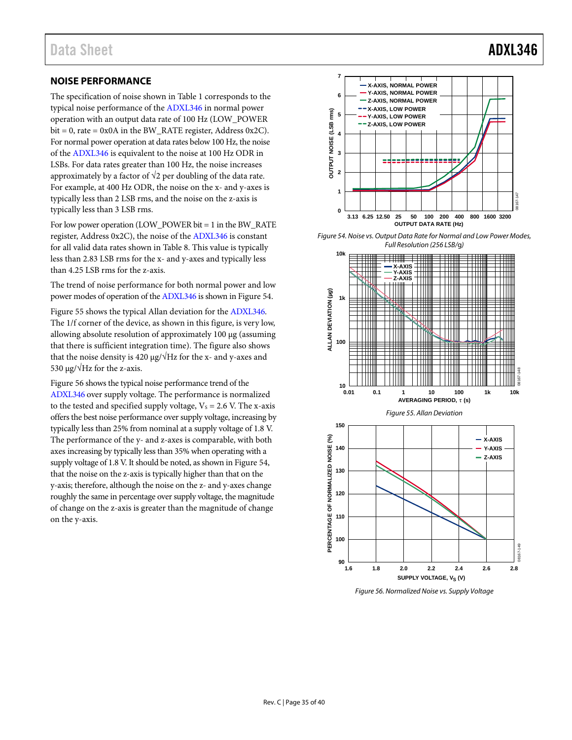## NOISE PERFORMANCE

The specification of noise shown in Table 1 corresponds to the typical noise performance of the ADXL346 in normal power operation with an output data rate of 100 Hz (LOW_POWER bit = 0, rate = 0x0A in the BW_RATE register, Address 0x2C). For normal power operation at data rates below 100 Hz, the noise of the ADXL346 is equivalent to the noise at 100 Hz ODR in LSBs. For data rates greater than 100 Hz, the noise increases approximately by a factor of √2 per doubling of the data rate. For example, at 400 Hz ODR, the noise on the x- and y-axes is typically less than 2 LSB rms, and the noise on the z-axis is typically less than 3 LSB rms.

For low power operation (LOW_POWER bit = 1 in the BW_RATE register, Address 0x2C), the noise of the ADXL346 is constant for all valid data rates shown in Table 8. This value is typically less than 2.83 LSB rms for the x- and y-axes and typically less than 4.25 LSB rms for the z-axis.

The trend of noise performance for both normal power and low power modes of operation of the ADXL346 is shown in Figure 54.

Figure 55 shows the typical Allan deviation for the ADXL346. The 1/f corner of the device, as shown in this figure, is very low, allowing absolute resolution of approximately 100 µg (assuming that there is sufficient integration time). The figure also shows that the noise density is 420 µg/√Hz for the x- and y-axes and 530 µg/√Hz for the z-axis.

Figure 56 shows the typical noise performance trend of the ADXL346 over supply voltage. The performance is normalized to the tested and specified supply voltage, $V_S$ = 2.6 V. The x-axis offers the best noise performance over supply voltage, increasing by typically less than 25% from nominal at a supply voltage of 1.8 V. The performance of the y- and z-axes is comparable, with both axes increasing by typically less than 35% when operating with a supply voltage of 1.8 V. It should be noted, as shown in Figure 54, that the noise on the z-axis is typically higher than that on the y-axis; therefore, although the noise on the z- and y-axes change roughly the same in percentage over supply voltage, the magnitude of change on the z-axis is greater than the magnitude of change on the y-axis.

*Figure 54. Noise vs. Output Data Rate for Normal and Low Power Modes, Full Resolution (256 LSB/g)*

*Figure 55. Allan Deviation*

*Figure 56. Normalized Noise vs. Supply Voltage*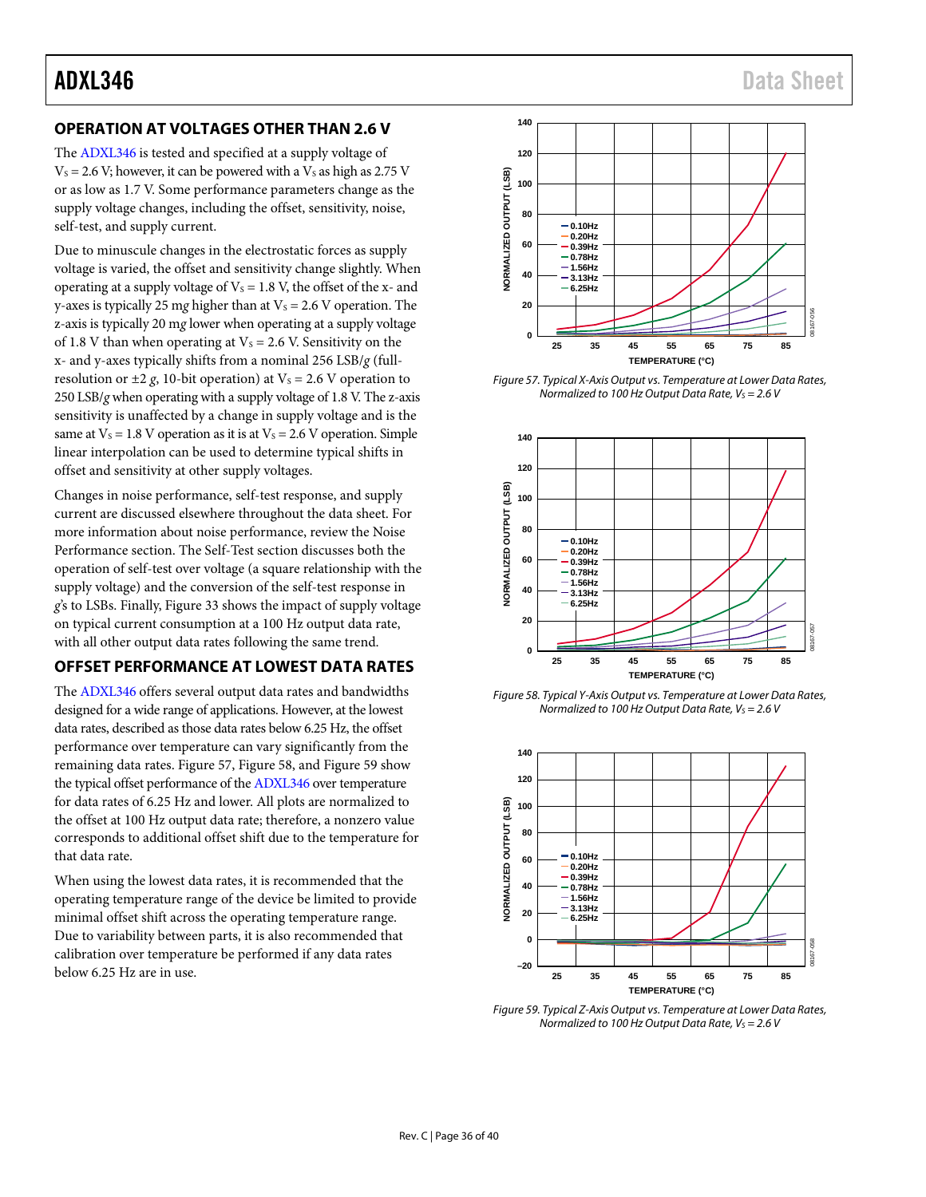## OPERATION AT VOLTAGES OTHER THAN 2.6 V

The ADXL346 is tested and specified at a supply voltage of $V_S$ = 2.6 V; however, it can be powered with a $V_S$ as high as 2.75 V or as low as 1.7 V. Some performance parameters change as the supply voltage changes, including the offset, sensitivity, noise, self-test, and supply current.

Due to minuscule changes in the electrostatic forces as supply voltage is varied, the offset and sensitivity change slightly. When operating at a supply voltage of $V_S$ = 1.8 V, the offset of the x- and y-axes is typically 25 m*g* higher than at $V_S$ = 2.6 V operation. The z-axis is typically 20 m*g* lower when operating at a supply voltage of 1.8 V than when operating at $V_S$ = 2.6 V. Sensitivity on the x- and y-axes typically shifts from a nominal 256 LSB/*g* (full-resolution or ±2 *g*, 10-bit operation) at $V_S$ = 2.6 V operation to 250 LSB/*g* when operating with a supply voltage of 1.8 V. The z-axis sensitivity is unaffected by a change in supply voltage and is the same at $V_S$ = 1.8 V operation as it is at $V_S$ = 2.6 V operation. Simple linear interpolation can be used to determine typical shifts in offset and sensitivity at other supply voltages.

Changes in noise performance, self-test response, and supply current are discussed elsewhere throughout the data sheet. For more information about noise performance, review the Noise Performance section. The Self-Test section discusses both the operation of self-test over voltage (a square relationship with the supply voltage) and the conversion of the self-test response in *g*'s to LSBs. Finally, Figure 33 shows the impact of supply voltage on typical current consumption at a 100 Hz output data rate, with all other output data rates following the same trend.

## OFFSET PERFORMANCE AT LOWEST DATA RATES

The ADXL346 offers several output data rates and bandwidths designed for a wide range of applications. However, at the lowest data rates, described as those data rates below 6.25 Hz, the offset performance over temperature can vary significantly from the remaining data rates. Figure 57, Figure 58, and Figure 59 show the typical offset performance of the ADXL346 over temperature for data rates of 6.25 Hz and lower. All plots are normalized to the offset at 100 Hz output data rate; therefore, a nonzero value corresponds to additional offset shift due to the temperature for that data rate.

When using the lowest data rates, it is recommended that the operating temperature range of the device be limited to provide minimal offset shift across the operating temperature range. Due to variability between parts, it is also recommended that calibration over temperature be performed if any data rates below 6.25 Hz are in use.

NORMALIZED OUTPUT (LSB)
0.10Hz
0.20Hz
0.39Hz
0.78Hz
1.56Hz
3.13Hz
6.25Hz
TEMPERATURE (°C)
08167-056

Figure 57. Typical X-Axis Output vs. Temperature at Lower Data Rates, Normalized to 100 Hz Output Data Rate, $V_S$ = 2.6 V

NORMALIZED OUTPUT (LSB)
0.10Hz
0.20Hz
0.39Hz
0.78Hz
1.56Hz
3.13Hz
6.25Hz
TEMPERATURE (°C)
08167-057

Figure 58. Typical Y-Axis Output vs. Temperature at Lower Data Rates, Normalized to 100 Hz Output Data Rate, $V_S$ = 2.6 V

NORMALIZED OUTPUT (LSB)
0.10Hz
0.20Hz
0.39Hz
0.78Hz
1.56Hz
3.13Hz
6.25Hz
TEMPERATURE (°C)
08167-058

Figure 59. Typical Z-Axis Output vs. Temperature at Lower Data Rates, Normalized to 100 Hz Output Data Rate, $V_S$ = 2.6 V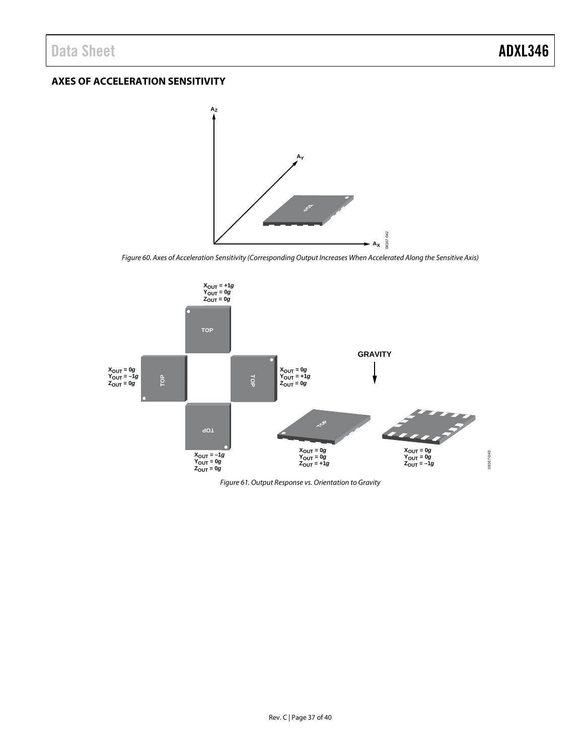## AXES OF ACCELERATION SENSITIVITY

$A_Z$

$A_Y$

$A_X$

TOP

08167-042

*Figure 60. Axes of Acceleration Sensitivity (Corresponding Output Increases When Accelerated Along the Sensitive Axis)*

$X_{OUT} = +1g$
$Y_{OUT} = 0g$
$Z_{OUT} = 0g$

TOP

$X_{OUT} = 0g$
$Y_{OUT} = -1g$
$Z_{OUT} = 0g$

TOP

TOP

$X_{OUT} = 0g$
$Y_{OUT} = +1g$
$Z_{OUT} = 0g$

GRAVITY

TOP

$X_{OUT} = -1g$
$Y_{OUT} = 0g$
$Z_{OUT} = 0g$

TOP

$X_{OUT} = 0g$
$Y_{OUT} = 0g$
$Z_{OUT} = +1g$

$X_{OUT} = 0g$
$Y_{OUT} = 0g$
$Z_{OUT} = -1g$

08167-043

*Figure 61. Output Response vs. Orientation to Gravity*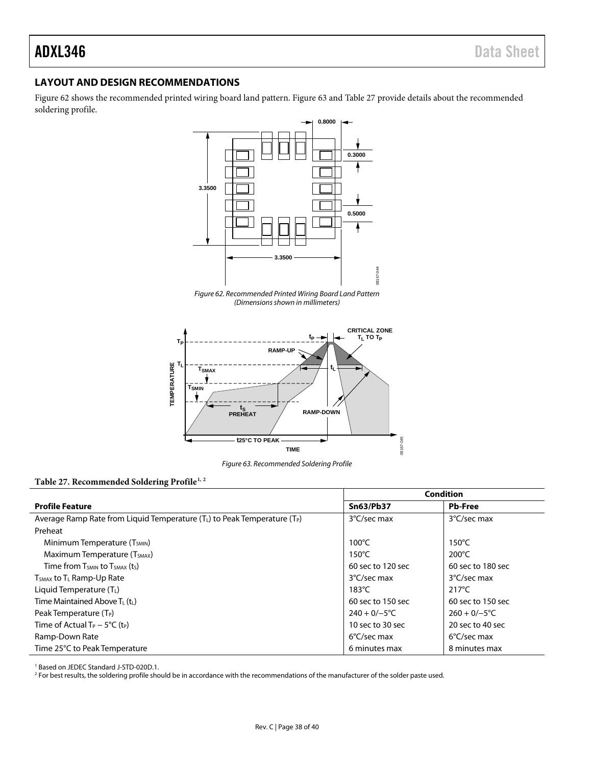## LAYOUT AND DESIGN RECOMMENDATIONS

Figure 62 shows the recommended printed wiring board land pattern. Figure 63 and Table 27 provide details about the recommended soldering profile.

0.8000
0.3000
3.3500
0.5000
3.3500
08167-044

*Figure 62. Recommended Printed Wiring Board Land Pattern (Dimensions shown in millimeters)*

CRITICAL ZONE
$T_L$ TO $T_P$
$T_P$
$t_P$
RAMP-UP
$T_L$
$T_{SMAX}$
$t_L$
$T_{SMIN}$
TEMPERATURE
$t_S$
PREHEAT
RAMP-DOWN
t25°C TO PEAK
TIME
08167-045

*Figure 63. Recommended Soldering Profile*

**Table 27. Recommended Soldering Profile[1, 2]**

| | Condition | |
|---|---|---|
| **Profile Feature** | **Sn63/Pb37** | **Pb-Free** |
| Average Ramp Rate from Liquid Temperature ($T_L$) to Peak Temperature ($T_P$) | 3°C/sec max | 3°C/sec max |
| Preheat | | |
| Minimum Temperature ($T_{SMIN}$) | 100°C | 150°C |
| Maximum Temperature ($T_{SMAX}$) | 150°C | 200°C |
| Time from $T_{SMIN}$ to $T_{SMAX}$ ($t_S$) | 60 sec to 120 sec | 60 sec to 180 sec |
| $T_{SMAX}$ to $T_L$ Ramp-Up Rate | 3°C/sec max | 3°C/sec max |
| Liquid Temperature ($T_L$) | 183°C | 217°C |
| Time Maintained Above $T_L$ ($t_L$) | 60 sec to 150 sec | 60 sec to 150 sec |
| Peak Temperature ($T_P$) | 240 + 0/−5°C | 260 + 0/−5°C |
| Time of Actual $T_P$ − 5°C ($t_P$) | 10 sec to 30 sec | 20 sec to 40 sec |
| Ramp-Down Rate | 6°C/sec max | 6°C/sec max |
| Time 25°C to Peak Temperature | 6 minutes max | 8 minutes max |

[1] Based on JEDEC Standard J-STD-020D.1.
[2] For best results, the soldering profile should be in accordance with the recommendations of the manufacturer of the solder paste used.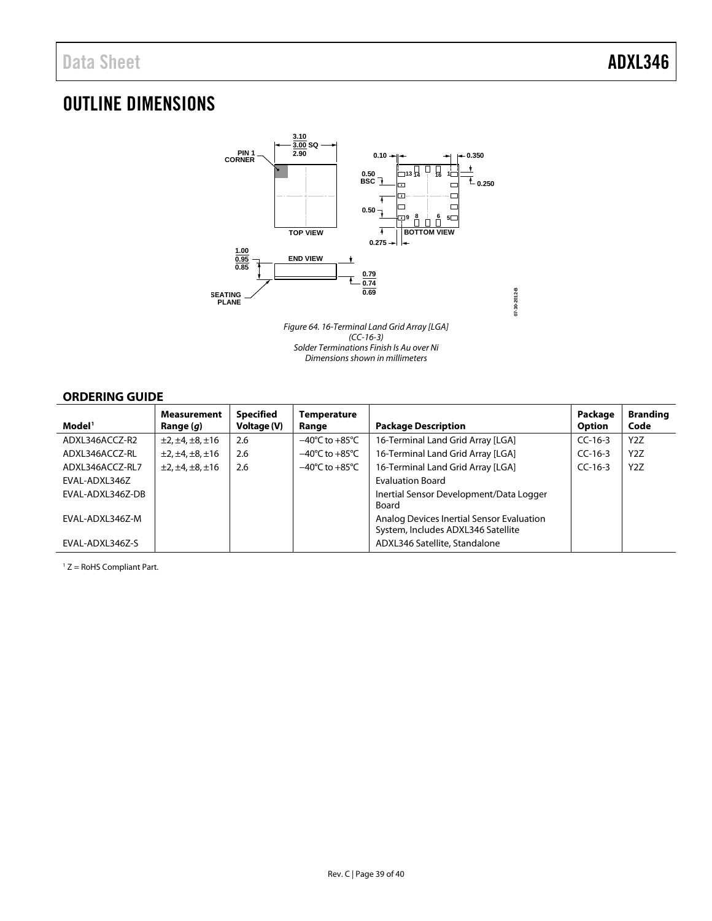# OUTLINE DIMENSIONS

3.10
3.00 SQ
2.90

PIN 1 CORNER

TOP VIEW

0.10

0.350

0.50 BSC

0.250

0.50

0.275

13 14 16 1

9 8 6 5

BOTTOM VIEW

1.00
0.95
0.85

END VIEW

0.79
0.74
0.69

SEATING PLANE

07-30-2012-B

*Figure 64. 16-Terminal Land Grid Array [LGA] (CC-16-3) Solder Terminations Finish Is Au over Ni Dimensions shown in millimeters*

## ORDERING GUIDE

| Model[1] | Measurement Range (*g*) | Specified Voltage (V) | Temperature Range | Package Description | Package Option | Branding Code |
|---|---|---|---|---|---|---|
| ADXL346ACCZ-R2 | ±2, ±4, ±8, ±16 | 2.6 | −40°C to +85°C | 16-Terminal Land Grid Array [LGA] | CC-16-3 | Y2Z |
| ADXL346ACCZ-RL | ±2, ±4, ±8, ±16 | 2.6 | −40°C to +85°C | 16-Terminal Land Grid Array [LGA] | CC-16-3 | Y2Z |
| ADXL346ACCZ-RL7 | ±2, ±4, ±8, ±16 | 2.6 | −40°C to +85°C | 16-Terminal Land Grid Array [LGA] | CC-16-3 | Y2Z |
| EVAL-ADXL346Z | | | | Evaluation Board | | |
| EVAL-ADXL346Z-DB | | | | Inertial Sensor Development/Data Logger Board | | |
| EVAL-ADXL346Z-M | | | | Analog Devices Inertial Sensor Evaluation System, Includes ADXL346 Satellite | | |
| EVAL-ADXL346Z-S | | | | ADXL346 Satellite, Standalone | | |

[1] Z = RoHS Compliant Part.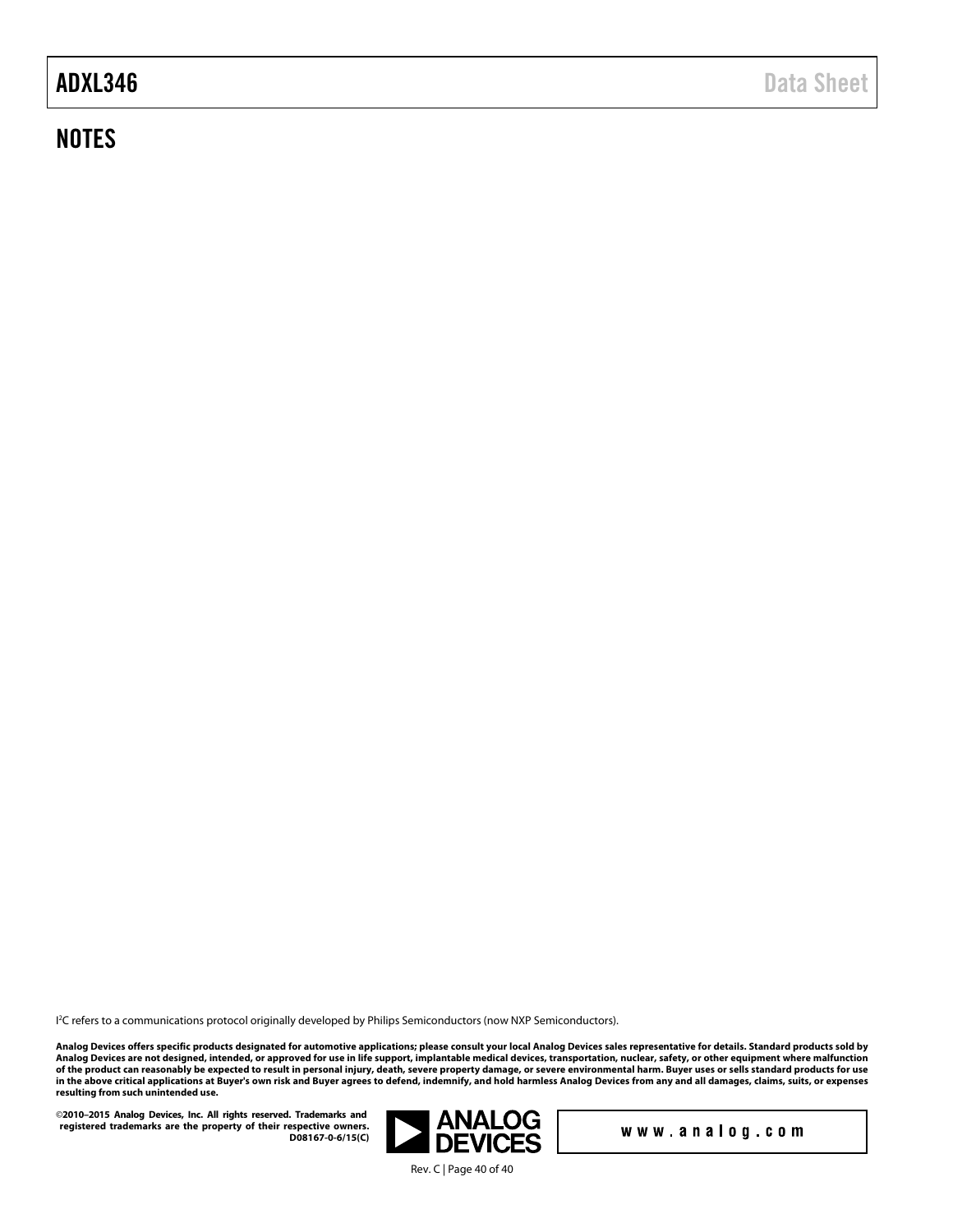## NOTES

I$^2$C refers to a communications protocol originally developed by Philips Semiconductors (now NXP Semiconductors).

**Analog Devices offers specific products designated for automotive applications; please consult your local Analog Devices sales representative for details. Standard products sold by Analog Devices are not designed, intended, or approved for use in life support, implantable medical devices, transportation, nuclear, safety, or other equipment where malfunction of the product can reasonably be expected to result in personal injury, death, severe property damage, or severe environmental harm. Buyer uses or sells standard products for use in the above critical applications at Buyer's own risk and Buyer agrees to defend, indemnify, and hold harmless Analog Devices from any and all damages, claims, suits, or expenses resulting from such unintended use.**

**©2010–2015 Analog Devices, Inc. All rights reserved. Trademarks and registered trademarks are the property of their respective owners. D08167-0-6/15(C)**

ANALOG DEVICES

www.analog.com